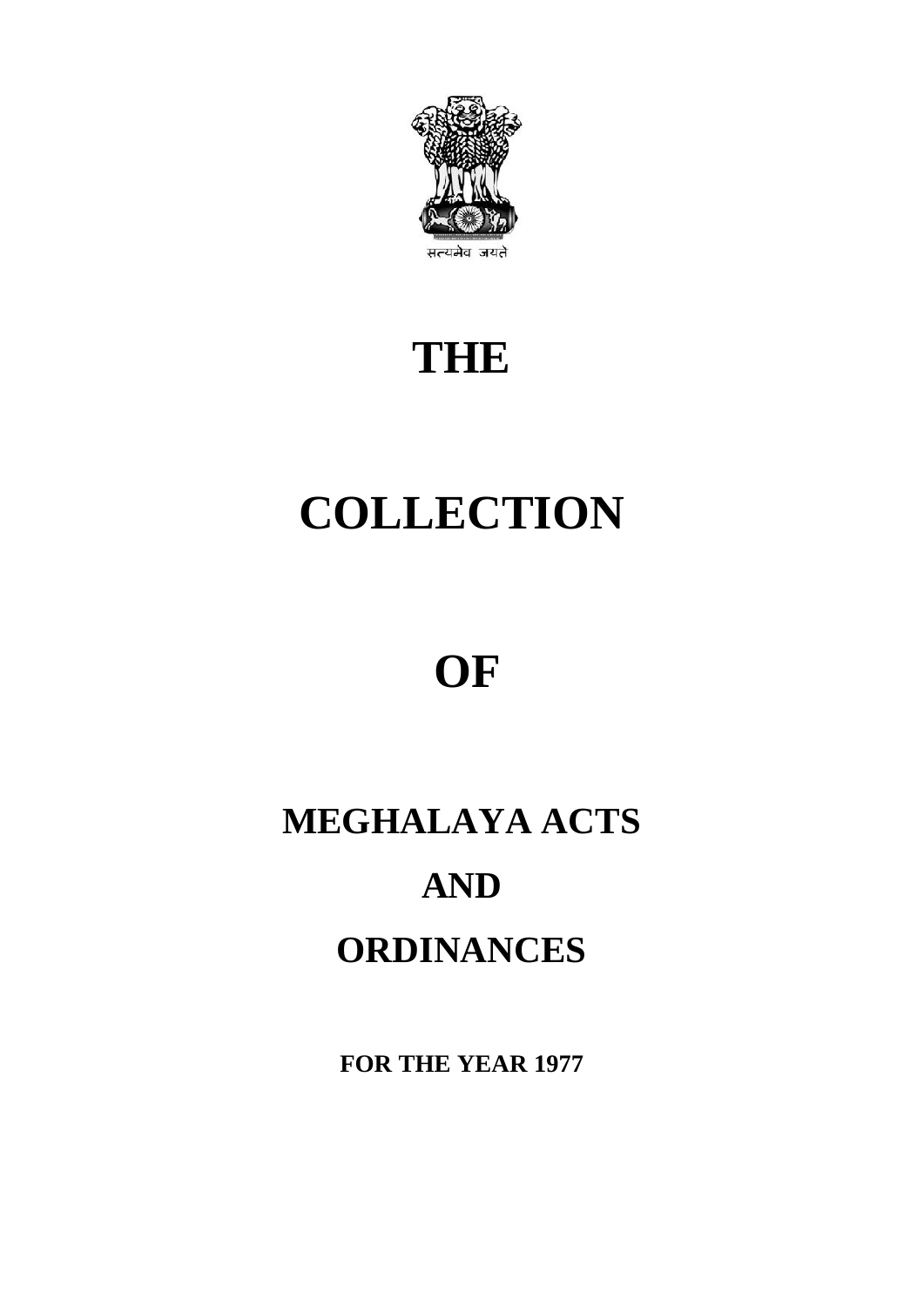सत्यमेव जयते

# THE

# COLLECTION

# OF

# MEGHALAYA ACTS

# AND

# ORDINANCES

**FOR THE YEAR 1977**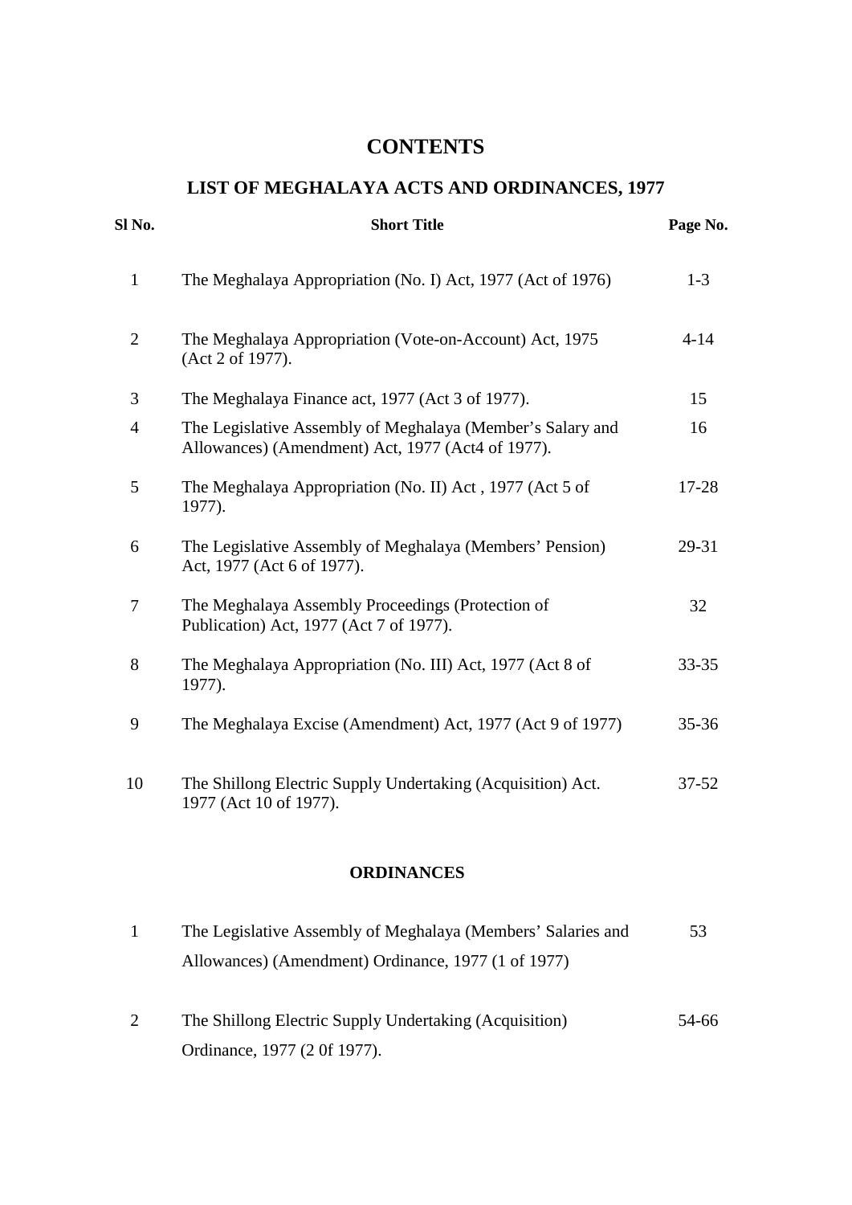# CONTENTS

## LIST OF MEGHALAYA ACTS AND ORDINANCES, 1977

| Sl No. | Short Title | Page No. |
|---|---|---|
| 1 | The Meghalaya Appropriation (No. I) Act, 1977 (Act of 1976) | 1-3 |
| 2 | The Meghalaya Appropriation (Vote-on-Account) Act, 1975 (Act 2 of 1977). | 4-14 |
| 3 | The Meghalaya Finance act, 1977 (Act 3 of 1977). | 15 |
| 4 | The Legislative Assembly of Meghalaya (Member's Salary and Allowances) (Amendment) Act, 1977 (Act4 of 1977). | 16 |
| 5 | The Meghalaya Appropriation (No. II) Act , 1977 (Act 5 of 1977). | 17-28 |
| 6 | The Legislative Assembly of Meghalaya (Members' Pension) Act, 1977 (Act 6 of 1977). | 29-31 |
| 7 | The Meghalaya Assembly Proceedings (Protection of Publication) Act, 1977 (Act 7 of 1977). | 32 |
| 8 | The Meghalaya Appropriation (No. III) Act, 1977 (Act 8 of 1977). | 33-35 |
| 9 | The Meghalaya Excise (Amendment) Act, 1977 (Act 9 of 1977) | 35-36 |
| 10 | The Shillong Electric Supply Undertaking (Acquisition) Act. 1977 (Act 10 of 1977). | 37-52 |

### ORDINANCES

| Sl No. | Short Title | Page No. |
|---|---|---|
| 1 | The Legislative Assembly of Meghalaya (Members' Salaries and Allowances) (Amendment) Ordinance, 1977 (1 of 1977) | 53 |
| 2 | The Shillong Electric Supply Undertaking (Acquisition) Ordinance, 1977 (2 0f 1977). | 54-66 |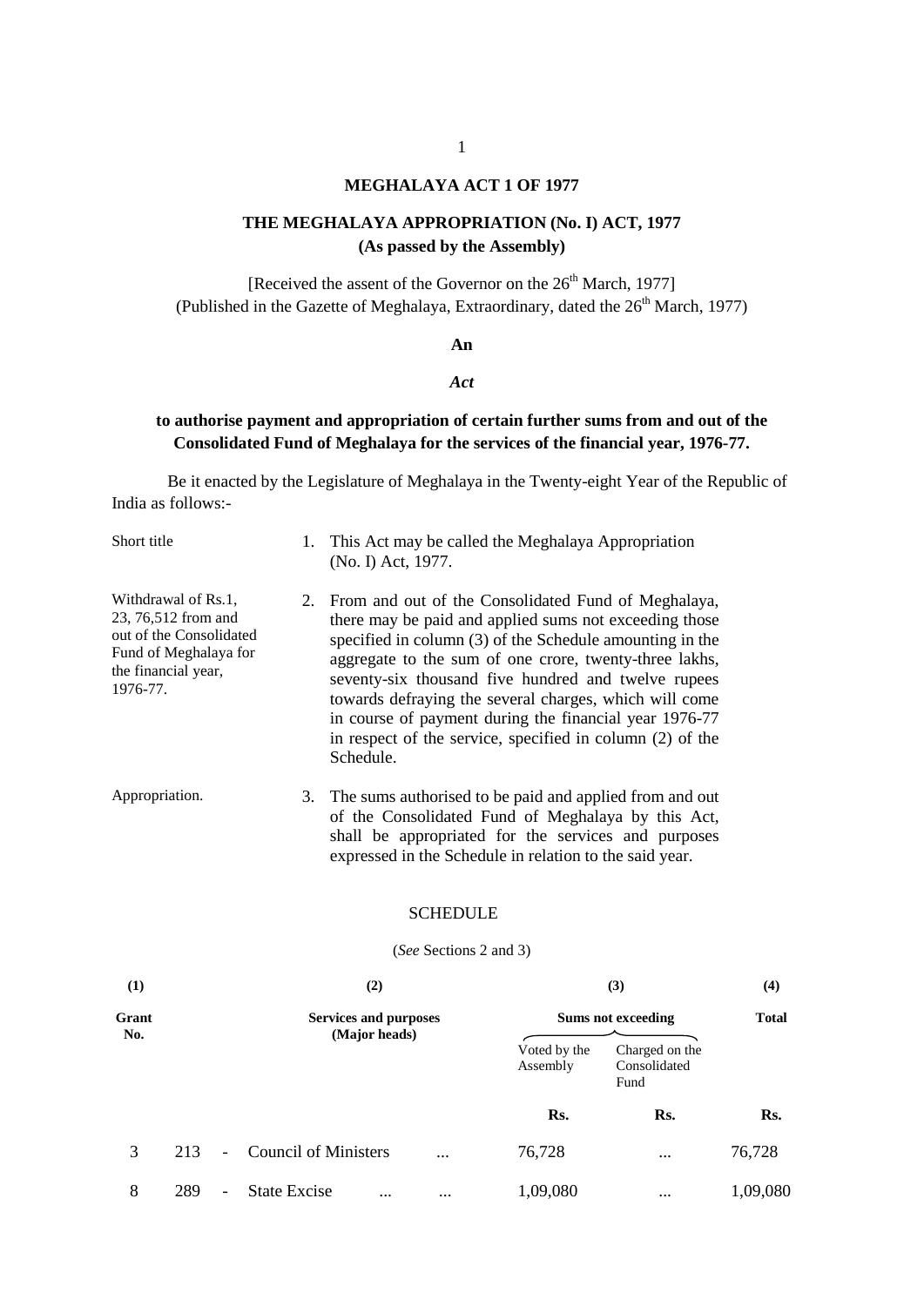**MEGHALAYA ACT 1 OF 1977**

**THE MEGHALAYA APPROPRIATION (No. I) ACT, 1977**
**(As passed by the Assembly)**

[Received the assent of the Governor on the 26th March, 1977]
(Published in the Gazette of Meghalaya, Extraordinary, dated the 26th March, 1977)

**An**

***Act***

**to authorise payment and appropriation of certain further sums from and out of the Consolidated Fund of Meghalaya for the services of the financial year, 1976-77.**

Be it enacted by the Legislature of Meghalaya in the Twenty-eight Year of the Republic of India as follows:-

Short title

1. This Act may be called the Meghalaya Appropriation (No. I) Act, 1977.

Withdrawal of Rs.1, 23, 76,512 from and out of the Consolidated Fund of Meghalaya for the financial year, 1976-77.

2. From and out of the Consolidated Fund of Meghalaya, there may be paid and applied sums not exceeding those specified in column (3) of the Schedule amounting in the aggregate to the sum of one crore, twenty-three lakhs, seventy-six thousand five hundred and twelve rupees towards defraying the several charges, which will come in course of payment during the financial year 1976-77 in respect of the service, specified in column (2) of the Schedule.

Appropriation.

3. The sums authorised to be paid and applied from and out of the Consolidated Fund of Meghalaya by this Act, shall be appropriated for the services and purposes expressed in the Schedule in relation to the said year.

SCHEDULE

(*See* Sections 2 and 3)

| (1) | (2) | (3) | | (4) |
|---|---|---|---|---|
| **Grant No.** | **Services and purposes (Major heads)** | **Sums not exceeding** | | **Total** |
| | | Voted by the Assembly | Charged on the Consolidated Fund | |
| | | **Rs.** | **Rs.** | **Rs.** |
| 3 | 213 - Council of Ministers ... | 76,728 | ... | 76,728 |
| 8 | 289 - State Excise ... ... | 1,09,080 | ... | 1,09,080 |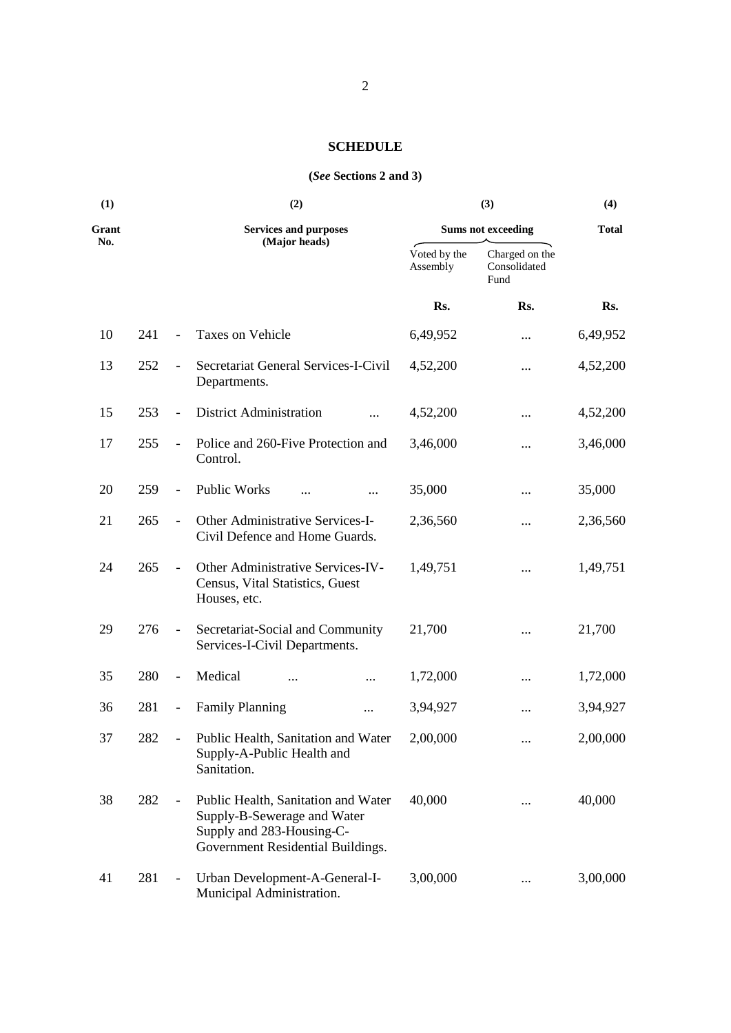## SCHEDULE

**(*See* Sections 2 and 3)**

| (1) | (2) | (3) | | (4) |
|---|---|---|---|---|
| Grant No. | Services and purposes (Major heads) | Sums not exceeding | | Total |
| | | Voted by the Assembly | Charged on the Consolidated Fund | |
| | | Rs. | Rs. | Rs. |
| 10 | 241 - Taxes on Vehicle | 6,49,952 | ... | 6,49,952 |
| 13 | 252 - Secretariat General Services-I-Civil Departments. | 4,52,200 | ... | 4,52,200 |
| 15 | 253 - District Administration ... | 4,52,200 | ... | 4,52,200 |
| 17 | 255 - Police and 260-Five Protection and Control. | 3,46,000 | ... | 3,46,000 |
| 20 | 259 - Public Works ... ... | 35,000 | ... | 35,000 |
| 21 | 265 - Other Administrative Services-I-Civil Defence and Home Guards. | 2,36,560 | ... | 2,36,560 |
| 24 | 265 - Other Administrative Services-IV-Census, Vital Statistics, Guest Houses, etc. | 1,49,751 | ... | 1,49,751 |
| 29 | 276 - Secretariat-Social and Community Services-I-Civil Departments. | 21,700 | ... | 21,700 |
| 35 | 280 - Medical ... ... | 1,72,000 | ... | 1,72,000 |
| 36 | 281 - Family Planning ... | 3,94,927 | ... | 3,94,927 |
| 37 | 282 - Public Health, Sanitation and Water Supply-A-Public Health and Sanitation. | 2,00,000 | ... | 2,00,000 |
| 38 | 282 - Public Health, Sanitation and Water Supply-B-Sewerage and Water Supply and 283-Housing-C-Government Residential Buildings. | 40,000 | ... | 40,000 |
| 41 | 281 - Urban Development-A-General-I-Municipal Administration. | 3,00,000 | ... | 3,00,000 |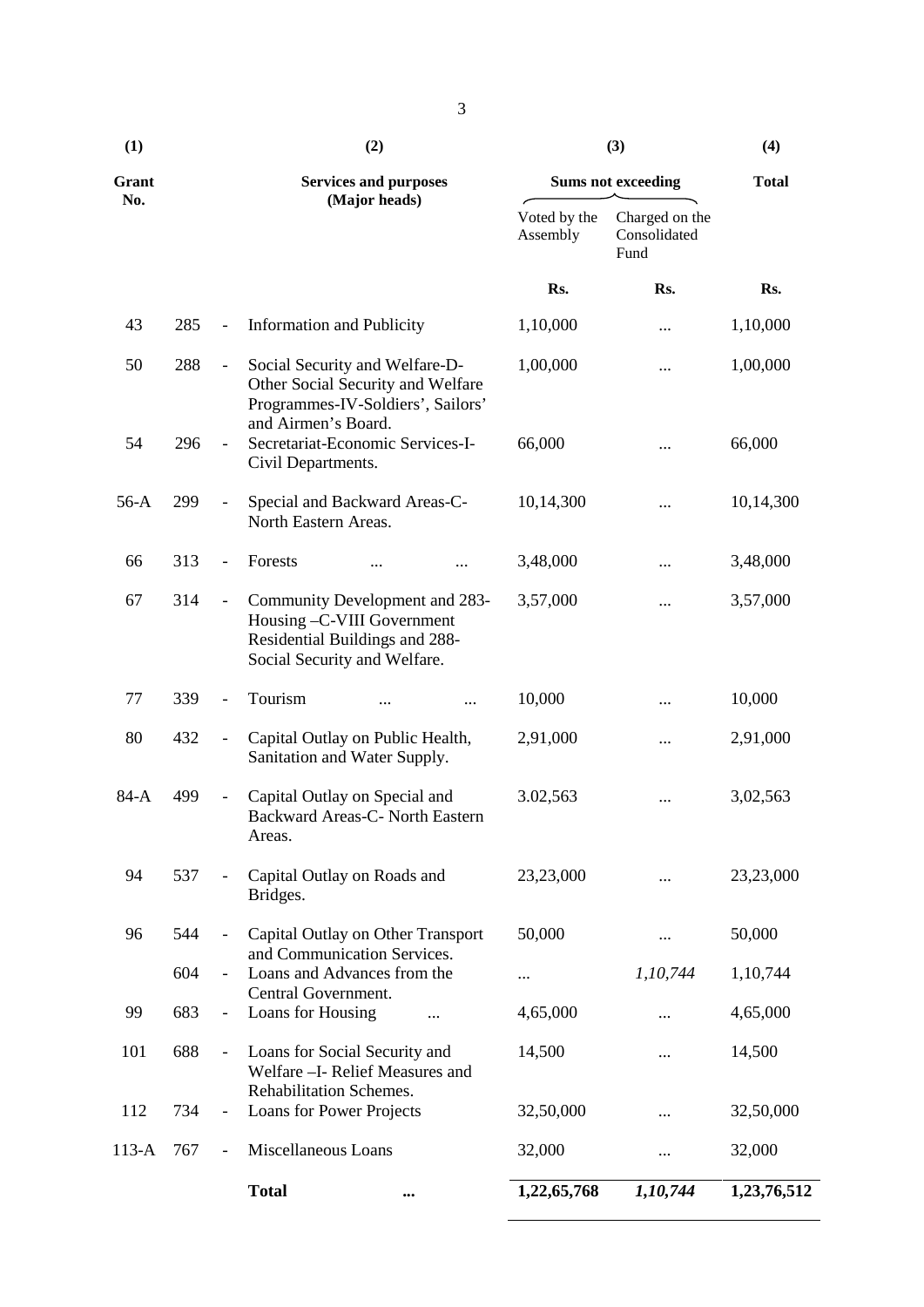| (1) | | | (2) | (3) | | (4) |
|---|---|---|---|---|---|---|
| Grant No. | | | Services and purposes (Major heads) | Sums not exceeding | | Total |
| | | | | Voted by the Assembly | Charged on the Consolidated Fund | |
| | | | | Rs. | Rs. | Rs. |
| 43 | 285 | - | Information and Publicity | 1,10,000 | ... | 1,10,000 |
| 50 | 288 | - | Social Security and Welfare-D-Other Social Security and Welfare Programmes-IV-Soldiers', Sailors' and Airmen's Board. | 1,00,000 | ... | 1,00,000 |
| 54 | 296 | - | Secretariat-Economic Services-I-Civil Departments. | 66,000 | ... | 66,000 |
| 56-A | 299 | - | Special and Backward Areas-C-North Eastern Areas. | 10,14,300 | ... | 10,14,300 |
| 66 | 313 | - | Forests ... ... | 3,48,000 | ... | 3,48,000 |
| 67 | 314 | - | Community Development and 283-Housing –C-VIII Government Residential Buildings and 288-Social Security and Welfare. | 3,57,000 | ... | 3,57,000 |
| 77 | 339 | - | Tourism ... ... | 10,000 | ... | 10,000 |
| 80 | 432 | - | Capital Outlay on Public Health, Sanitation and Water Supply. | 2,91,000 | ... | 2,91,000 |
| 84-A | 499 | - | Capital Outlay on Special and Backward Areas-C- North Eastern Areas. | 3.02,563 | ... | 3,02,563 |
| 94 | 537 | - | Capital Outlay on Roads and Bridges. | 23,23,000 | ... | 23,23,000 |
| 96 | 544 | - | Capital Outlay on Other Transport and Communication Services. | 50,000 | ... | 50,000 |
| | 604 | - | Loans and Advances from the Central Government. | ... | *1,10,744* | 1,10,744 |
| 99 | 683 | - | Loans for Housing ... | 4,65,000 | ... | 4,65,000 |
| 101 | 688 | - | Loans for Social Security and Welfare –I- Relief Measures and Rehabilitation Schemes. | 14,500 | ... | 14,500 |
| 112 | 734 | - | Loans for Power Projects | 32,50,000 | ... | 32,50,000 |
| 113-A | 767 | - | Miscellaneous Loans | 32,000 | ... | 32,000 |
| | | | **Total** **...** | **1,22,65,768** | ***1,10,744*** | **1,23,76,512** |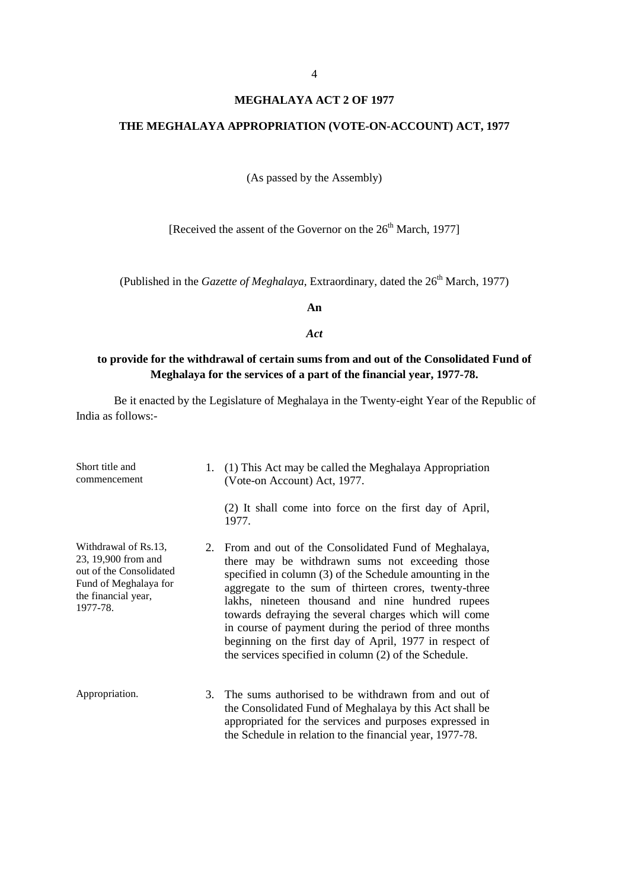# MEGHALAYA ACT 2 OF 1977

## THE MEGHALAYA APPROPRIATION (VOTE-ON-ACCOUNT) ACT, 1977

(As passed by the Assembly)

[Received the assent of the Governor on the 26th March, 1977]

(Published in the *Gazette of Meghalaya*, Extraordinary, dated the 26th March, 1977)

**An**

***Act***

**to provide for the withdrawal of certain sums from and out of the Consolidated Fund of Meghalaya for the services of a part of the financial year, 1977-78.**

Be it enacted by the Legislature of Meghalaya in the Twenty-eight Year of the Republic of India as follows:-

Short title and commencement

1. (1) This Act may be called the Meghalaya Appropriation (Vote-on Account) Act, 1977.

   (2) It shall come into force on the first day of April, 1977.

Withdrawal of Rs.13, 23, 19,900 from and out of the Consolidated Fund of Meghalaya for the financial year, 1977-78.

2. From and out of the Consolidated Fund of Meghalaya, there may be withdrawn sums not exceeding those specified in column (3) of the Schedule amounting in the aggregate to the sum of thirteen crores, twenty-three lakhs, nineteen thousand and nine hundred rupees towards defraying the several charges which will come in course of payment during the period of three months beginning on the first day of April, 1977 in respect of the services specified in column (2) of the Schedule.

Appropriation.

3. The sums authorised to be withdrawn from and out of the Consolidated Fund of Meghalaya by this Act shall be appropriated for the services and purposes expressed in the Schedule in relation to the financial year, 1977-78.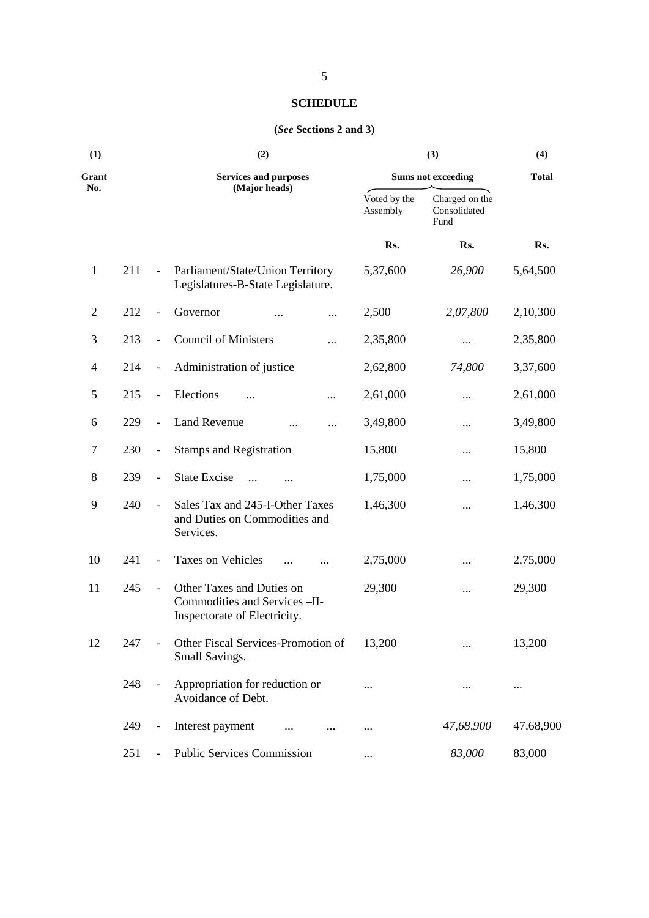**SCHEDULE**

**(*See* Sections 2 and 3)**

| (1) | | (2) | (3) | | (4) |
|---|---|---|---|---|---|
| **Grant No.** | | **Services and purposes (Major heads)** | **Sums not exceeding** | | **Total** |
| | | | Voted by the Assembly | Charged on the Consolidated Fund | |
| | | | **Rs.** | **Rs.** | **Rs.** |
| 1 | 211 | - Parliament/State/Union Territory Legislatures-B-State Legislature. | 5,37,600 | *26,900* | 5,64,500 |
| 2 | 212 | - Governor ... ... | 2,500 | *2,07,800* | 2,10,300 |
| 3 | 213 | - Council of Ministers ... | 2,35,800 | ... | 2,35,800 |
| 4 | 214 | - Administration of justice | 2,62,800 | *74,800* | 3,37,600 |
| 5 | 215 | - Elections ... ... | 2,61,000 | ... | 2,61,000 |
| 6 | 229 | - Land Revenue ... ... | 3,49,800 | ... | 3,49,800 |
| 7 | 230 | - Stamps and Registration | 15,800 | ... | 15,800 |
| 8 | 239 | - State Excise ... ... | 1,75,000 | ... | 1,75,000 |
| 9 | 240 | - Sales Tax and 245-I-Other Taxes and Duties on Commodities and Services. | 1,46,300 | ... | 1,46,300 |
| 10 | 241 | - Taxes on Vehicles ... ... | 2,75,000 | ... | 2,75,000 |
| 11 | 245 | - Other Taxes and Duties on Commodities and Services –II- Inspectorate of Electricity. | 29,300 | ... | 29,300 |
| 12 | 247 | - Other Fiscal Services-Promotion of Small Savings. | 13,200 | ... | 13,200 |
| | 248 | - Appropriation for reduction or Avoidance of Debt. | ... | ... | ... |
| | 249 | - Interest payment ... ... | ... | *47,68,900* | 47,68,900 |
| | 251 | - Public Services Commission | ... | *83,000* | 83,000 |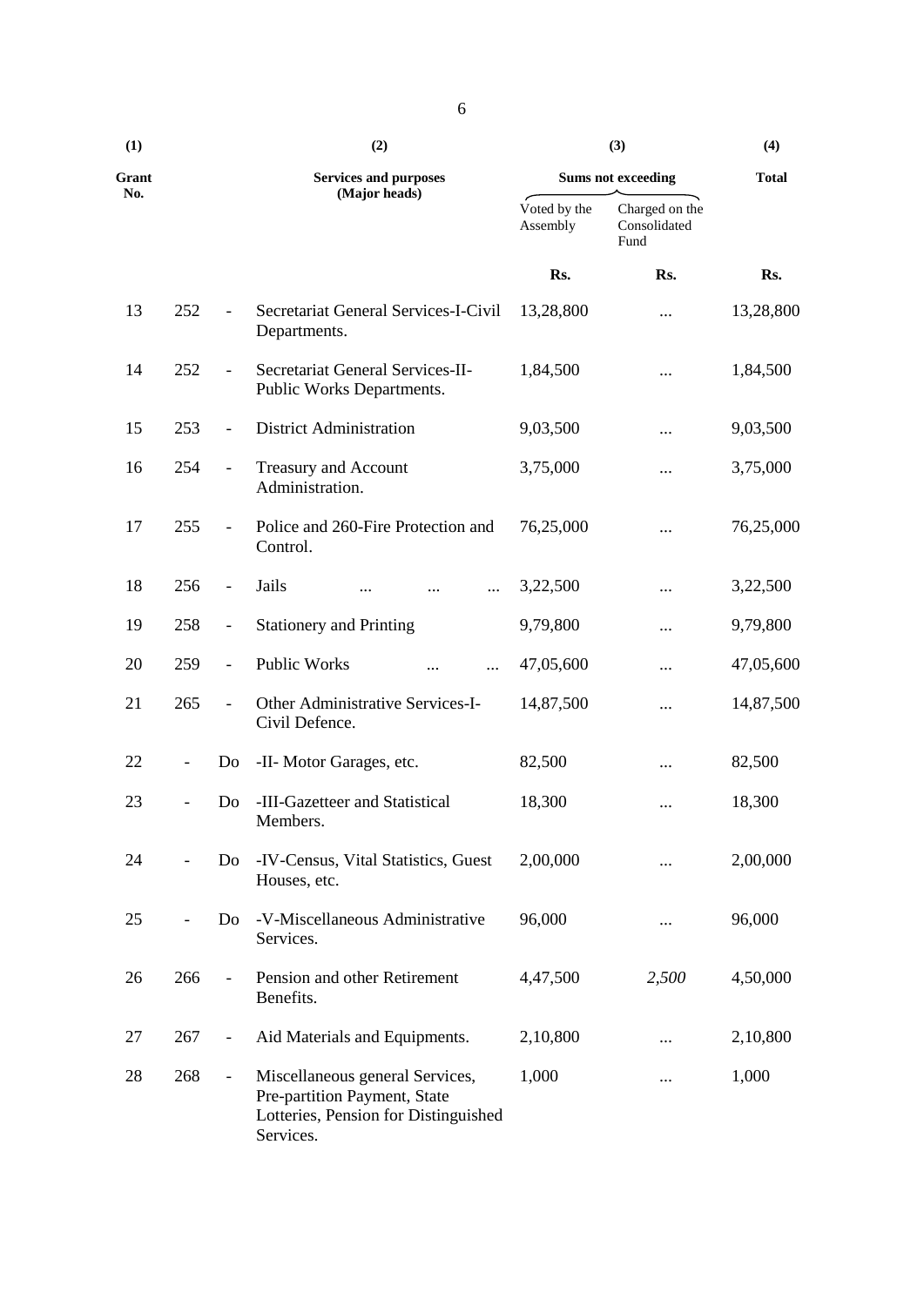| (1) | | | (2) | (3) | | (4) |
|---|---|---|---|---|---|---|
| Grant No. | | | Services and purposes (Major heads) | Sums not exceeding | | Total |
| | | | | Voted by the Assembly | Charged on the Consolidated Fund | |
| | | | | Rs. | Rs. | Rs. |
| 13 | 252 | - | Secretariat General Services-I-Civil Departments. | 13,28,800 | ... | 13,28,800 |
| 14 | 252 | - | Secretariat General Services-II-Public Works Departments. | 1,84,500 | ... | 1,84,500 |
| 15 | 253 | - | District Administration | 9,03,500 | ... | 9,03,500 |
| 16 | 254 | - | Treasury and Account Administration. | 3,75,000 | ... | 3,75,000 |
| 17 | 255 | - | Police and 260-Fire Protection and Control. | 76,25,000 | ... | 76,25,000 |
| 18 | 256 | - | Jails ... ... ... | 3,22,500 | ... | 3,22,500 |
| 19 | 258 | - | Stationery and Printing | 9,79,800 | ... | 9,79,800 |
| 20 | 259 | - | Public Works ... ... | 47,05,600 | ... | 47,05,600 |
| 21 | 265 | - | Other Administrative Services-I-Civil Defence. | 14,87,500 | ... | 14,87,500 |
| 22 | - | Do | -II- Motor Garages, etc. | 82,500 | ... | 82,500 |
| 23 | - | Do | -III-Gazetteer and Statistical Members. | 18,300 | ... | 18,300 |
| 24 | - | Do | -IV-Census, Vital Statistics, Guest Houses, etc. | 2,00,000 | ... | 2,00,000 |
| 25 | - | Do | -V-Miscellaneous Administrative Services. | 96,000 | ... | 96,000 |
| 26 | 266 | - | Pension and other Retirement Benefits. | 4,47,500 | *2,500* | 4,50,000 |
| 27 | 267 | - | Aid Materials and Equipments. | 2,10,800 | ... | 2,10,800 |
| 28 | 268 | - | Miscellaneous general Services, Pre-partition Payment, State Lotteries, Pension for Distinguished Services. | 1,000 | ... | 1,000 |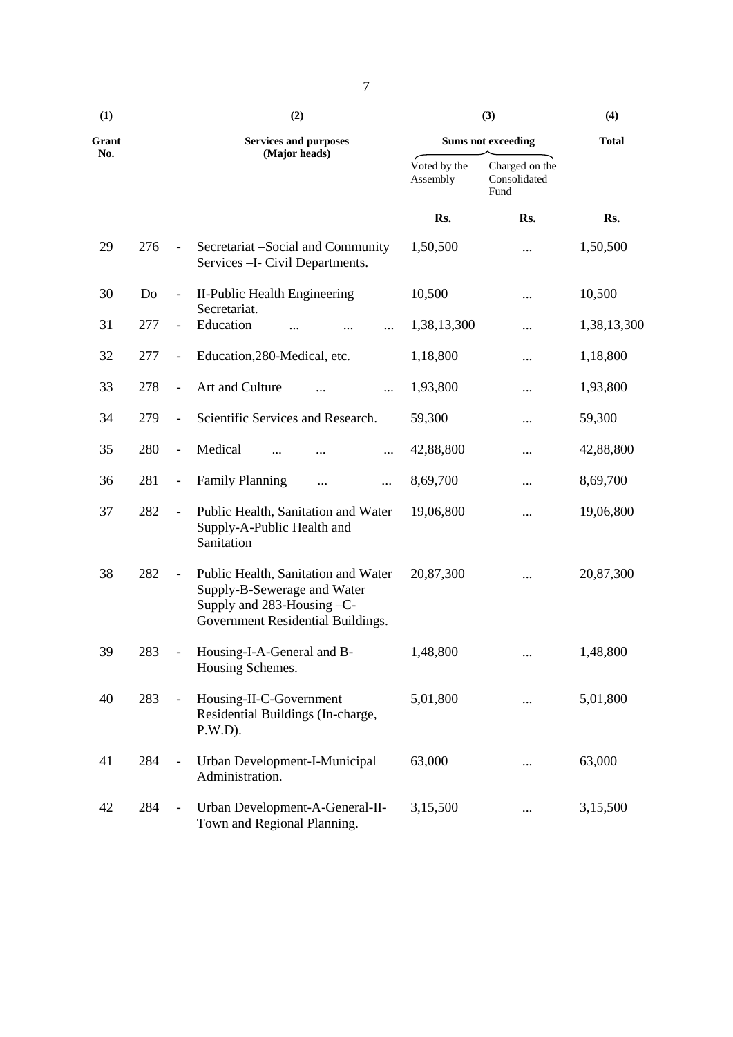| (1) | | | (2) | (3) | | (4) |
|---|---|---|---|---|---|---|
| Grant No. | | | Services and purposes (Major heads) | Sums not exceeding | | Total |
| | | | | Voted by the Assembly | Charged on the Consolidated Fund | |
| | | | | Rs. | Rs. | Rs. |
| 29 | 276 | - | Secretariat –Social and Community Services –I- Civil Departments. | 1,50,500 | ... | 1,50,500 |
| 30 | Do | - | II-Public Health Engineering Secretariat. | 10,500 | ... | 10,500 |
| 31 | 277 | - | Education ... ... ... | 1,38,13,300 | ... | 1,38,13,300 |
| 32 | 277 | - | Education,280-Medical, etc. | 1,18,800 | ... | 1,18,800 |
| 33 | 278 | - | Art and Culture ... ... | 1,93,800 | ... | 1,93,800 |
| 34 | 279 | - | Scientific Services and Research. | 59,300 | ... | 59,300 |
| 35 | 280 | - | Medical ... ... ... | 42,88,800 | ... | 42,88,800 |
| 36 | 281 | - | Family Planning ... ... | 8,69,700 | ... | 8,69,700 |
| 37 | 282 | - | Public Health, Sanitation and Water Supply-A-Public Health and Sanitation | 19,06,800 | ... | 19,06,800 |
| 38 | 282 | - | Public Health, Sanitation and Water Supply-B-Sewerage and Water Supply and 283-Housing –C- Government Residential Buildings. | 20,87,300 | ... | 20,87,300 |
| 39 | 283 | - | Housing-I-A-General and B- Housing Schemes. | 1,48,800 | ... | 1,48,800 |
| 40 | 283 | - | Housing-II-C-Government Residential Buildings (In-charge, P.W.D). | 5,01,800 | ... | 5,01,800 |
| 41 | 284 | - | Urban Development-I-Municipal Administration. | 63,000 | ... | 63,000 |
| 42 | 284 | - | Urban Development-A-General-II- Town and Regional Planning. | 3,15,500 | ... | 3,15,500 |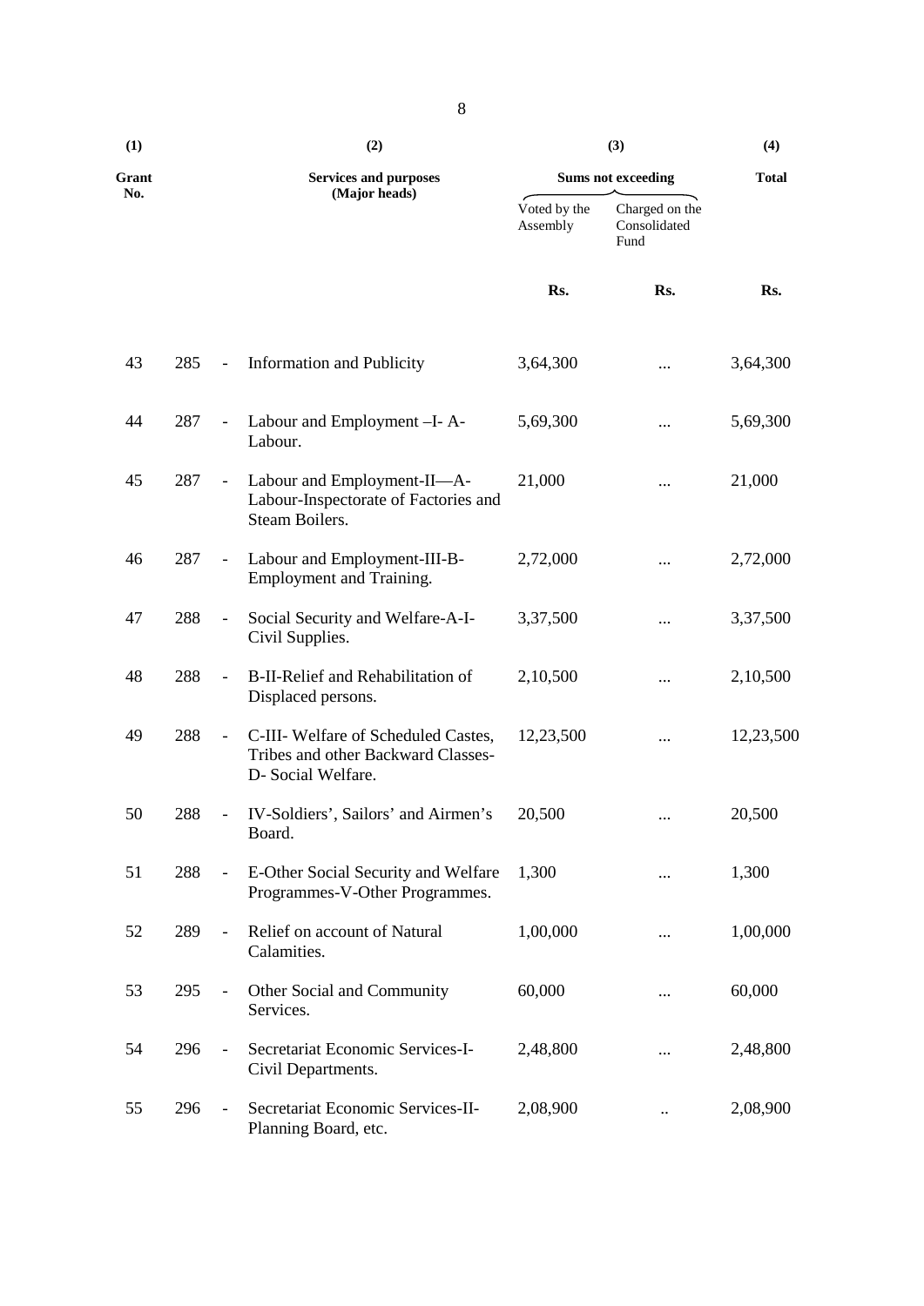| (1) | | | (2) | (3) | | (4) |
|---|---|---|---|---|---|---|
| Grant No. | | | Services and purposes (Major heads) | Sums not exceeding | | Total |
| | | | | Voted by the Assembly | Charged on the Consolidated Fund | |
| | | | | Rs. | Rs. | Rs. |
| 43 | 285 | - | Information and Publicity | 3,64,300 | ... | 3,64,300 |
| 44 | 287 | - | Labour and Employment –I- A-Labour. | 5,69,300 | ... | 5,69,300 |
| 45 | 287 | - | Labour and Employment-II—A-Labour-Inspectorate of Factories and Steam Boilers. | 21,000 | ... | 21,000 |
| 46 | 287 | - | Labour and Employment-III-B-Employment and Training. | 2,72,000 | ... | 2,72,000 |
| 47 | 288 | - | Social Security and Welfare-A-I-Civil Supplies. | 3,37,500 | ... | 3,37,500 |
| 48 | 288 | - | B-II-Relief and Rehabilitation of Displaced persons. | 2,10,500 | ... | 2,10,500 |
| 49 | 288 | - | C-III- Welfare of Scheduled Castes, Tribes and other Backward Classes-D- Social Welfare. | 12,23,500 | ... | 12,23,500 |
| 50 | 288 | - | IV-Soldiers', Sailors' and Airmen's Board. | 20,500 | ... | 20,500 |
| 51 | 288 | - | E-Other Social Security and Welfare Programmes-V-Other Programmes. | 1,300 | ... | 1,300 |
| 52 | 289 | - | Relief on account of Natural Calamities. | 1,00,000 | ... | 1,00,000 |
| 53 | 295 | - | Other Social and Community Services. | 60,000 | ... | 60,000 |
| 54 | 296 | - | Secretariat Economic Services-I-Civil Departments. | 2,48,800 | ... | 2,48,800 |
| 55 | 296 | - | Secretariat Economic Services-II-Planning Board, etc. | 2,08,900 | .. | 2,08,900 |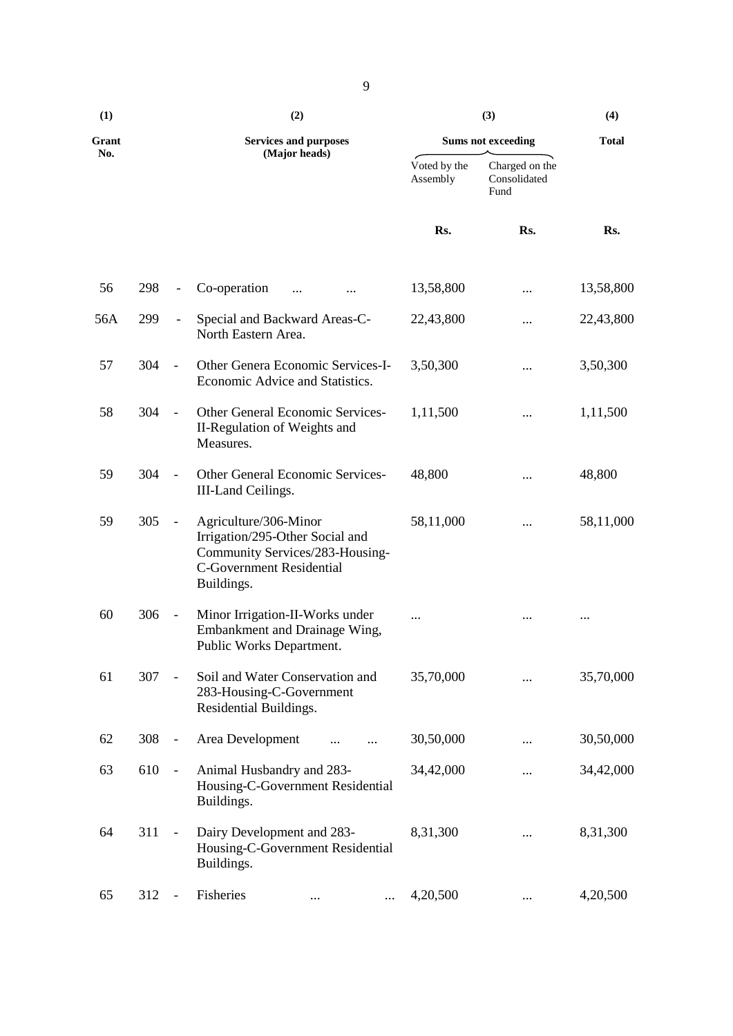| (1) | | | (2) | (3) | | (4) |
|---|---|---|---|---|---|---|
| Grant No. | | | Services and purposes (Major heads) | Sums not exceeding | | Total |
| | | | | Voted by the Assembly | Charged on the Consolidated Fund | |
| | | | | Rs. | Rs. | Rs. |
| 56 | 298 | - | Co-operation ... ... | 13,58,800 | ... | 13,58,800 |
| 56A | 299 | - | Special and Backward Areas-C-North Eastern Area. | 22,43,800 | ... | 22,43,800 |
| 57 | 304 | - | Other Genera Economic Services-I-Economic Advice and Statistics. | 3,50,300 | ... | 3,50,300 |
| 58 | 304 | - | Other General Economic Services-II-Regulation of Weights and Measures. | 1,11,500 | ... | 1,11,500 |
| 59 | 304 | - | Other General Economic Services-III-Land Ceilings. | 48,800 | ... | 48,800 |
| 59 | 305 | - | Agriculture/306-Minor Irrigation/295-Other Social and Community Services/283-Housing-C-Government Residential Buildings. | 58,11,000 | ... | 58,11,000 |
| 60 | 306 | - | Minor Irrigation-II-Works under Embankment and Drainage Wing, Public Works Department. | ... | ... | ... |
| 61 | 307 | - | Soil and Water Conservation and 283-Housing-C-Government Residential Buildings. | 35,70,000 | ... | 35,70,000 |
| 62 | 308 | - | Area Development ... ... | 30,50,000 | ... | 30,50,000 |
| 63 | 610 | - | Animal Husbandry and 283-Housing-C-Government Residential Buildings. | 34,42,000 | ... | 34,42,000 |
| 64 | 311 | - | Dairy Development and 283-Housing-C-Government Residential Buildings. | 8,31,300 | ... | 8,31,300 |
| 65 | 312 | - | Fisheries ... ... | 4,20,500 | ... | 4,20,500 |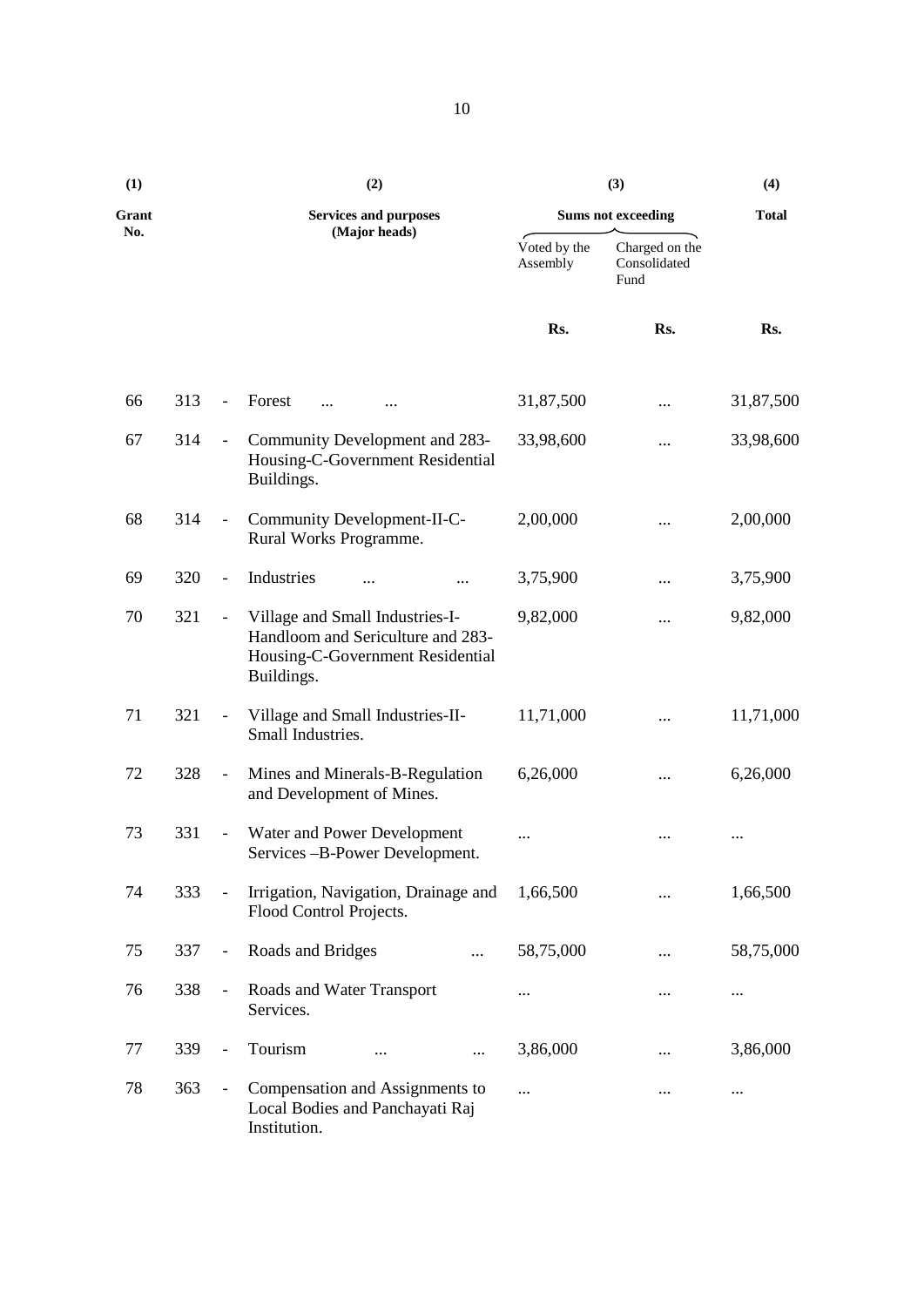| (1) | (2) | | (3) | | (4) |
|---|---|---|---|---|---|
| Grant No. | Services and purposes (Major heads) | | Sums not exceeding | | Total |
| | | | Voted by the Assembly | Charged on the Consolidated Fund | |
| | | | Rs. | Rs. | Rs. |
| 66 | 313 | - Forest ... ... | 31,87,500 | ... | 31,87,500 |
| 67 | 314 | - Community Development and 283-Housing-C-Government Residential Buildings. | 33,98,600 | ... | 33,98,600 |
| 68 | 314 | - Community Development-II-C-Rural Works Programme. | 2,00,000 | ... | 2,00,000 |
| 69 | 320 | - Industries ... ... | 3,75,900 | ... | 3,75,900 |
| 70 | 321 | - Village and Small Industries-I-Handloom and Sericulture and 283-Housing-C-Government Residential Buildings. | 9,82,000 | ... | 9,82,000 |
| 71 | 321 | - Village and Small Industries-II-Small Industries. | 11,71,000 | ... | 11,71,000 |
| 72 | 328 | - Mines and Minerals-B-Regulation and Development of Mines. | 6,26,000 | ... | 6,26,000 |
| 73 | 331 | - Water and Power Development Services –B-Power Development. | ... | ... | ... |
| 74 | 333 | - Irrigation, Navigation, Drainage and Flood Control Projects. | 1,66,500 | ... | 1,66,500 |
| 75 | 337 | - Roads and Bridges ... | 58,75,000 | ... | 58,75,000 |
| 76 | 338 | - Roads and Water Transport Services. | ... | ... | ... |
| 77 | 339 | - Tourism ... ... | 3,86,000 | ... | 3,86,000 |
| 78 | 363 | - Compensation and Assignments to Local Bodies and Panchayati Raj Institution. | ... | ... | ... |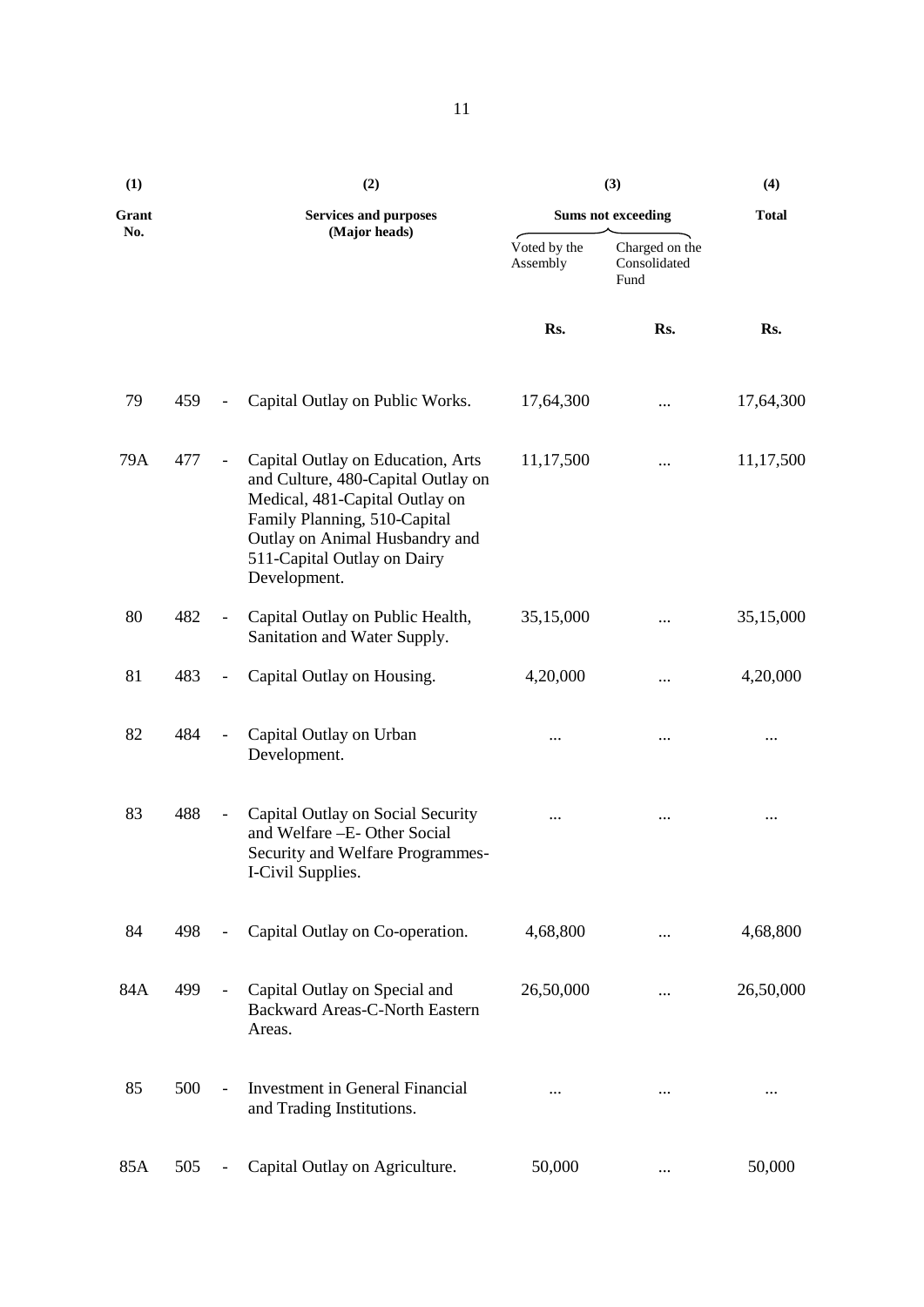| (1) | | | (2) | (3) | | (4) |
|---|---|---|---|---|---|---|
| Grant No. | | | Services and purposes (Major heads) | Sums not exceeding | | Total |
| | | | | Voted by the Assembly | Charged on the Consolidated Fund | |
| | | | | Rs. | Rs. | Rs. |
| 79 | 459 | - | Capital Outlay on Public Works. | 17,64,300 | ... | 17,64,300 |
| 79A | 477 | - | Capital Outlay on Education, Arts and Culture, 480-Capital Outlay on Medical, 481-Capital Outlay on Family Planning, 510-Capital Outlay on Animal Husbandry and 511-Capital Outlay on Dairy Development. | 11,17,500 | ... | 11,17,500 |
| 80 | 482 | - | Capital Outlay on Public Health, Sanitation and Water Supply. | 35,15,000 | ... | 35,15,000 |
| 81 | 483 | - | Capital Outlay on Housing. | 4,20,000 | ... | 4,20,000 |
| 82 | 484 | - | Capital Outlay on Urban Development. | ... | ... | ... |
| 83 | 488 | - | Capital Outlay on Social Security and Welfare –E- Other Social Security and Welfare Programmes-I-Civil Supplies. | ... | ... | ... |
| 84 | 498 | - | Capital Outlay on Co-operation. | 4,68,800 | ... | 4,68,800 |
| 84A | 499 | - | Capital Outlay on Special and Backward Areas-C-North Eastern Areas. | 26,50,000 | ... | 26,50,000 |
| 85 | 500 | - | Investment in General Financial and Trading Institutions. | ... | ... | ... |
| 85A | 505 | - | Capital Outlay on Agriculture. | 50,000 | ... | 50,000 |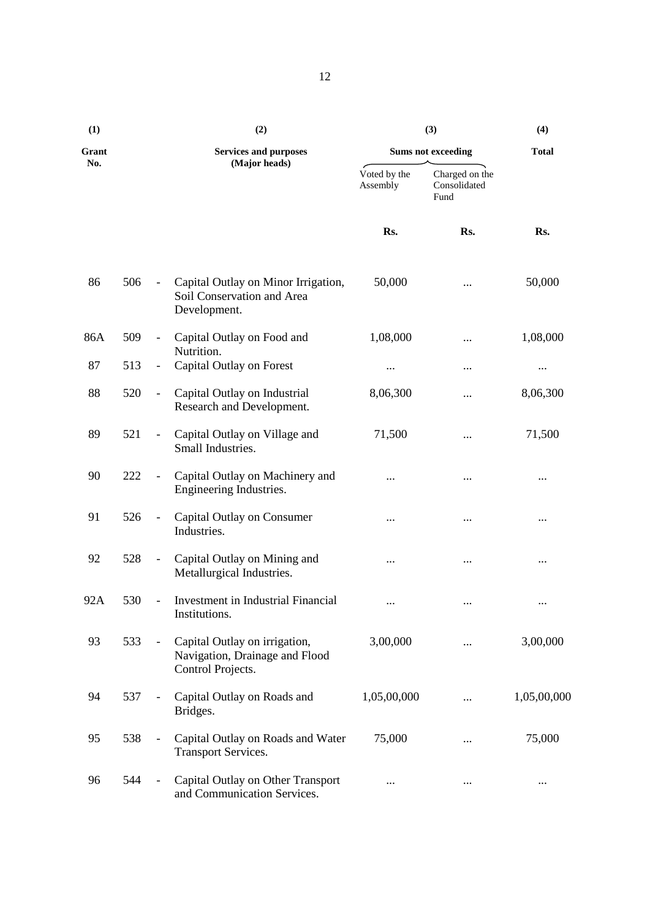| (1) | | (2) | (3) | | (4) |
|---|---|---|---|---|---|
| Grant No. | | Services and purposes (Major heads) | Sums not exceeding | | Total |
| | | | Voted by the Assembly | Charged on the Consolidated Fund | |
| | | | Rs. | Rs. | Rs. |
| 86 | 506 | - Capital Outlay on Minor Irrigation, Soil Conservation and Area Development. | 50,000 | ... | 50,000 |
| 86A | 509 | - Capital Outlay on Food and Nutrition. | 1,08,000 | ... | 1,08,000 |
| 87 | 513 | - Capital Outlay on Forest | ... | ... | ... |
| 88 | 520 | - Capital Outlay on Industrial Research and Development. | 8,06,300 | ... | 8,06,300 |
| 89 | 521 | - Capital Outlay on Village and Small Industries. | 71,500 | ... | 71,500 |
| 90 | 222 | - Capital Outlay on Machinery and Engineering Industries. | ... | ... | ... |
| 91 | 526 | - Capital Outlay on Consumer Industries. | ... | ... | ... |
| 92 | 528 | - Capital Outlay on Mining and Metallurgical Industries. | ... | ... | ... |
| 92A | 530 | - Investment in Industrial Financial Institutions. | ... | ... | ... |
| 93 | 533 | - Capital Outlay on irrigation, Navigation, Drainage and Flood Control Projects. | 3,00,000 | ... | 3,00,000 |
| 94 | 537 | - Capital Outlay on Roads and Bridges. | 1,05,00,000 | ... | 1,05,00,000 |
| 95 | 538 | - Capital Outlay on Roads and Water Transport Services. | 75,000 | ... | 75,000 |
| 96 | 544 | - Capital Outlay on Other Transport and Communication Services. | ... | ... | ... |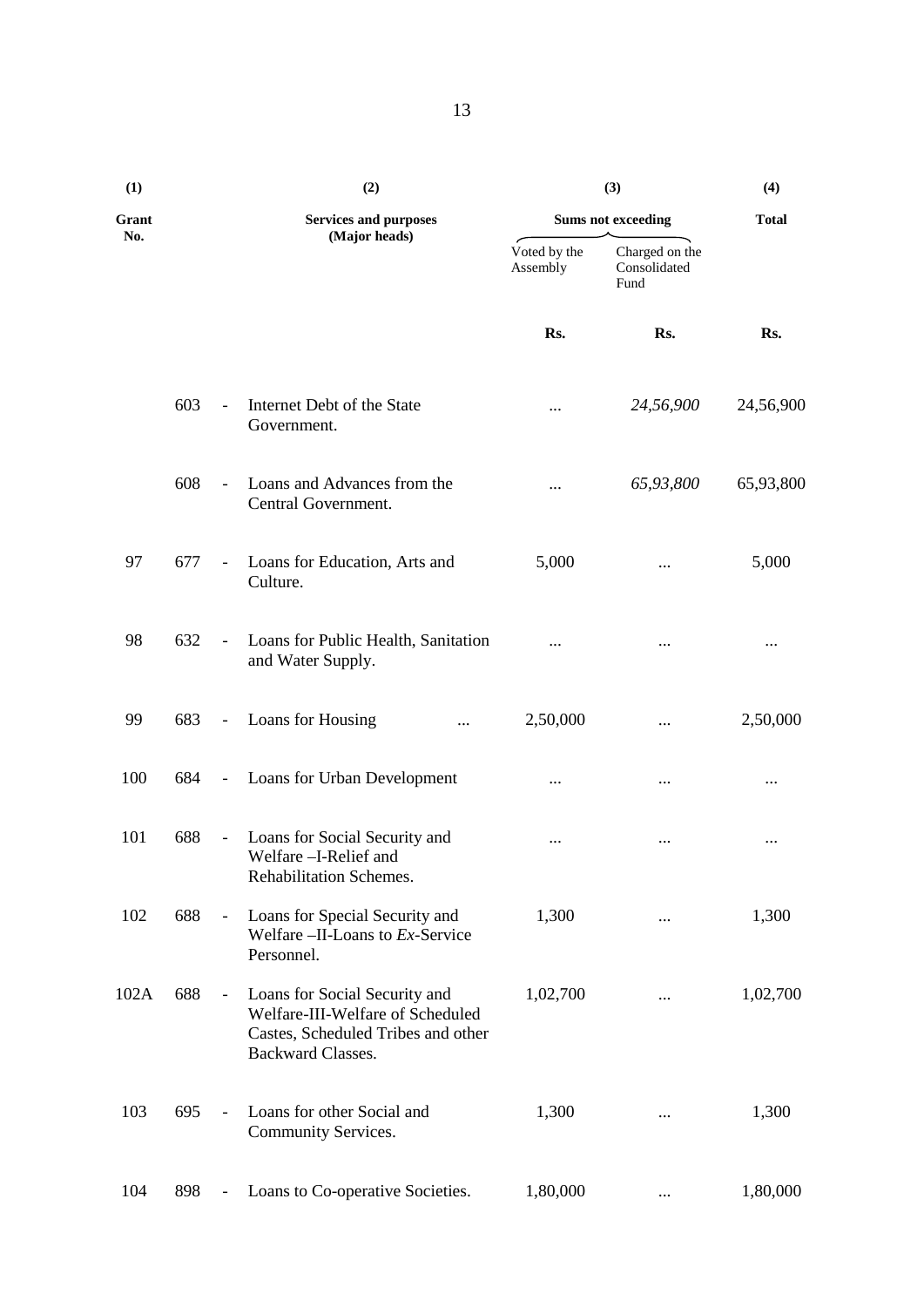| (1) | | | (2) | (3) | | (4) |
|---|---|---|---|---|---|---|
| Grant No. | | | Services and purposes (Major heads) | Sums not exceeding | | Total |
| | | | | Voted by the Assembly | Charged on the Consolidated Fund | |
| | | | | Rs. | Rs. | Rs. |
| | 603 | - | Internet Debt of the State Government. | ... | *24,56,900* | 24,56,900 |
| | 608 | - | Loans and Advances from the Central Government. | ... | *65,93,800* | 65,93,800 |
| 97 | 677 | - | Loans for Education, Arts and Culture. | 5,000 | ... | 5,000 |
| 98 | 632 | - | Loans for Public Health, Sanitation and Water Supply. | ... | ... | ... |
| 99 | 683 | - | Loans for Housing ... | 2,50,000 | ... | 2,50,000 |
| 100 | 684 | - | Loans for Urban Development | ... | ... | ... |
| 101 | 688 | - | Loans for Social Security and Welfare –I-Relief and Rehabilitation Schemes. | ... | ... | ... |
| 102 | 688 | - | Loans for Special Security and Welfare –II-Loans to *Ex*-Service Personnel. | 1,300 | ... | 1,300 |
| 102A | 688 | - | Loans for Social Security and Welfare-III-Welfare of Scheduled Castes, Scheduled Tribes and other Backward Classes. | 1,02,700 | ... | 1,02,700 |
| 103 | 695 | - | Loans for other Social and Community Services. | 1,300 | ... | 1,300 |
| 104 | 898 | - | Loans to Co-operative Societies. | 1,80,000 | ... | 1,80,000 |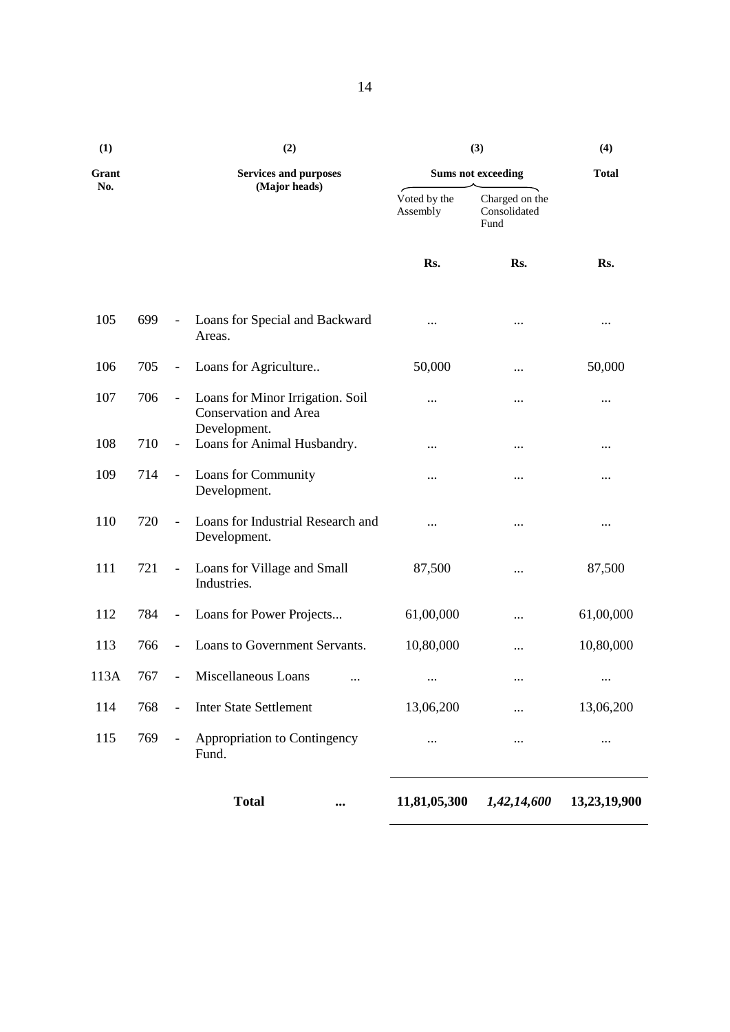| (1) Grant No. | | (2) Services and purposes (Major heads) | (3) Sums not exceeding | | (4) Total |
|---|---|---|---|---|---|
| | | | Voted by the Assembly | Charged on the Consolidated Fund | |
| | | | Rs. | Rs. | Rs. |
| 105 | 699 | - Loans for Special and Backward Areas. | ... | ... | ... |
| 106 | 705 | - Loans for Agriculture.. | 50,000 | ... | 50,000 |
| 107 | 706 | - Loans for Minor Irrigation. Soil Conservation and Area Development. | ... | ... | ... |
| 108 | 710 | - Loans for Animal Husbandry. | ... | ... | ... |
| 109 | 714 | - Loans for Community Development. | ... | ... | ... |
| 110 | 720 | - Loans for Industrial Research and Development. | ... | ... | ... |
| 111 | 721 | - Loans for Village and Small Industries. | 87,500 | ... | 87,500 |
| 112 | 784 | - Loans for Power Projects... | 61,00,000 | ... | 61,00,000 |
| 113 | 766 | - Loans to Government Servants. | 10,80,000 | ... | 10,80,000 |
| 113A | 767 | - Miscellaneous Loans ... | ... | ... | ... |
| 114 | 768 | - Inter State Settlement | 13,06,200 | ... | 13,06,200 |
| 115 | 769 | - Appropriation to Contingency Fund. | ... | ... | ... |
| | | **Total ...** | **11,81,05,300** | ***1,42,14,600*** | **13,23,19,900** |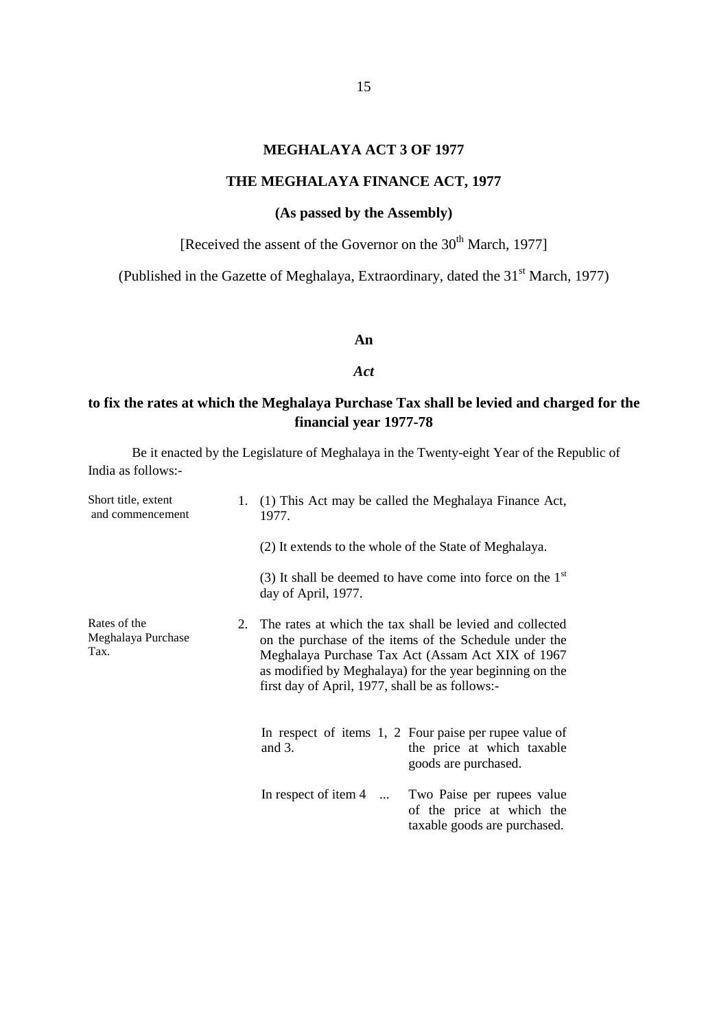# MEGHALAYA ACT 3 OF 1977

## THE MEGHALAYA FINANCE ACT, 1977

**(As passed by the Assembly)**

[Received the assent of the Governor on the 30th March, 1977]

(Published in the Gazette of Meghalaya, Extraordinary, dated the 31st March, 1977)

**An**

***Act***

**to fix the rates at which the Meghalaya Purchase Tax shall be levied and charged for the financial year 1977-78**

Be it enacted by the Legislature of Meghalaya in the Twenty-eight Year of the Republic of India as follows:-

Short title, extent and commencement

1. (1) This Act may be called the Meghalaya Finance Act, 1977.

   (2) It extends to the whole of the State of Meghalaya.

   (3) It shall be deemed to have come into force on the 1st day of April, 1977.

Rates of the Meghalaya Purchase Tax.

2. The rates at which the tax shall be levied and collected on the purchase of the items of the Schedule under the Meghalaya Purchase Tax Act (Assam Act XIX of 1967 as modified by Meghalaya) for the year beginning on the first day of April, 1977, shall be as follows:-

| | |
|---|---|
| In respect of items 1, 2 and 3. | Four paise per rupee value of the price at which taxable goods are purchased. |
| In respect of item 4 ... | Two Paise per rupees value of the price at which the taxable goods are purchased. |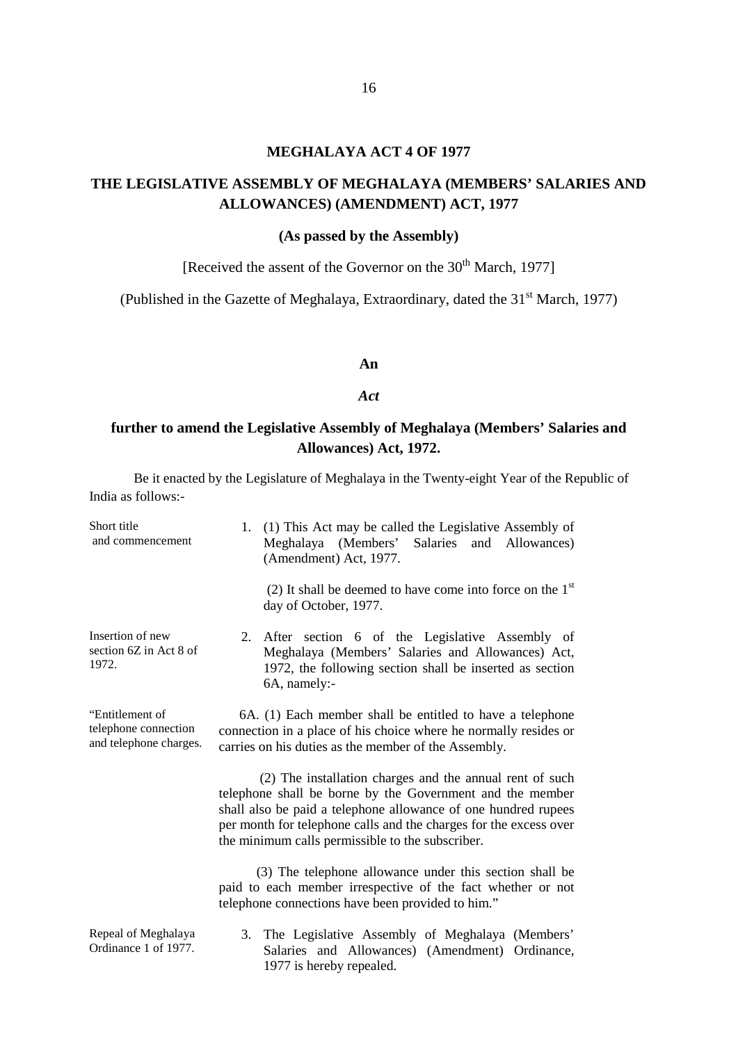# MEGHALAYA ACT 4 OF 1977

## THE LEGISLATIVE ASSEMBLY OF MEGHALAYA (MEMBERS' SALARIES AND ALLOWANCES) (AMENDMENT) ACT, 1977

**(As passed by the Assembly)**

[Received the assent of the Governor on the 30th March, 1977]

(Published in the Gazette of Meghalaya, Extraordinary, dated the 31st March, 1977)

**An**

***Act***

**further to amend the Legislative Assembly of Meghalaya (Members' Salaries and Allowances) Act, 1972.**

Be it enacted by the Legislature of Meghalaya in the Twenty-eight Year of the Republic of India as follows:-

Short title and commencement

1. (1) This Act may be called the Legislative Assembly of Meghalaya (Members' Salaries and Allowances) (Amendment) Act, 1977.

(2) It shall be deemed to have come into force on the 1st day of October, 1977.

Insertion of new section 6Z in Act 8 of 1972.

2. After section 6 of the Legislative Assembly of Meghalaya (Members' Salaries and Allowances) Act, 1972, the following section shall be inserted as section 6A, namely:-

"Entitlement of telephone connection and telephone charges.

6A. (1) Each member shall be entitled to have a telephone connection in a place of his choice where he normally resides or carries on his duties as the member of the Assembly.

(2) The installation charges and the annual rent of such telephone shall be borne by the Government and the member shall also be paid a telephone allowance of one hundred rupees per month for telephone calls and the charges for the excess over the minimum calls permissible to the subscriber.

(3) The telephone allowance under this section shall be paid to each member irrespective of the fact whether or not telephone connections have been provided to him."

Repeal of Meghalaya Ordinance 1 of 1977.

3. The Legislative Assembly of Meghalaya (Members' Salaries and Allowances) (Amendment) Ordinance, 1977 is hereby repealed.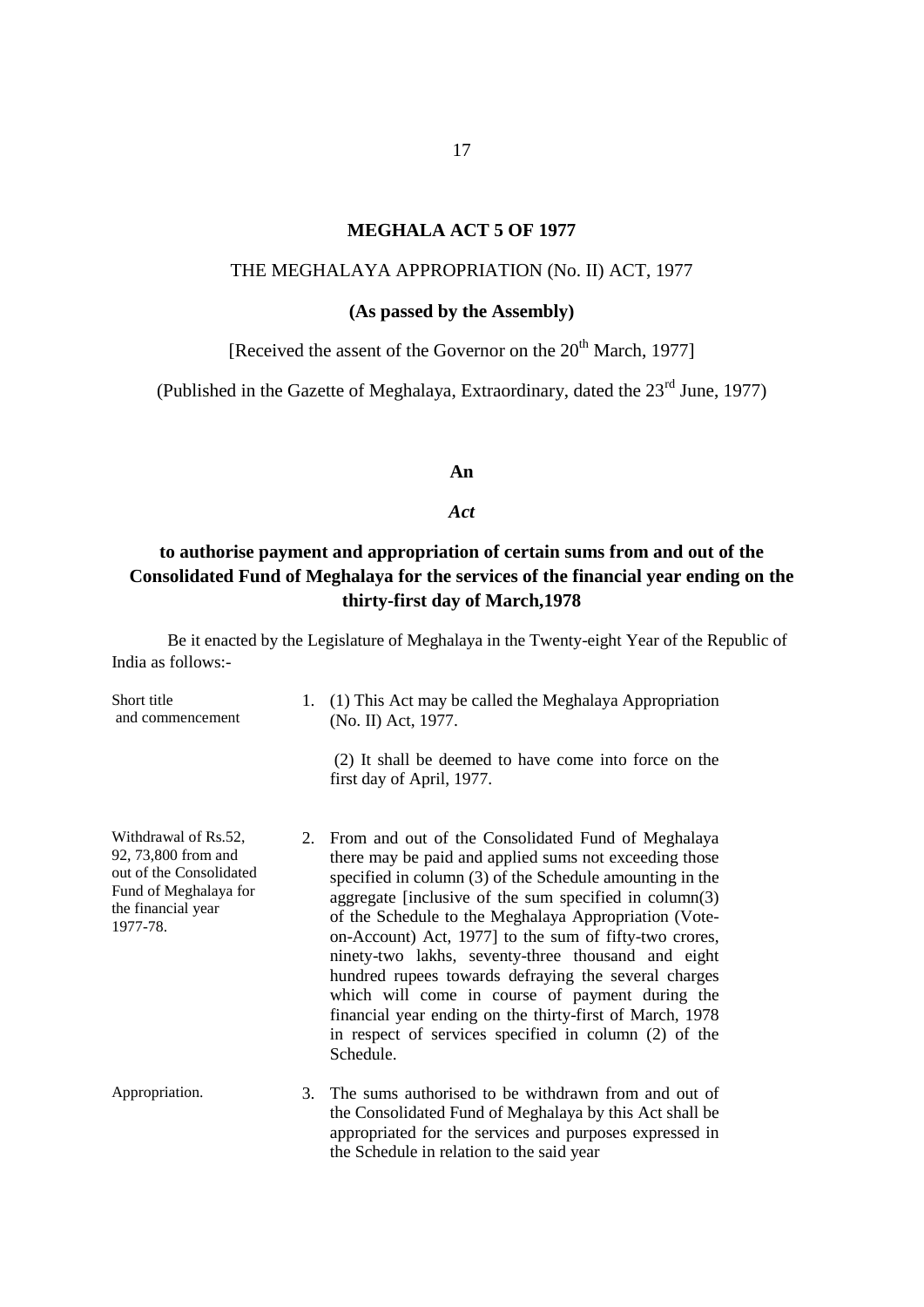**MEGHALA ACT 5 OF 1977**

THE MEGHALAYA APPROPRIATION (No. II) ACT, 1977

**(As passed by the Assembly)**

[Received the assent of the Governor on the 20th March, 1977]

(Published in the Gazette of Meghalaya, Extraordinary, dated the 23rd June, 1977)

**An**

***Act***

**to authorise payment and appropriation of certain sums from and out of the Consolidated Fund of Meghalaya for the services of the financial year ending on the thirty-first day of March,1978**

Be it enacted by the Legislature of Meghalaya in the Twenty-eight Year of the Republic of India as follows:-

Short title and commencement

1. (1) This Act may be called the Meghalaya Appropriation (No. II) Act, 1977.

   (2) It shall be deemed to have come into force on the first day of April, 1977.

Withdrawal of Rs.52, 92, 73,800 from and out of the Consolidated Fund of Meghalaya for the financial year 1977-78.

2. From and out of the Consolidated Fund of Meghalaya there may be paid and applied sums not exceeding those specified in column (3) of the Schedule amounting in the aggregate [inclusive of the sum specified in column(3) of the Schedule to the Meghalaya Appropriation (Vote-on-Account) Act, 1977] to the sum of fifty-two crores, ninety-two lakhs, seventy-three thousand and eight hundred rupees towards defraying the several charges which will come in course of payment during the financial year ending on the thirty-first of March, 1978 in respect of services specified in column (2) of the Schedule.

Appropriation.

3. The sums authorised to be withdrawn from and out of the Consolidated Fund of Meghalaya by this Act shall be appropriated for the services and purposes expressed in the Schedule in relation to the said year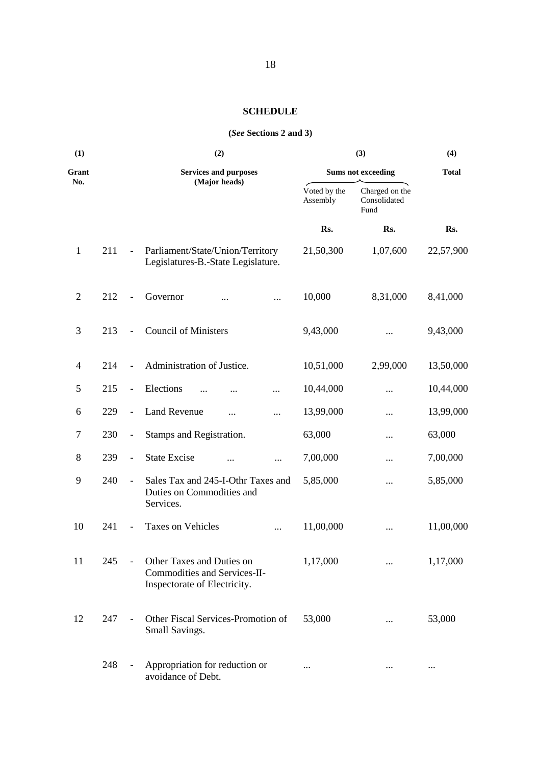## SCHEDULE

**(*See* Sections 2 and 3)**

| (1) | | | (2) | (3) | | (4) |
|---|---|---|---|---|---|---|
| **Grant No.** | | | **Services and purposes (Major heads)** | **Sums not exceeding** | | **Total** |
| | | | | Voted by the Assembly | Charged on the Consolidated Fund | |
| | | | | **Rs.** | **Rs.** | **Rs.** |
| 1 | 211 | - | Parliament/State/Union/Territory Legislatures-B.-State Legislature. | 21,50,300 | 1,07,600 | 22,57,900 |
| 2 | 212 | - | Governor ... ... | 10,000 | 8,31,000 | 8,41,000 |
| 3 | 213 | - | Council of Ministers | 9,43,000 | ... | 9,43,000 |
| 4 | 214 | - | Administration of Justice. | 10,51,000 | 2,99,000 | 13,50,000 |
| 5 | 215 | - | Elections ... ... ... | 10,44,000 | ... | 10,44,000 |
| 6 | 229 | - | Land Revenue ... ... | 13,99,000 | ... | 13,99,000 |
| 7 | 230 | - | Stamps and Registration. | 63,000 | ... | 63,000 |
| 8 | 239 | - | State Excise ... ... | 7,00,000 | ... | 7,00,000 |
| 9 | 240 | - | Sales Tax and 245-I-Othr Taxes and Duties on Commodities and Services. | 5,85,000 | ... | 5,85,000 |
| 10 | 241 | - | Taxes on Vehicles ... | 11,00,000 | ... | 11,00,000 |
| 11 | 245 | - | Other Taxes and Duties on Commodities and Services-II-Inspectorate of Electricity. | 1,17,000 | ... | 1,17,000 |
| 12 | 247 | - | Other Fiscal Services-Promotion of Small Savings. | 53,000 | ... | 53,000 |
| | 248 | - | Appropriation for reduction or avoidance of Debt. | ... | ... | ... |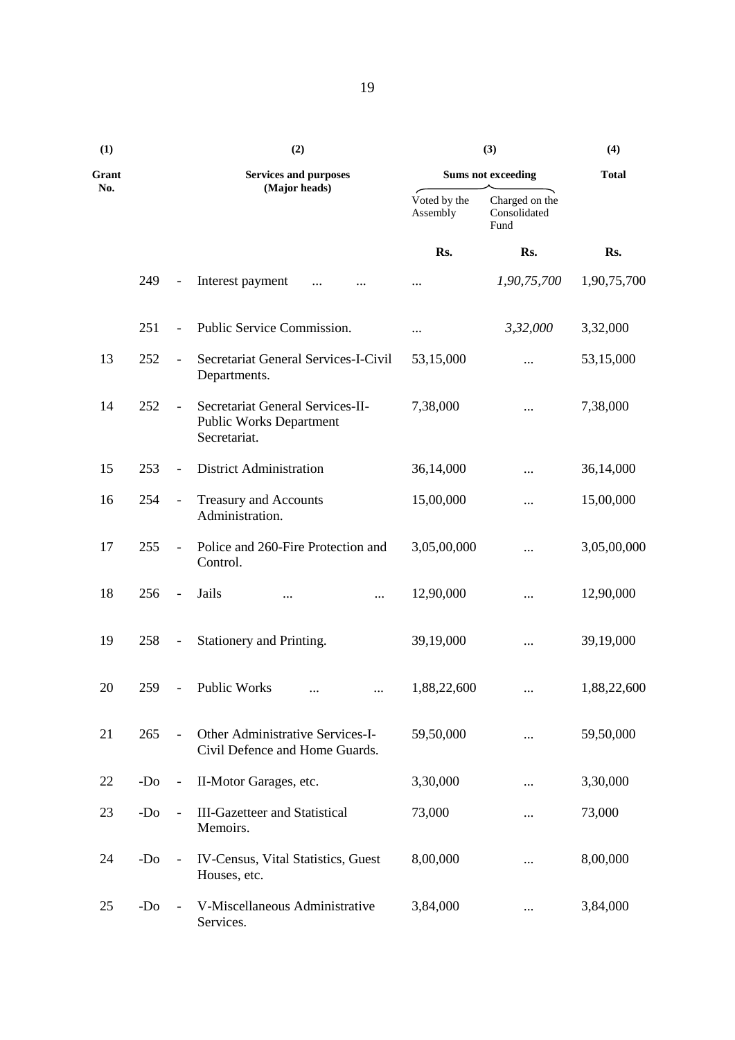| (1) | | | (2) | (3) | | (4) |
|---|---|---|---|---|---|---|
| Grant No. | | | Services and purposes (Major heads) | Sums not exceeding | | Total |
| | | | | Voted by the Assembly | Charged on the Consolidated Fund | |
| | | | | Rs. | Rs. | Rs. |
| | 249 | - | Interest payment ... ... | ... | *1,90,75,700* | 1,90,75,700 |
| | 251 | - | Public Service Commission. | ... | *3,32,000* | 3,32,000 |
| 13 | 252 | - | Secretariat General Services-I-Civil Departments. | 53,15,000 | ... | 53,15,000 |
| 14 | 252 | - | Secretariat General Services-II-Public Works Department Secretariat. | 7,38,000 | ... | 7,38,000 |
| 15 | 253 | - | District Administration | 36,14,000 | ... | 36,14,000 |
| 16 | 254 | - | Treasury and Accounts Administration. | 15,00,000 | ... | 15,00,000 |
| 17 | 255 | - | Police and 260-Fire Protection and Control. | 3,05,00,000 | ... | 3,05,00,000 |
| 18 | 256 | - | Jails ... ... | 12,90,000 | ... | 12,90,000 |
| 19 | 258 | - | Stationery and Printing. | 39,19,000 | ... | 39,19,000 |
| 20 | 259 | - | Public Works ... ... | 1,88,22,600 | ... | 1,88,22,600 |
| 21 | 265 | - | Other Administrative Services-I-Civil Defence and Home Guards. | 59,50,000 | ... | 59,50,000 |
| 22 | -Do | - | II-Motor Garages, etc. | 3,30,000 | ... | 3,30,000 |
| 23 | -Do | - | III-Gazetteer and Statistical Memoirs. | 73,000 | ... | 73,000 |
| 24 | -Do | - | IV-Census, Vital Statistics, Guest Houses, etc. | 8,00,000 | ... | 8,00,000 |
| 25 | -Do | - | V-Miscellaneous Administrative Services. | 3,84,000 | ... | 3,84,000 |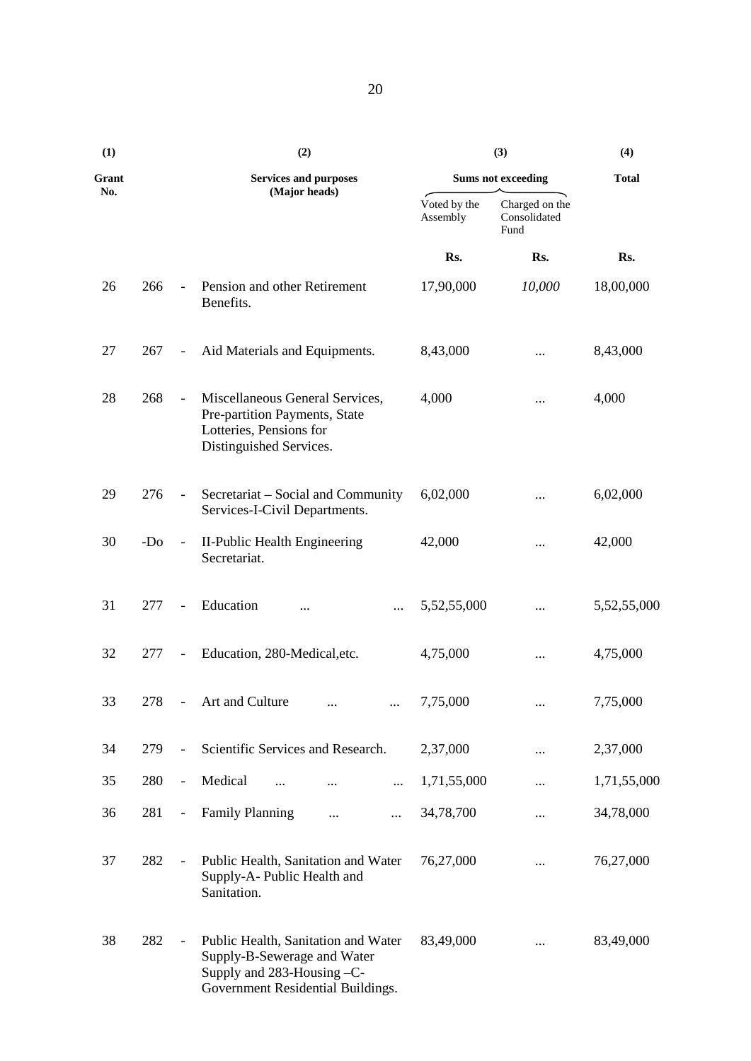| (1) | | | (2) | (3) | | (4) |
|---|---|---|---|---|---|---|
| Grant No. | | | Services and purposes (Major heads) | Sums not exceeding | | Total |
| | | | | Voted by the Assembly | Charged on the Consolidated Fund | |
| | | | | Rs. | Rs. | Rs. |
| 26 | 266 | - | Pension and other Retirement Benefits. | 17,90,000 | *10,000* | 18,00,000 |
| 27 | 267 | - | Aid Materials and Equipments. | 8,43,000 | ... | 8,43,000 |
| 28 | 268 | - | Miscellaneous General Services, Pre-partition Payments, State Lotteries, Pensions for Distinguished Services. | 4,000 | ... | 4,000 |
| 29 | 276 | - | Secretariat – Social and Community Services-I-Civil Departments. | 6,02,000 | ... | 6,02,000 |
| 30 | -Do | - | II-Public Health Engineering Secretariat. | 42,000 | ... | 42,000 |
| 31 | 277 | - | Education ... ... | 5,52,55,000 | ... | 5,52,55,000 |
| 32 | 277 | - | Education, 280-Medical,etc. | 4,75,000 | ... | 4,75,000 |
| 33 | 278 | - | Art and Culture ... ... | 7,75,000 | ... | 7,75,000 |
| 34 | 279 | - | Scientific Services and Research. | 2,37,000 | ... | 2,37,000 |
| 35 | 280 | - | Medical ... ... ... | 1,71,55,000 | ... | 1,71,55,000 |
| 36 | 281 | - | Family Planning ... ... | 34,78,700 | ... | 34,78,000 |
| 37 | 282 | - | Public Health, Sanitation and Water Supply-A- Public Health and Sanitation. | 76,27,000 | ... | 76,27,000 |
| 38 | 282 | - | Public Health, Sanitation and Water Supply-B-Sewerage and Water Supply and 283-Housing –C- Government Residential Buildings. | 83,49,000 | ... | 83,49,000 |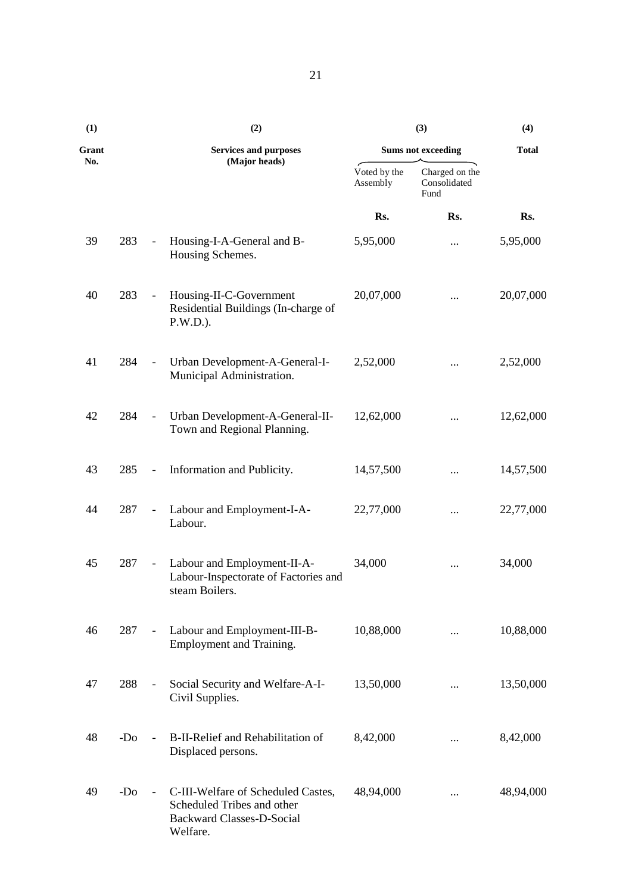| (1) | | | (2) | (3) | | (4) |
|---|---|---|---|---|---|---|
| Grant No. | | | Services and purposes (Major heads) | Sums not exceeding | | Total |
| | | | | Voted by the Assembly | Charged on the Consolidated Fund | |
| | | | | Rs. | Rs. | Rs. |
| 39 | 283 | - | Housing-I-A-General and B-Housing Schemes. | 5,95,000 | ... | 5,95,000 |
| 40 | 283 | - | Housing-II-C-Government Residential Buildings (In-charge of P.W.D.). | 20,07,000 | ... | 20,07,000 |
| 41 | 284 | - | Urban Development-A-General-I-Municipal Administration. | 2,52,000 | ... | 2,52,000 |
| 42 | 284 | - | Urban Development-A-General-II-Town and Regional Planning. | 12,62,000 | ... | 12,62,000 |
| 43 | 285 | - | Information and Publicity. | 14,57,500 | ... | 14,57,500 |
| 44 | 287 | - | Labour and Employment-I-A-Labour. | 22,77,000 | ... | 22,77,000 |
| 45 | 287 | - | Labour and Employment-II-A-Labour-Inspectorate of Factories and steam Boilers. | 34,000 | ... | 34,000 |
| 46 | 287 | - | Labour and Employment-III-B-Employment and Training. | 10,88,000 | ... | 10,88,000 |
| 47 | 288 | - | Social Security and Welfare-A-I-Civil Supplies. | 13,50,000 | ... | 13,50,000 |
| 48 | -Do | - | B-II-Relief and Rehabilitation of Displaced persons. | 8,42,000 | ... | 8,42,000 |
| 49 | -Do | - | C-III-Welfare of Scheduled Castes, Scheduled Tribes and other Backward Classes-D-Social Welfare. | 48,94,000 | ... | 48,94,000 |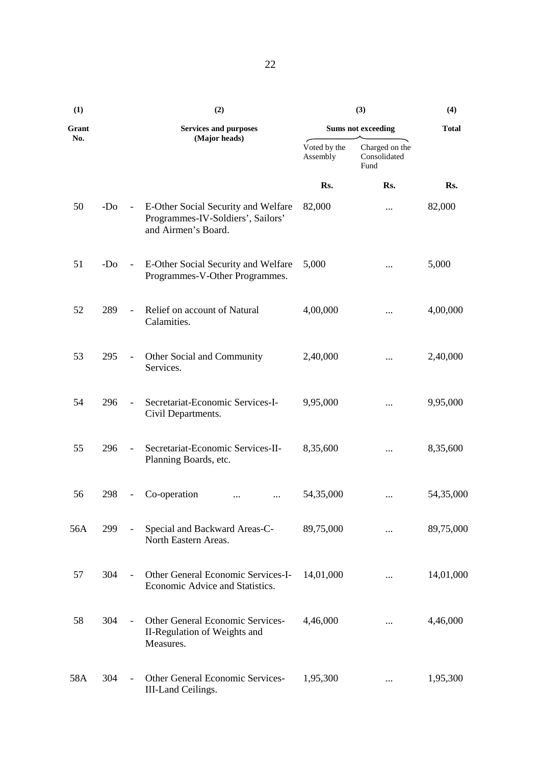| (1) | | | (2) | (3) | | (4) |
|---|---|---|---|---|---|---|
| Grant No. | | | Services and purposes (Major heads) | Sums not exceeding | | Total |
| | | | | Voted by the Assembly | Charged on the Consolidated Fund | |
| | | | | Rs. | Rs. | Rs. |
| 50 | -Do | - | E-Other Social Security and Welfare Programmes-IV-Soldiers', Sailors' and Airmen's Board. | 82,000 | ... | 82,000 |
| 51 | -Do | - | E-Other Social Security and Welfare Programmes-V-Other Programmes. | 5,000 | ... | 5,000 |
| 52 | 289 | - | Relief on account of Natural Calamities. | 4,00,000 | ... | 4,00,000 |
| 53 | 295 | - | Other Social and Community Services. | 2,40,000 | ... | 2,40,000 |
| 54 | 296 | - | Secretariat-Economic Services-I-Civil Departments. | 9,95,000 | ... | 9,95,000 |
| 55 | 296 | - | Secretariat-Economic Services-II-Planning Boards, etc. | 8,35,600 | ... | 8,35,600 |
| 56 | 298 | - | Co-operation ... ... | 54,35,000 | ... | 54,35,000 |
| 56A | 299 | - | Special and Backward Areas-C-North Eastern Areas. | 89,75,000 | ... | 89,75,000 |
| 57 | 304 | - | Other General Economic Services-I-Economic Advice and Statistics. | 14,01,000 | ... | 14,01,000 |
| 58 | 304 | - | Other General Economic Services-II-Regulation of Weights and Measures. | 4,46,000 | ... | 4,46,000 |
| 58A | 304 | - | Other General Economic Services-III-Land Ceilings. | 1,95,300 | ... | 1,95,300 |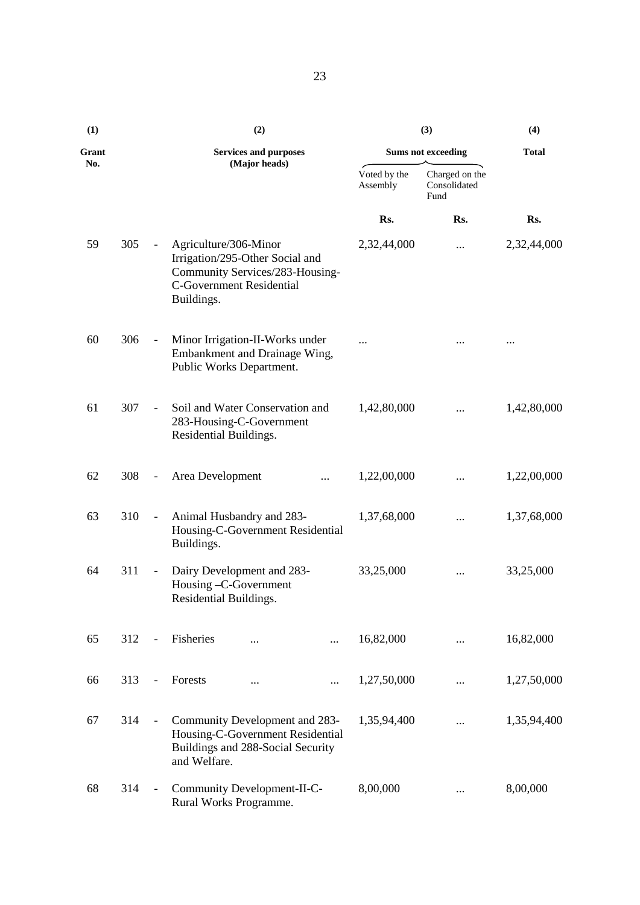| (1) | | | (2) | (3) | | (4) |
|---|---|---|---|---|---|---|
| Grant No. | | | Services and purposes (Major heads) | Sums not exceeding | | Total |
| | | | | Voted by the Assembly | Charged on the Consolidated Fund | |
| | | | | Rs. | Rs. | Rs. |
| 59 | 305 | - | Agriculture/306-Minor Irrigation/295-Other Social and Community Services/283-Housing-C-Government Residential Buildings. | 2,32,44,000 | ... | 2,32,44,000 |
| 60 | 306 | - | Minor Irrigation-II-Works under Embankment and Drainage Wing, Public Works Department. | ... | ... | ... |
| 61 | 307 | - | Soil and Water Conservation and 283-Housing-C-Government Residential Buildings. | 1,42,80,000 | ... | 1,42,80,000 |
| 62 | 308 | - | Area Development ... | 1,22,00,000 | ... | 1,22,00,000 |
| 63 | 310 | - | Animal Husbandry and 283-Housing-C-Government Residential Buildings. | 1,37,68,000 | ... | 1,37,68,000 |
| 64 | 311 | - | Dairy Development and 283-Housing –C-Government Residential Buildings. | 33,25,000 | ... | 33,25,000 |
| 65 | 312 | - | Fisheries ... ... | 16,82,000 | ... | 16,82,000 |
| 66 | 313 | - | Forests ... ... | 1,27,50,000 | ... | 1,27,50,000 |
| 67 | 314 | - | Community Development and 283-Housing-C-Government Residential Buildings and 288-Social Security and Welfare. | 1,35,94,400 | ... | 1,35,94,400 |
| 68 | 314 | - | Community Development-II-C-Rural Works Programme. | 8,00,000 | ... | 8,00,000 |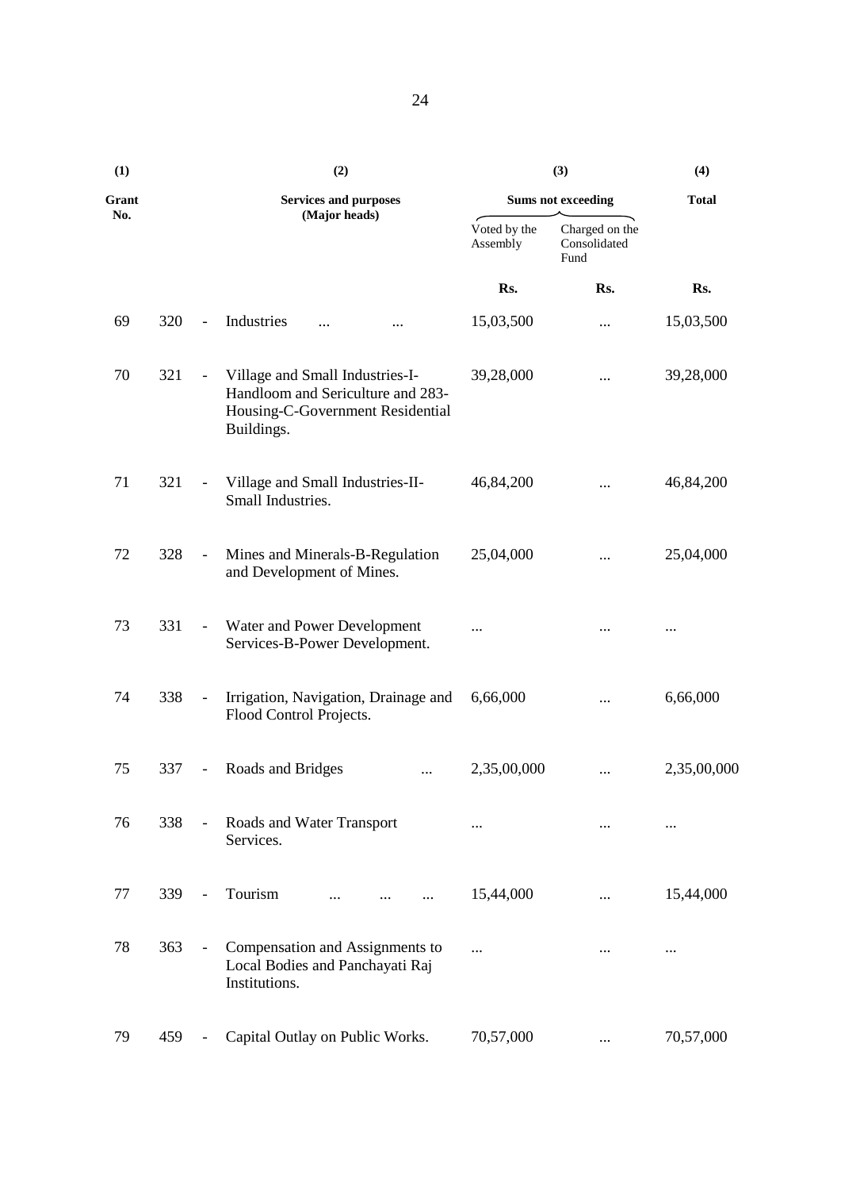| (1) Grant No. | | | (2) Services and purposes (Major heads) | (3) Sums not exceeding | | (4) Total |
|---|---|---|---|---|---|---|
| | | | | Voted by the Assembly | Charged on the Consolidated Fund | |
| | | | | Rs. | Rs. | Rs. |
| 69 | 320 | - | Industries ... ... | 15,03,500 | ... | 15,03,500 |
| 70 | 321 | - | Village and Small Industries-I-Handloom and Sericulture and 283-Housing-C-Government Residential Buildings. | 39,28,000 | ... | 39,28,000 |
| 71 | 321 | - | Village and Small Industries-II-Small Industries. | 46,84,200 | ... | 46,84,200 |
| 72 | 328 | - | Mines and Minerals-B-Regulation and Development of Mines. | 25,04,000 | ... | 25,04,000 |
| 73 | 331 | - | Water and Power Development Services-B-Power Development. | ... | ... | ... |
| 74 | 338 | - | Irrigation, Navigation, Drainage and Flood Control Projects. | 6,66,000 | ... | 6,66,000 |
| 75 | 337 | - | Roads and Bridges ... | 2,35,00,000 | ... | 2,35,00,000 |
| 76 | 338 | - | Roads and Water Transport Services. | ... | ... | ... |
| 77 | 339 | - | Tourism ... ... ... | 15,44,000 | ... | 15,44,000 |
| 78 | 363 | - | Compensation and Assignments to Local Bodies and Panchayati Raj Institutions. | ... | ... | ... |
| 79 | 459 | - | Capital Outlay on Public Works. | 70,57,000 | ... | 70,57,000 |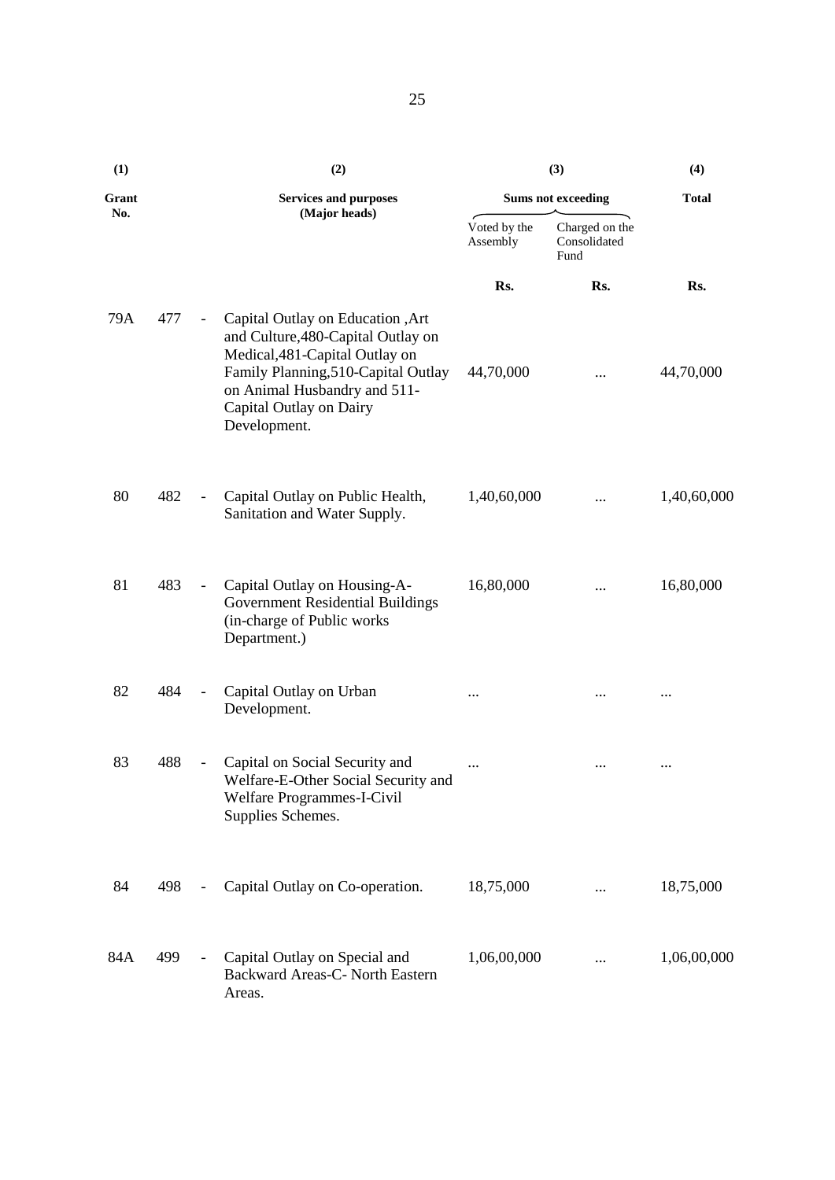| (1) Grant No. | | | (2) Services and purposes (Major heads) | (3) Sums not exceeding | | (4) Total |
|---|---|---|---|---|---|---|
| | | | | Voted by the Assembly | Charged on the Consolidated Fund | |
| | | | | Rs. | Rs. | Rs. |
| 79A | 477 | - | Capital Outlay on Education ,Art and Culture,480-Capital Outlay on Medical,481-Capital Outlay on Family Planning,510-Capital Outlay on Animal Husbandry and 511-Capital Outlay on Dairy Development. | 44,70,000 | ... | 44,70,000 |
| 80 | 482 | - | Capital Outlay on Public Health, Sanitation and Water Supply. | 1,40,60,000 | ... | 1,40,60,000 |
| 81 | 483 | - | Capital Outlay on Housing-A-Government Residential Buildings (in-charge of Public works Department.) | 16,80,000 | ... | 16,80,000 |
| 82 | 484 | - | Capital Outlay on Urban Development. | ... | ... | ... |
| 83 | 488 | - | Capital on Social Security and Welfare-E-Other Social Security and Welfare Programmes-I-Civil Supplies Schemes. | ... | ... | ... |
| 84 | 498 | - | Capital Outlay on Co-operation. | 18,75,000 | ... | 18,75,000 |
| 84A | 499 | - | Capital Outlay on Special and Backward Areas-C- North Eastern Areas. | 1,06,00,000 | ... | 1,06,00,000 |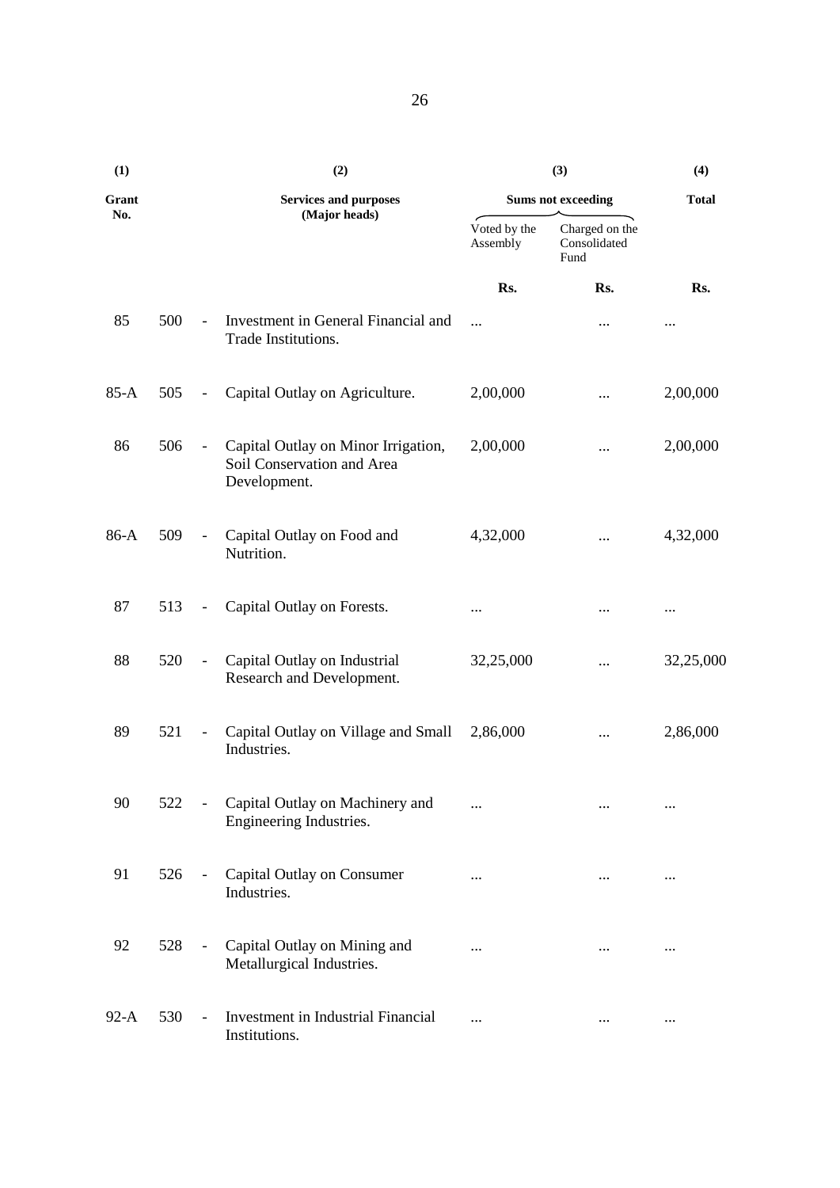| (1) | | | (2) | (3) | | (4) |
|---|---|---|---|---|---|---|
| Grant No. | | | Services and purposes (Major heads) | Sums not exceeding | | Total |
| | | | | Voted by the Assembly | Charged on the Consolidated Fund | |
| | | | | Rs. | Rs. | Rs. |
| 85 | 500 | - | Investment in General Financial and Trade Institutions. | ... | ... | ... |
| 85-A | 505 | - | Capital Outlay on Agriculture. | 2,00,000 | ... | 2,00,000 |
| 86 | 506 | - | Capital Outlay on Minor Irrigation, Soil Conservation and Area Development. | 2,00,000 | ... | 2,00,000 |
| 86-A | 509 | - | Capital Outlay on Food and Nutrition. | 4,32,000 | ... | 4,32,000 |
| 87 | 513 | - | Capital Outlay on Forests. | ... | ... | ... |
| 88 | 520 | - | Capital Outlay on Industrial Research and Development. | 32,25,000 | ... | 32,25,000 |
| 89 | 521 | - | Capital Outlay on Village and Small Industries. | 2,86,000 | ... | 2,86,000 |
| 90 | 522 | - | Capital Outlay on Machinery and Engineering Industries. | ... | ... | ... |
| 91 | 526 | - | Capital Outlay on Consumer Industries. | ... | ... | ... |
| 92 | 528 | - | Capital Outlay on Mining and Metallurgical Industries. | ... | ... | ... |
| 92-A | 530 | - | Investment in Industrial Financial Institutions. | ... | ... | ... |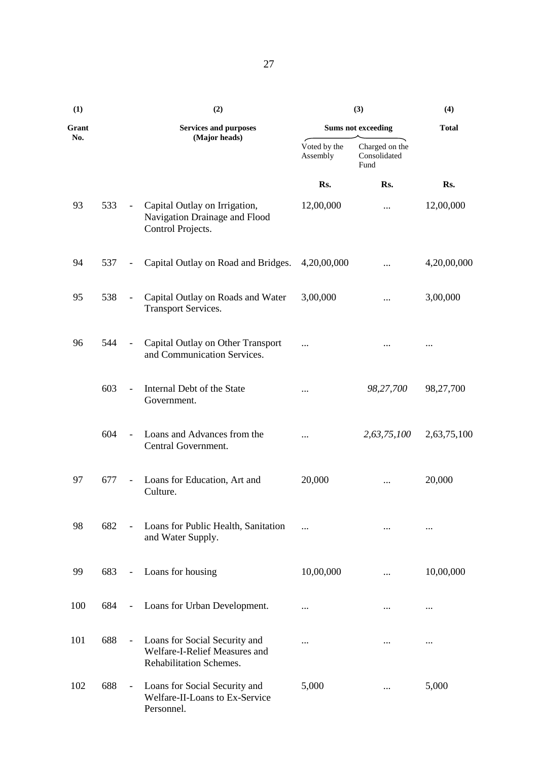| (1) | | (2) | (3) | | (4) |
|---|---|---|---|---|---|
| Grant No. | | Services and purposes (Major heads) | Sums not exceeding | | Total |
| | | | Voted by the Assembly | Charged on the Consolidated Fund | |
| | | | Rs. | Rs. | Rs. |
| 93 | 533 - | Capital Outlay on Irrigation, Navigation Drainage and Flood Control Projects. | 12,00,000 | ... | 12,00,000 |
| 94 | 537 - | Capital Outlay on Road and Bridges. | 4,20,00,000 | ... | 4,20,00,000 |
| 95 | 538 - | Capital Outlay on Roads and Water Transport Services. | 3,00,000 | ... | 3,00,000 |
| 96 | 544 - | Capital Outlay on Other Transport and Communication Services. | ... | ... | ... |
| | 603 - | Internal Debt of the State Government. | ... | *98,27,700* | 98,27,700 |
| | 604 - | Loans and Advances from the Central Government. | ... | *2,63,75,100* | 2,63,75,100 |
| 97 | 677 - | Loans for Education, Art and Culture. | 20,000 | ... | 20,000 |
| 98 | 682 - | Loans for Public Health, Sanitation and Water Supply. | ... | ... | ... |
| 99 | 683 - | Loans for housing | 10,00,000 | ... | 10,00,000 |
| 100 | 684 - | Loans for Urban Development. | ... | ... | ... |
| 101 | 688 - | Loans for Social Security and Welfare-I-Relief Measures and Rehabilitation Schemes. | ... | ... | ... |
| 102 | 688 - | Loans for Social Security and Welfare-II-Loans to Ex-Service Personnel. | 5,000 | ... | 5,000 |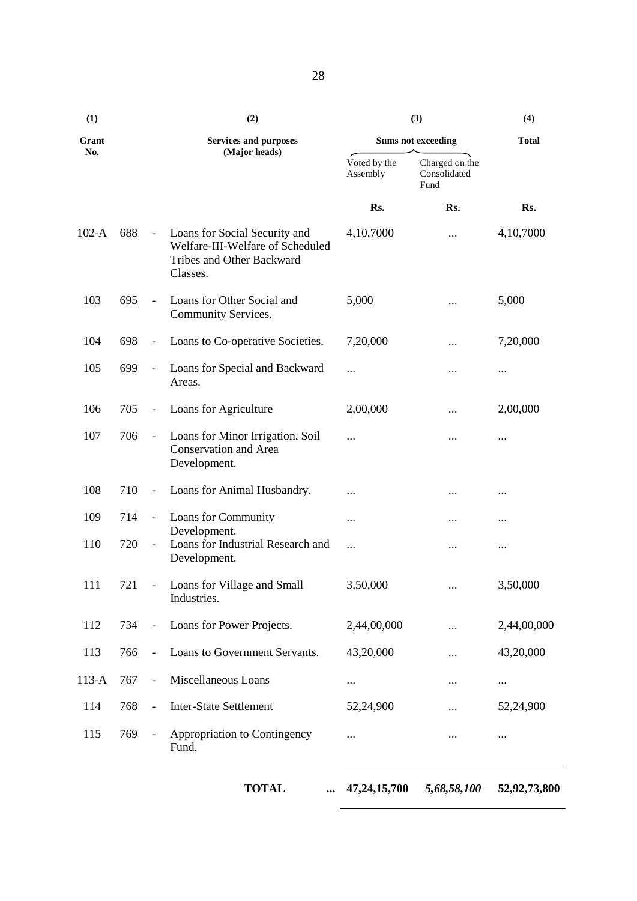| (1) | | | (2) | (3) | | (4) |
|---|---|---|---|---|---|---|
| **Grant No.** | | | **Services and purposes (Major heads)** | **Sums not exceeding** | | **Total** |
| | | | | Voted by the Assembly | Charged on the Consolidated Fund | |
| | | | | **Rs.** | **Rs.** | **Rs.** |
| 102-A | 688 | - | Loans for Social Security and Welfare-III-Welfare of Scheduled Tribes and Other Backward Classes. | 4,10,7000 | ... | 4,10,7000 |
| 103 | 695 | - | Loans for Other Social and Community Services. | 5,000 | ... | 5,000 |
| 104 | 698 | - | Loans to Co-operative Societies. | 7,20,000 | ... | 7,20,000 |
| 105 | 699 | - | Loans for Special and Backward Areas. | ... | ... | ... |
| 106 | 705 | - | Loans for Agriculture | 2,00,000 | ... | 2,00,000 |
| 107 | 706 | - | Loans for Minor Irrigation, Soil Conservation and Area Development. | ... | ... | ... |
| 108 | 710 | - | Loans for Animal Husbandry. | ... | ... | ... |
| 109 | 714 | - | Loans for Community Development. | ... | ... | ... |
| 110 | 720 | - | Loans for Industrial Research and Development. | ... | ... | ... |
| 111 | 721 | - | Loans for Village and Small Industries. | 3,50,000 | ... | 3,50,000 |
| 112 | 734 | - | Loans for Power Projects. | 2,44,00,000 | ... | 2,44,00,000 |
| 113 | 766 | - | Loans to Government Servants. | 43,20,000 | ... | 43,20,000 |
| 113-A | 767 | - | Miscellaneous Loans | ... | ... | ... |
| 114 | 768 | - | Inter-State Settlement | 52,24,900 | ... | 52,24,900 |
| 115 | 769 | - | Appropriation to Contingency Fund. | ... | ... | ... |
| | | | **TOTAL** ... | **47,24,15,700** | ***5,68,58,100*** | **52,92,73,800** |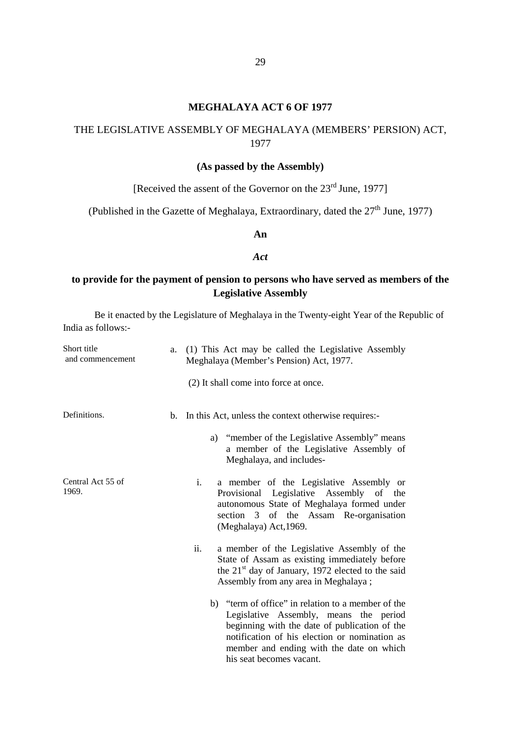# MEGHALAYA ACT 6 OF 1977

## THE LEGISLATIVE ASSEMBLY OF MEGHALAYA (MEMBERS' PERSION) ACT, 1977

**(As passed by the Assembly)**

[Received the assent of the Governor on the 23rd June, 1977]

(Published in the Gazette of Meghalaya, Extraordinary, dated the 27th June, 1977)

**An**

***Act***

**to provide for the payment of pension to persons who have served as members of the Legislative Assembly**

Be it enacted by the Legislature of Meghalaya in the Twenty-eight Year of the Republic of India as follows:-

Short title and commencement

a. (1) This Act may be called the Legislative Assembly Meghalaya (Member's Pension) Act, 1977.

(2) It shall come into force at once.

Definitions.

b. In this Act, unless the context otherwise requires:-

a) "member of the Legislative Assembly" means a member of the Legislative Assembly of Meghalaya, and includes-

Central Act 55 of 1969.

i. a member of the Legislative Assembly or Provisional Legislative Assembly of the autonomous State of Meghalaya formed under section 3 of the Assam Re-organisation (Meghalaya) Act,1969.

ii. a member of the Legislative Assembly of the State of Assam as existing immediately before the 21st day of January, 1972 elected to the said Assembly from any area in Meghalaya ;

b) "term of office" in relation to a member of the Legislative Assembly, means the period beginning with the date of publication of the notification of his election or nomination as member and ending with the date on which his seat becomes vacant.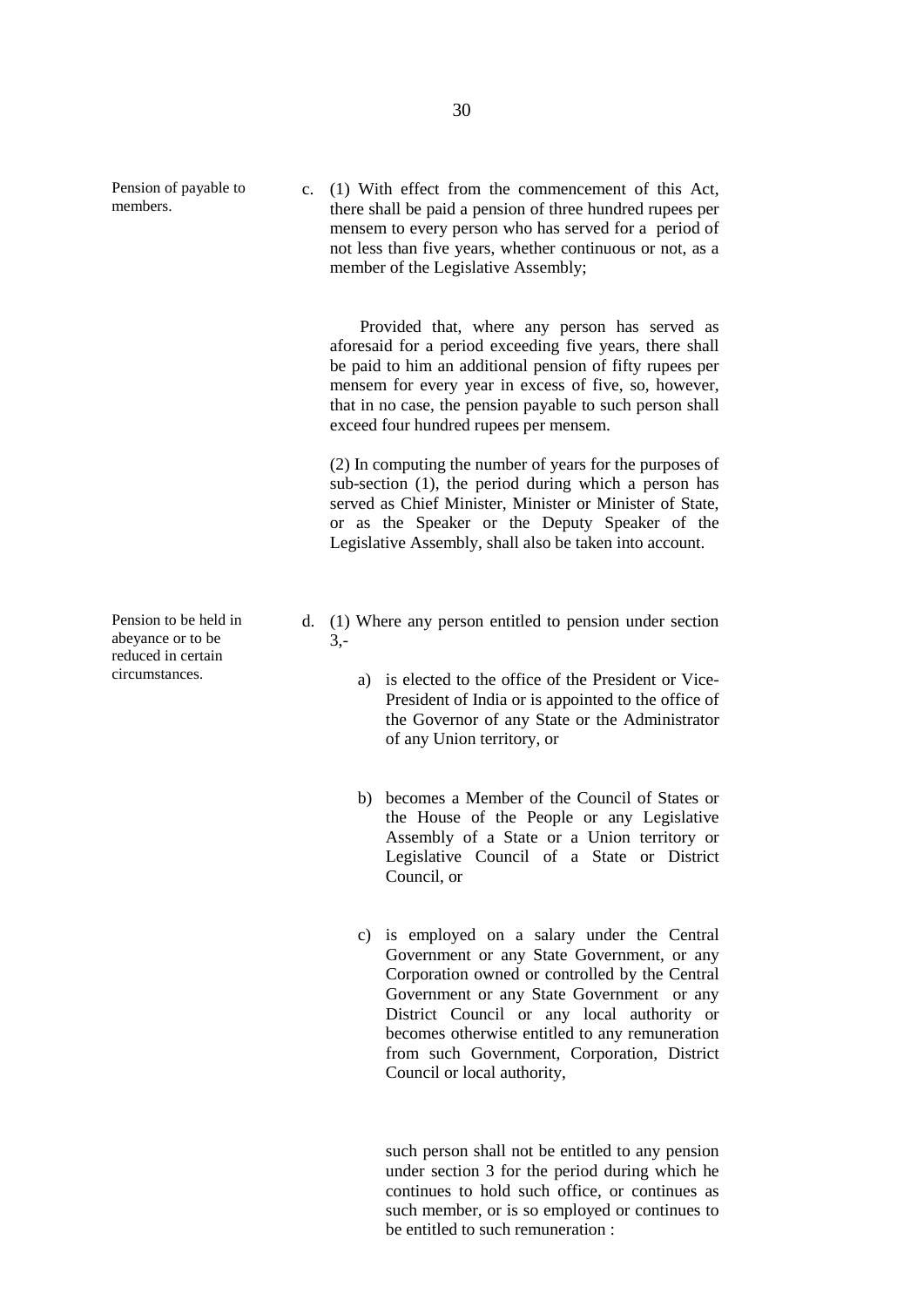Pension of payable to members.

c. (1) With effect from the commencement of this Act, there shall be paid a pension of three hundred rupees per mensem to every person who has served for a period of not less than five years, whether continuous or not, as a member of the Legislative Assembly;

Provided that, where any person has served as aforesaid for a period exceeding five years, there shall be paid to him an additional pension of fifty rupees per mensem for every year in excess of five, so, however, that in no case, the pension payable to such person shall exceed four hundred rupees per mensem.

(2) In computing the number of years for the purposes of sub-section (1), the period during which a person has served as Chief Minister, Minister or Minister of State, or as the Speaker or the Deputy Speaker of the Legislative Assembly, shall also be taken into account.

Pension to be held in abeyance or to be reduced in certain circumstances.

d. (1) Where any person entitled to pension under section 3,-

a) is elected to the office of the President or Vice-President of India or is appointed to the office of the Governor of any State or the Administrator of any Union territory, or

b) becomes a Member of the Council of States or the House of the People or any Legislative Assembly of a State or a Union territory or Legislative Council of a State or District Council, or

c) is employed on a salary under the Central Government or any State Government, or any Corporation owned or controlled by the Central Government or any State Government or any District Council or any local authority or becomes otherwise entitled to any remuneration from such Government, Corporation, District Council or local authority,

such person shall not be entitled to any pension under section 3 for the period during which he continues to hold such office, or continues as such member, or is so employed or continues to be entitled to such remuneration :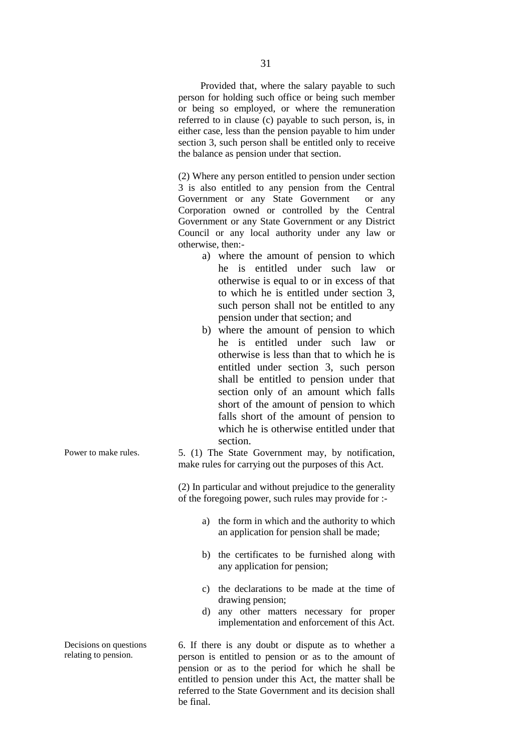Provided that, where the salary payable to such person for holding such office or being such member or being so employed, or where the remuneration referred to in clause (c) payable to such person, is, in either case, less than the pension payable to him under section 3, such person shall be entitled only to receive the balance as pension under that section.

(2) Where any person entitled to pension under section 3 is also entitled to any pension from the Central Government or any State Government or any Corporation owned or controlled by the Central Government or any State Government or any District Council or any local authority under any law or otherwise, then:-

a) where the amount of pension to which he is entitled under such law or otherwise is equal to or in excess of that to which he is entitled under section 3, such person shall not be entitled to any pension under that section; and
b) where the amount of pension to which he is entitled under such law or otherwise is less than that to which he is entitled under section 3, such person shall be entitled to pension under that section only of an amount which falls short of the amount of pension to which falls short of the amount of pension to which he is otherwise entitled under that section.

**Power to make rules.**

5. (1) The State Government may, by notification, make rules for carrying out the purposes of this Act.

(2) In particular and without prejudice to the generality of the foregoing power, such rules may provide for :-

a) the form in which and the authority to which an application for pension shall be made;
b) the certificates to be furnished along with any application for pension;
c) the declarations to be made at the time of drawing pension;
d) any other matters necessary for proper implementation and enforcement of this Act.

**Decisions on questions relating to pension.**

6. If there is any doubt or dispute as to whether a person is entitled to pension or as to the amount of pension or as to the period for which he shall be entitled to pension under this Act, the matter shall be referred to the State Government and its decision shall be final.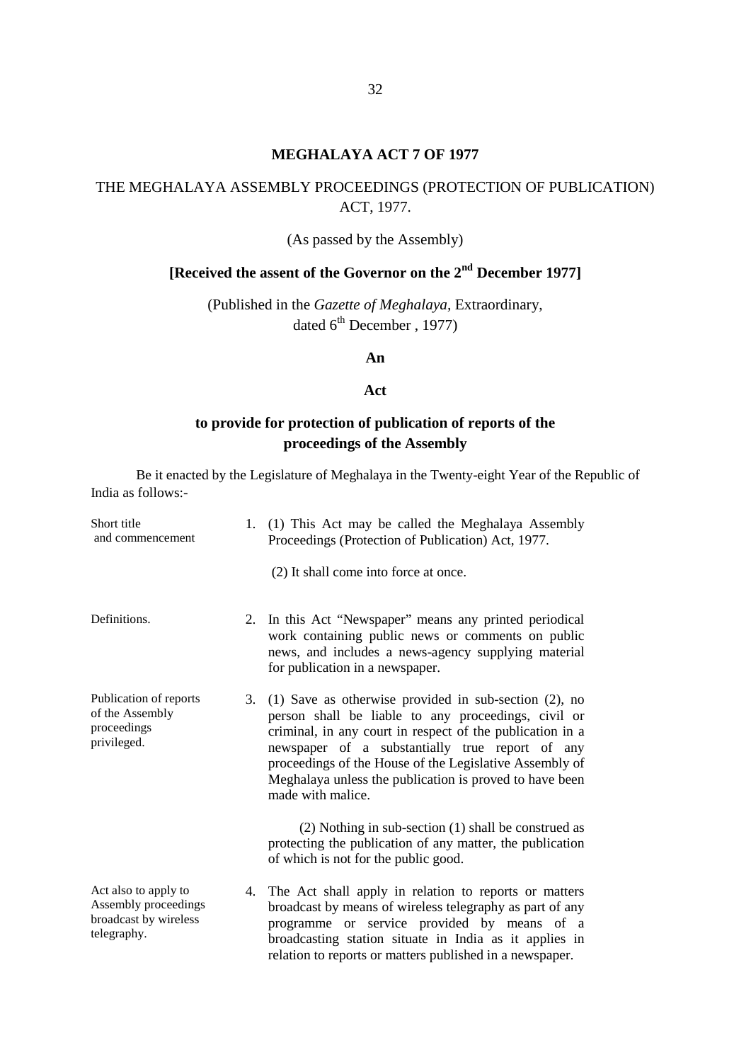# MEGHALAYA ACT 7 OF 1977

## THE MEGHALAYA ASSEMBLY PROCEEDINGS (PROTECTION OF PUBLICATION) ACT, 1977.

(As passed by the Assembly)

**[Received the assent of the Governor on the 2nd December 1977]**

(Published in the *Gazette of Meghalaya*, Extraordinary, dated 6th December , 1977)

**An**

**Act**

**to provide for protection of publication of reports of the proceedings of the Assembly**

Be it enacted by the Legislature of Meghalaya in the Twenty-eight Year of the Republic of India as follows:-

Short title and commencement

1. (1) This Act may be called the Meghalaya Assembly Proceedings (Protection of Publication) Act, 1977.

   (2) It shall come into force at once.

Definitions.

2. In this Act "Newspaper" means any printed periodical work containing public news or comments on public news, and includes a news-agency supplying material for publication in a newspaper.

Publication of reports of the Assembly proceedings privileged.

3. (1) Save as otherwise provided in sub-section (2), no person shall be liable to any proceedings, civil or criminal, in any court in respect of the publication in a newspaper of a substantially true report of any proceedings of the House of the Legislative Assembly of Meghalaya unless the publication is proved to have been made with malice.

   (2) Nothing in sub-section (1) shall be construed as protecting the publication of any matter, the publication of which is not for the public good.

Act also to apply to Assembly proceedings broadcast by wireless telegraphy.

4. The Act shall apply in relation to reports or matters broadcast by means of wireless telegraphy as part of any programme or service provided by means of a broadcasting station situate in India as it applies in relation to reports or matters published in a newspaper.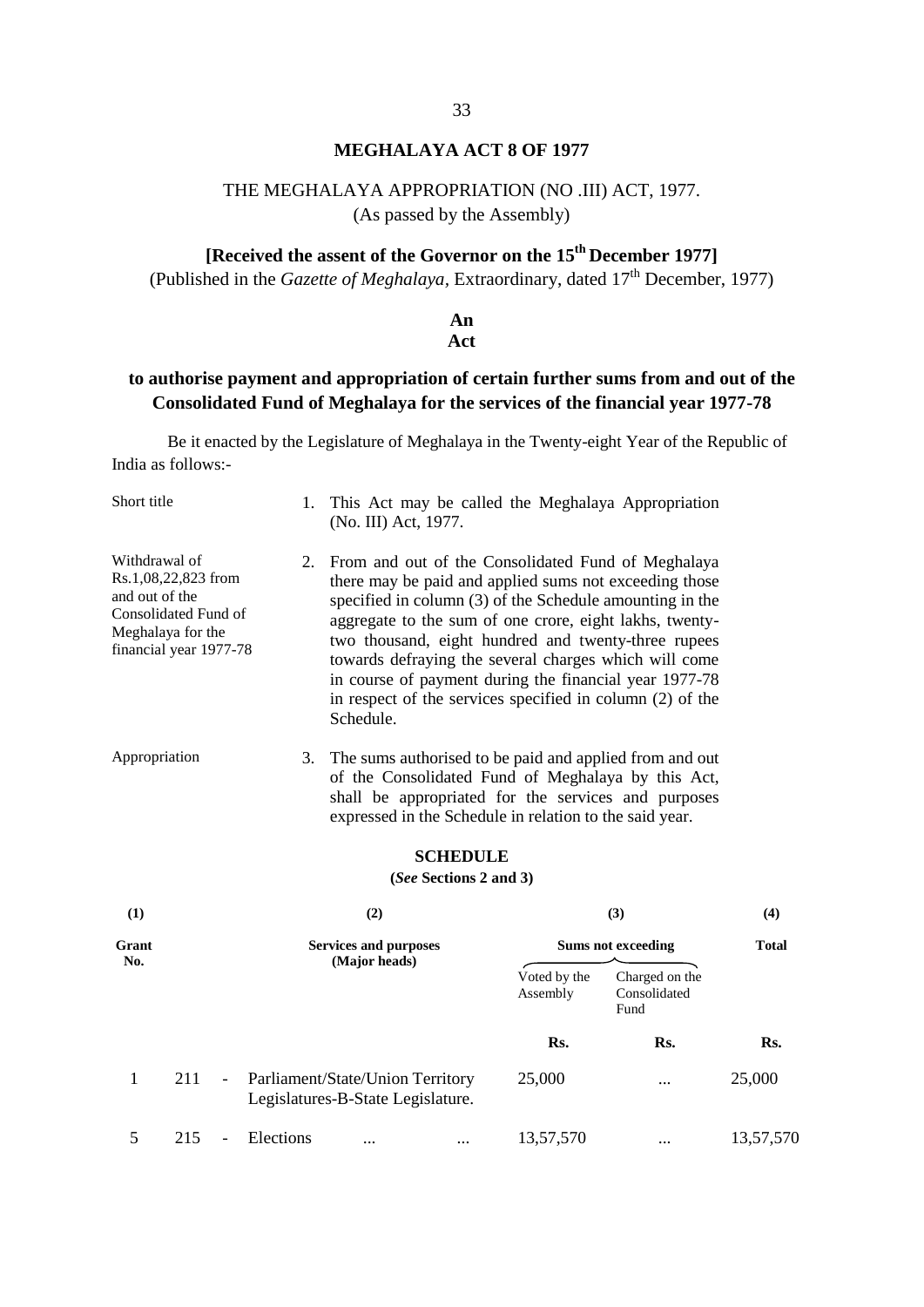# MEGHALAYA ACT 8 OF 1977

## THE MEGHALAYA APPROPRIATION (NO .III) ACT, 1977.

(As passed by the Assembly)

**[Received the assent of the Governor on the 15th December 1977]**

(Published in the *Gazette of Meghalaya*, Extraordinary, dated 17th December, 1977)

**An Act**

**to authorise payment and appropriation of certain further sums from and out of the Consolidated Fund of Meghalaya for the services of the financial year 1977-78**

Be it enacted by the Legislature of Meghalaya in the Twenty-eight Year of the Republic of India as follows:-

Short title

1. This Act may be called the Meghalaya Appropriation (No. III) Act, 1977.

Withdrawal of Rs.1,08,22,823 from and out of the Consolidated Fund of Meghalaya for the financial year 1977-78

2. From and out of the Consolidated Fund of Meghalaya there may be paid and applied sums not exceeding those specified in column (3) of the Schedule amounting in the aggregate to the sum of one crore, eight lakhs, twenty-two thousand, eight hundred and twenty-three rupees towards defraying the several charges which will come in course of payment during the financial year 1977-78 in respect of the services specified in column (2) of the Schedule.

Appropriation

3. The sums authorised to be paid and applied from and out of the Consolidated Fund of Meghalaya by this Act, shall be appropriated for the services and purposes expressed in the Schedule in relation to the said year.

**SCHEDULE**

**(*See* Sections 2 and 3)**

| (1) | | (2) | (3) | | (4) |
|---|---|---|---|---|---|
| Grant No. | | Services and purposes (Major heads) | Sums not exceeding | | Total |
| | | | Voted by the Assembly | Charged on the Consolidated Fund | |
| | | | Rs. | Rs. | Rs. |
| 1 | 211 | - Parliament/State/Union Territory Legislatures-B-State Legislature. | 25,000 | ... | 25,000 |
| 5 | 215 | - Elections ... ... | 13,57,570 | ... | 13,57,570 |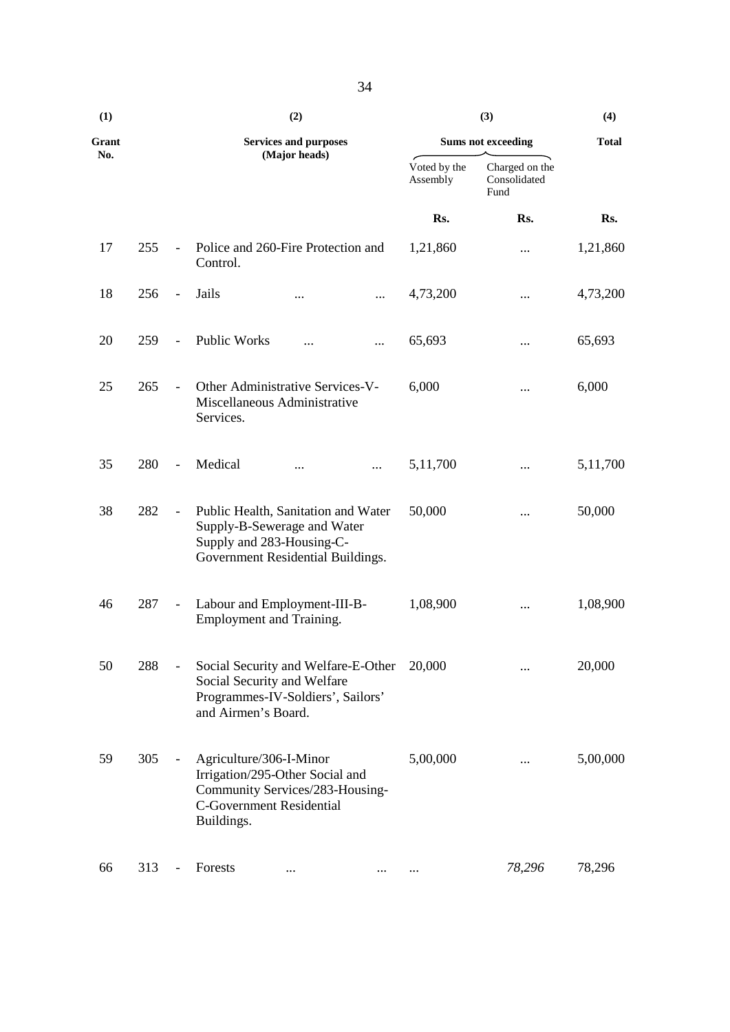| (1) | (2) | (3) | | (4) |
|---|---|---|---|---|
| Grant No. | Services and purposes (Major heads) | Sums not exceeding | | Total |
| | | Voted by the Assembly | Charged on the Consolidated Fund | |
| | | Rs. | Rs. | Rs. |
| 17 | 255 - Police and 260-Fire Protection and Control. | 1,21,860 | ... | 1,21,860 |
| 18 | 256 - Jails ... ... | 4,73,200 | ... | 4,73,200 |
| 20 | 259 - Public Works ... ... | 65,693 | ... | 65,693 |
| 25 | 265 - Other Administrative Services-V-Miscellaneous Administrative Services. | 6,000 | ... | 6,000 |
| 35 | 280 - Medical ... ... | 5,11,700 | ... | 5,11,700 |
| 38 | 282 - Public Health, Sanitation and Water Supply-B-Sewerage and Water Supply and 283-Housing-C-Government Residential Buildings. | 50,000 | ... | 50,000 |
| 46 | 287 - Labour and Employment-III-B-Employment and Training. | 1,08,900 | ... | 1,08,900 |
| 50 | 288 - Social Security and Welfare-E-Other Social Security and Welfare Programmes-IV-Soldiers', Sailors' and Airmen's Board. | 20,000 | ... | 20,000 |
| 59 | 305 - Agriculture/306-I-Minor Irrigation/295-Other Social and Community Services/283-Housing-C-Government Residential Buildings. | 5,00,000 | ... | 5,00,000 |
| 66 | 313 - Forests ... ... | ... | *78,296* | 78,296 |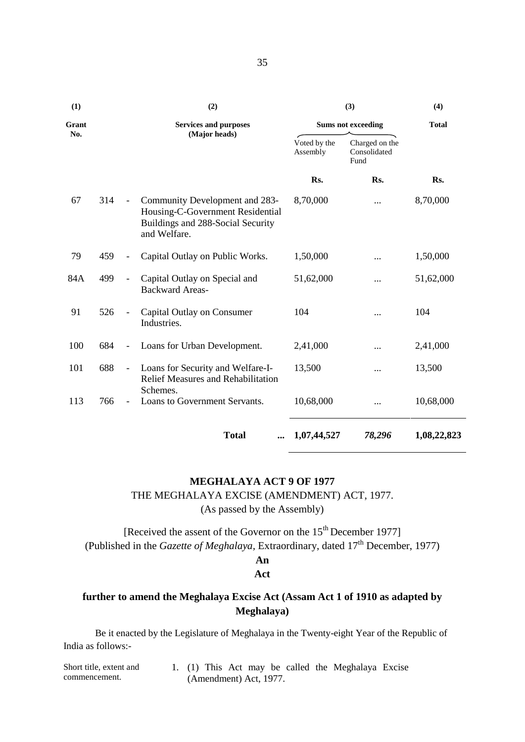| (1) | | (2) | (3) | | (4) |
|---|---|---|---|---|---|
| Grant No. | | Services and purposes (Major heads) | Sums not exceeding | | Total |
| | | | Voted by the Assembly | Charged on the Consolidated Fund | |
| | | | Rs. | Rs. | Rs. |
| 67 | 314 - | Community Development and 283-Housing-C-Government Residential Buildings and 288-Social Security and Welfare. | 8,70,000 | ... | 8,70,000 |
| 79 | 459 - | Capital Outlay on Public Works. | 1,50,000 | ... | 1,50,000 |
| 84A | 499 - | Capital Outlay on Special and Backward Areas- | 51,62,000 | ... | 51,62,000 |
| 91 | 526 - | Capital Outlay on Consumer Industries. | 104 | ... | 104 |
| 100 | 684 - | Loans for Urban Development. | 2,41,000 | ... | 2,41,000 |
| 101 | 688 - | Loans for Security and Welfare-I-Relief Measures and Rehabilitation Schemes. | 13,500 | ... | 13,500 |
| 113 | 766 - | Loans to Government Servants. | 10,68,000 | ... | 10,68,000 |
| | | **Total** ... | **1,07,44,527** | ***78,296*** | **1,08,22,823** |

## MEGHALAYA ACT 9 OF 1977

THE MEGHALAYA EXCISE (AMENDMENT) ACT, 1977.

(As passed by the Assembly)

[Received the assent of the Governor on the 15th December 1977]

(Published in the *Gazette of Meghalaya*, Extraordinary, dated 17th December, 1977)

**An**

**Act**

**further to amend the Meghalaya Excise Act (Assam Act 1 of 1910 as adapted by Meghalaya)**

Be it enacted by the Legislature of Meghalaya in the Twenty-eight Year of the Republic of India as follows:-

Short title, extent and commencement.

1. (1) This Act may be called the Meghalaya Excise (Amendment) Act, 1977.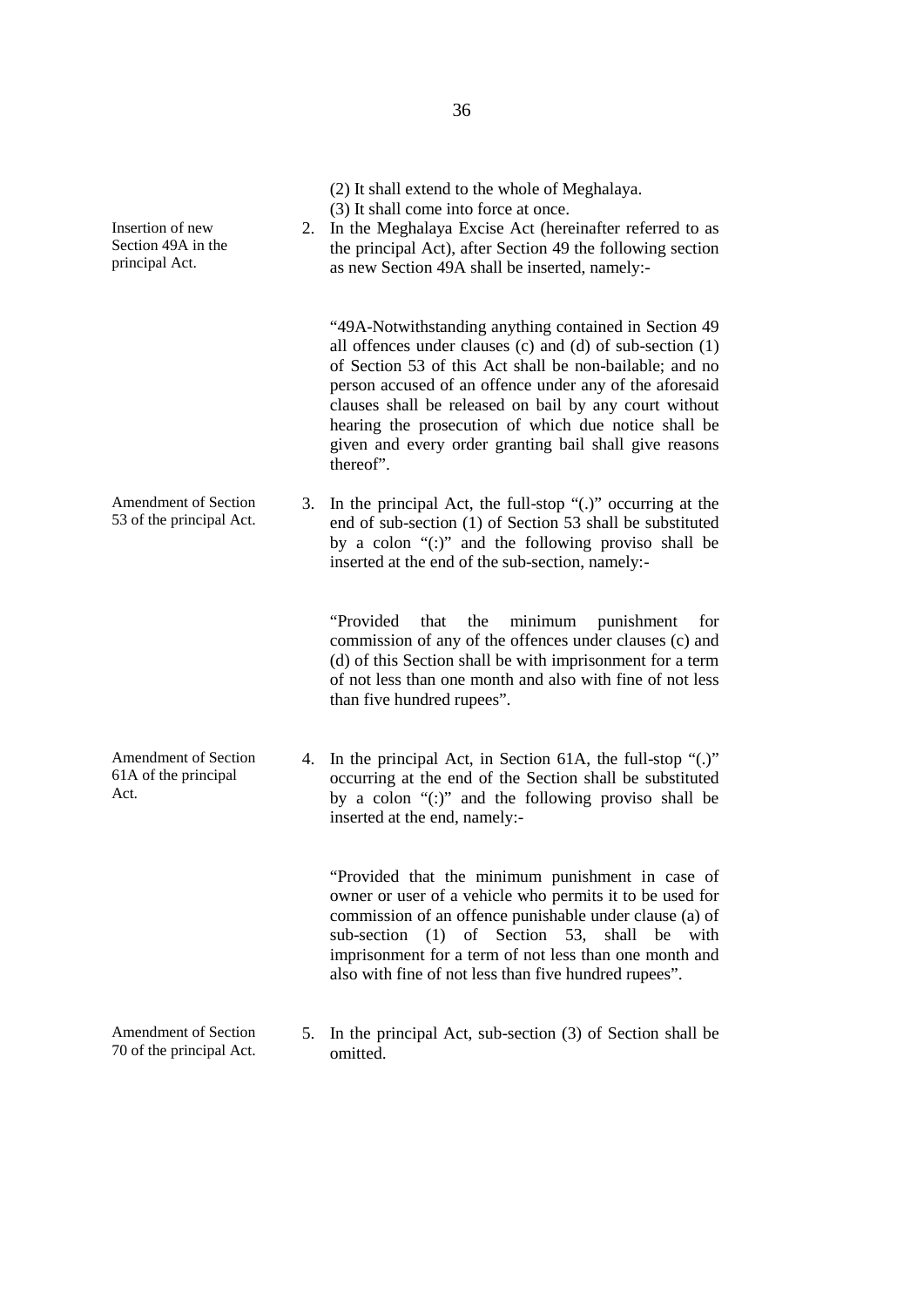(2) It shall extend to the whole of Meghalaya.

(3) It shall come into force at once.

*Insertion of new Section 49A in the principal Act.*

2. In the Meghalaya Excise Act (hereinafter referred to as the principal Act), after Section 49 the following section as new Section 49A shall be inserted, namely:-

"49A-Notwithstanding anything contained in Section 49 all offences under clauses (c) and (d) of sub-section (1) of Section 53 of this Act shall be non-bailable; and no person accused of an offence under any of the aforesaid clauses shall be released on bail by any court without hearing the prosecution of which due notice shall be given and every order granting bail shall give reasons thereof".

*Amendment of Section 53 of the principal Act.*

3. In the principal Act, the full-stop "(.)" occurring at the end of sub-section (1) of Section 53 shall be substituted by a colon "(:)" and the following proviso shall be inserted at the end of the sub-section, namely:-

"Provided that the minimum punishment for commission of any of the offences under clauses (c) and (d) of this Section shall be with imprisonment for a term of not less than one month and also with fine of not less than five hundred rupees".

*Amendment of Section 61A of the principal Act.*

4. In the principal Act, in Section 61A, the full-stop "(.)" occurring at the end of the Section shall be substituted by a colon "(:)" and the following proviso shall be inserted at the end, namely:-

"Provided that the minimum punishment in case of owner or user of a vehicle who permits it to be used for commission of an offence punishable under clause (a) of sub-section (1) of Section 53, shall be with imprisonment for a term of not less than one month and also with fine of not less than five hundred rupees".

*Amendment of Section 70 of the principal Act.*

5. In the principal Act, sub-section (3) of Section shall be omitted.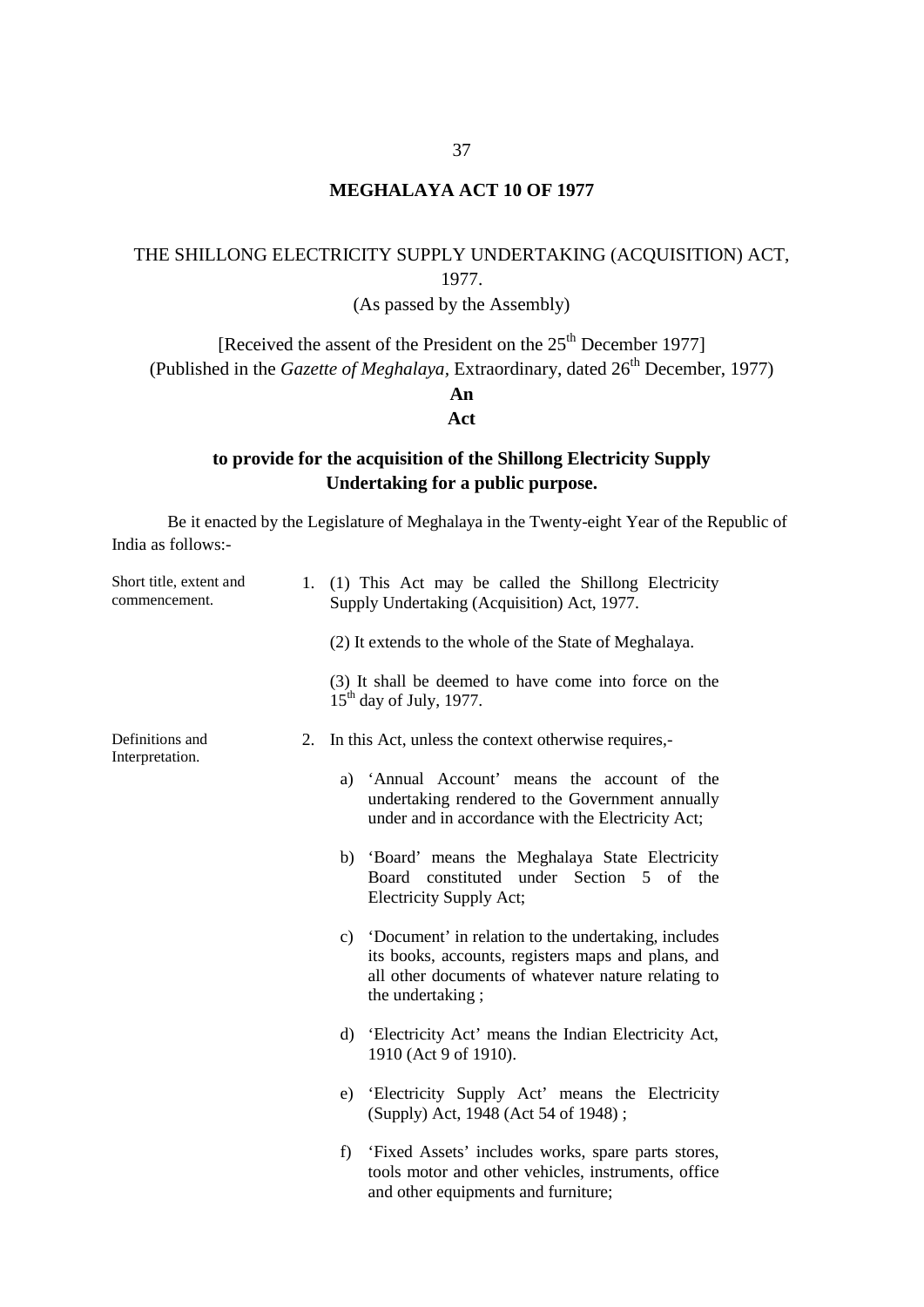**MEGHALAYA ACT 10 OF 1977**

THE SHILLONG ELECTRICITY SUPPLY UNDERTAKING (ACQUISITION) ACT, 1977.

(As passed by the Assembly)

[Received the assent of the President on the 25th December 1977]

(Published in the *Gazette of Meghalaya*, Extraordinary, dated 26th December, 1977)

**An**

**Act**

**to provide for the acquisition of the Shillong Electricity Supply Undertaking for a public purpose.**

Be it enacted by the Legislature of Meghalaya in the Twenty-eight Year of the Republic of India as follows:-

Short title, extent and commencement.

1. (1) This Act may be called the Shillong Electricity Supply Undertaking (Acquisition) Act, 1977.

   (2) It extends to the whole of the State of Meghalaya.

   (3) It shall be deemed to have come into force on the 15th day of July, 1977.

Definitions and Interpretation.

2. In this Act, unless the context otherwise requires,-

   a) 'Annual Account' means the account of the undertaking rendered to the Government annually under and in accordance with the Electricity Act;

   b) 'Board' means the Meghalaya State Electricity Board constituted under Section 5 of the Electricity Supply Act;

   c) 'Document' in relation to the undertaking, includes its books, accounts, registers maps and plans, and all other documents of whatever nature relating to the undertaking ;

   d) 'Electricity Act' means the Indian Electricity Act, 1910 (Act 9 of 1910).

   e) 'Electricity Supply Act' means the Electricity (Supply) Act, 1948 (Act 54 of 1948) ;

   f) 'Fixed Assets' includes works, spare parts stores, tools motor and other vehicles, instruments, office and other equipments and furniture;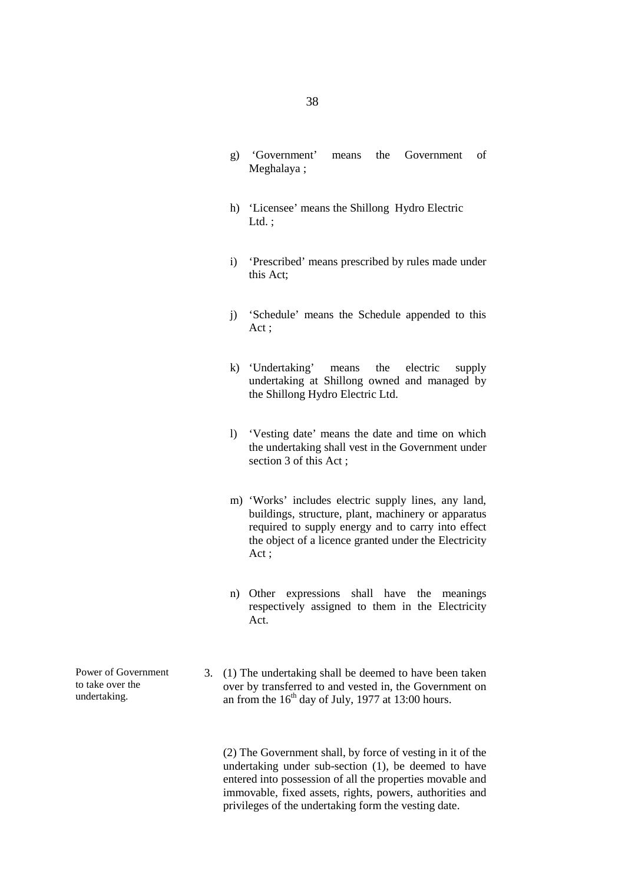g) 'Government' means the Government of Meghalaya ;

h) 'Licensee' means the Shillong Hydro Electric Ltd. ;

i) 'Prescribed' means prescribed by rules made under this Act;

j) 'Schedule' means the Schedule appended to this Act ;

k) 'Undertaking' means the electric supply undertaking at Shillong owned and managed by the Shillong Hydro Electric Ltd.

l) 'Vesting date' means the date and time on which the undertaking shall vest in the Government under section 3 of this Act ;

m) 'Works' includes electric supply lines, any land, buildings, structure, plant, machinery or apparatus required to supply energy and to carry into effect the object of a licence granted under the Electricity Act ;

n) Other expressions shall have the meanings respectively assigned to them in the Electricity Act.

Power of Government to take over the undertaking.

3. (1) The undertaking shall be deemed to have been taken over by transferred to and vested in, the Government on an from the 16th day of July, 1977 at 13:00 hours.

(2) The Government shall, by force of vesting in it of the undertaking under sub-section (1), be deemed to have entered into possession of all the properties movable and immovable, fixed assets, rights, powers, authorities and privileges of the undertaking form the vesting date.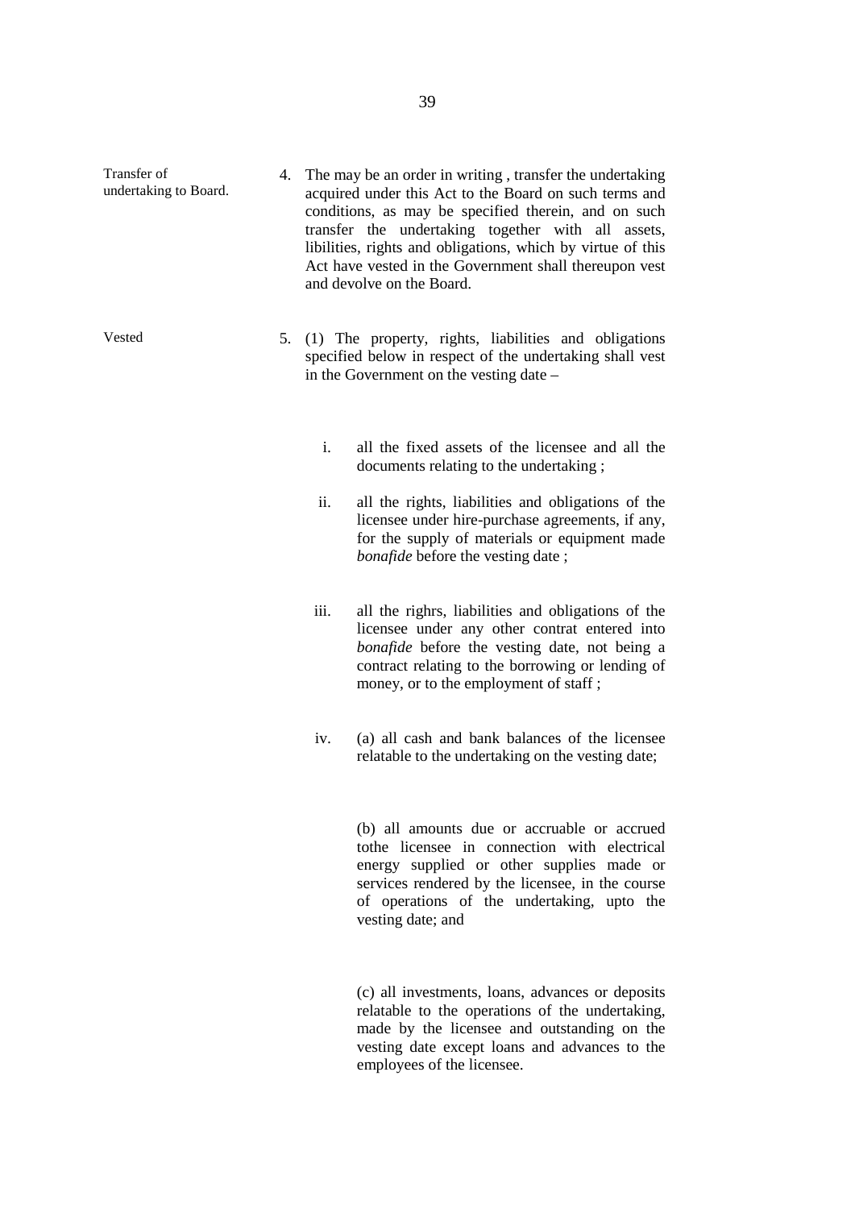**Transfer of undertaking to Board.**

4. The may be an order in writing , transfer the undertaking acquired under this Act to the Board on such terms and conditions, as may be specified therein, and on such transfer the undertaking together with all assets, libilities, rights and obligations, which by virtue of this Act have vested in the Government shall thereupon vest and devolve on the Board.

**Vested**

5. (1) The property, rights, liabilities and obligations specified below in respect of the undertaking shall vest in the Government on the vesting date –

   i. all the fixed assets of the licensee and all the documents relating to the undertaking ;

   ii. all the rights, liabilities and obligations of the licensee under hire-purchase agreements, if any, for the supply of materials or equipment made *bonafide* before the vesting date ;

   iii. all the righrs, liabilities and obligations of the licensee under any other contrat entered into *bonafide* before the vesting date, not being a contract relating to the borrowing or lending of money, or to the employment of staff ;

   iv. (a) all cash and bank balances of the licensee relatable to the undertaking on the vesting date;

      (b) all amounts due or accruable or accrued tothe licensee in connection with electrical energy supplied or other supplies made or services rendered by the licensee, in the course of operations of the undertaking, upto the vesting date; and

      (c) all investments, loans, advances or deposits relatable to the operations of the undertaking, made by the licensee and outstanding on the vesting date except loans and advances to the employees of the licensee.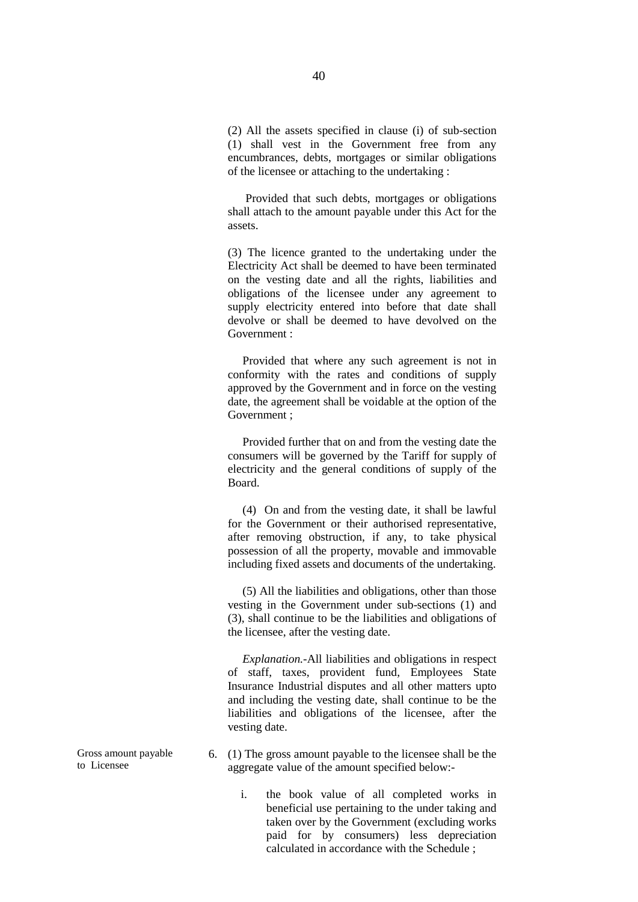(2) All the assets specified in clause (i) of sub-section (1) shall vest in the Government free from any encumbrances, debts, mortgages or similar obligations of the licensee or attaching to the undertaking :

Provided that such debts, mortgages or obligations shall attach to the amount payable under this Act for the assets.

(3) The licence granted to the undertaking under the Electricity Act shall be deemed to have been terminated on the vesting date and all the rights, liabilities and obligations of the licensee under any agreement to supply electricity entered into before that date shall devolve or shall be deemed to have devolved on the Government :

Provided that where any such agreement is not in conformity with the rates and conditions of supply approved by the Government and in force on the vesting date, the agreement shall be voidable at the option of the Government ;

Provided further that on and from the vesting date the consumers will be governed by the Tariff for supply of electricity and the general conditions of supply of the Board.

(4) On and from the vesting date, it shall be lawful for the Government or their authorised representative, after removing obstruction, if any, to take physical possession of all the property, movable and immovable including fixed assets and documents of the undertaking.

(5) All the liabilities and obligations, other than those vesting in the Government under sub-sections (1) and (3), shall continue to be the liabilities and obligations of the licensee, after the vesting date.

*Explanation.*-All liabilities and obligations in respect of staff, taxes, provident fund, Employees State Insurance Industrial disputes and all other matters upto and including the vesting date, shall continue to be the liabilities and obligations of the licensee, after the vesting date.

Gross amount payable to Licensee

6. (1) The gross amount payable to the licensee shall be the aggregate value of the amount specified below:-

    i. the book value of all completed works in beneficial use pertaining to the under taking and taken over by the Government (excluding works paid for by consumers) less depreciation calculated in accordance with the Schedule ;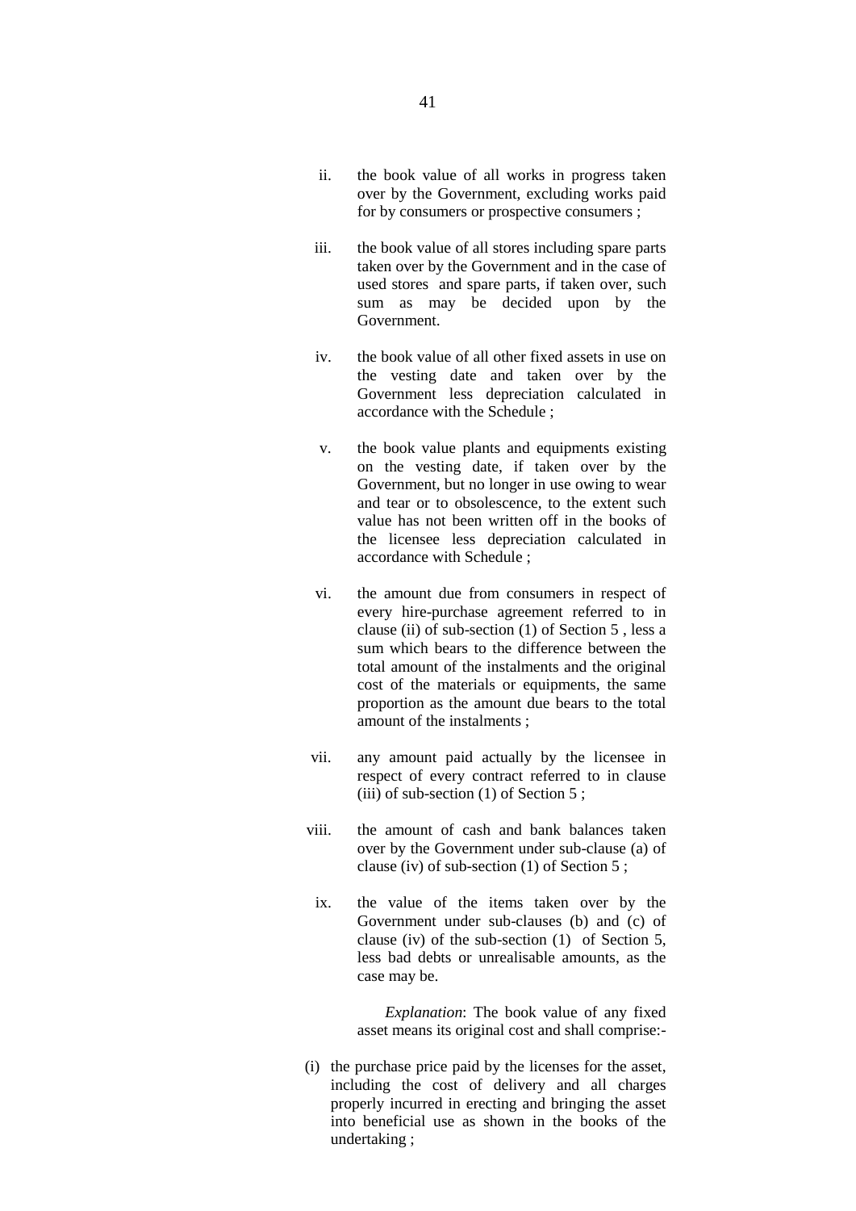ii. the book value of all works in progress taken over by the Government, excluding works paid for by consumers or prospective consumers ;

iii. the book value of all stores including spare parts taken over by the Government and in the case of used stores and spare parts, if taken over, such sum as may be decided upon by the Government.

iv. the book value of all other fixed assets in use on the vesting date and taken over by the Government less depreciation calculated in accordance with the Schedule ;

v. the book value plants and equipments existing on the vesting date, if taken over by the Government, but no longer in use owing to wear and tear or to obsolescence, to the extent such value has not been written off in the books of the licensee less depreciation calculated in accordance with Schedule ;

vi. the amount due from consumers in respect of every hire-purchase agreement referred to in clause (ii) of sub-section (1) of Section 5 , less a sum which bears to the difference between the total amount of the instalments and the original cost of the materials or equipments, the same proportion as the amount due bears to the total amount of the instalments ;

vii. any amount paid actually by the licensee in respect of every contract referred to in clause (iii) of sub-section (1) of Section 5 ;

viii. the amount of cash and bank balances taken over by the Government under sub-clause (a) of clause (iv) of sub-section (1) of Section 5 ;

ix. the value of the items taken over by the Government under sub-clauses (b) and (c) of clause (iv) of the sub-section (1) of Section 5, less bad debts or unrealisable amounts, as the case may be.

*Explanation*: The book value of any fixed asset means its original cost and shall comprise:-

(i) the purchase price paid by the licenses for the asset, including the cost of delivery and all charges properly incurred in erecting and bringing the asset into beneficial use as shown in the books of the undertaking ;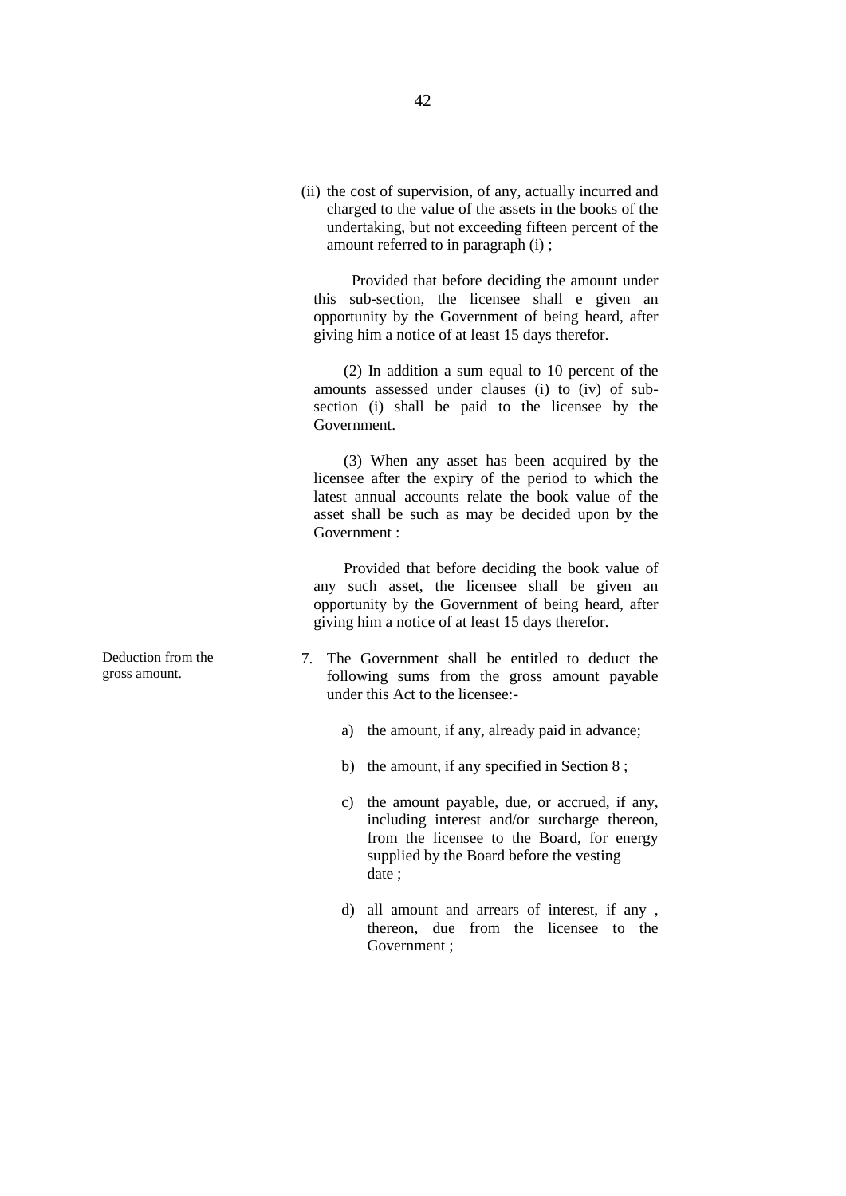(ii) the cost of supervision, of any, actually incurred and charged to the value of the assets in the books of the undertaking, but not exceeding fifteen percent of the amount referred to in paragraph (i) ;

Provided that before deciding the amount under this sub-section, the licensee shall e given an opportunity by the Government of being heard, after giving him a notice of at least 15 days therefor.

(2) In addition a sum equal to 10 percent of the amounts assessed under clauses (i) to (iv) of sub-section (i) shall be paid to the licensee by the Government.

(3) When any asset has been acquired by the licensee after the expiry of the period to which the latest annual accounts relate the book value of the asset shall be such as may be decided upon by the Government :

Provided that before deciding the book value of any such asset, the licensee shall be given an opportunity by the Government of being heard, after giving him a notice of at least 15 days therefor.

*Deduction from the gross amount.*

7. The Government shall be entitled to deduct the following sums from the gross amount payable under this Act to the licensee:-

   a) the amount, if any, already paid in advance;

   b) the amount, if any specified in Section 8 ;

   c) the amount payable, due, or accrued, if any, including interest and/or surcharge thereon, from the licensee to the Board, for energy supplied by the Board before the vesting date ;

   d) all amount and arrears of interest, if any , thereon, due from the licensee to the Government ;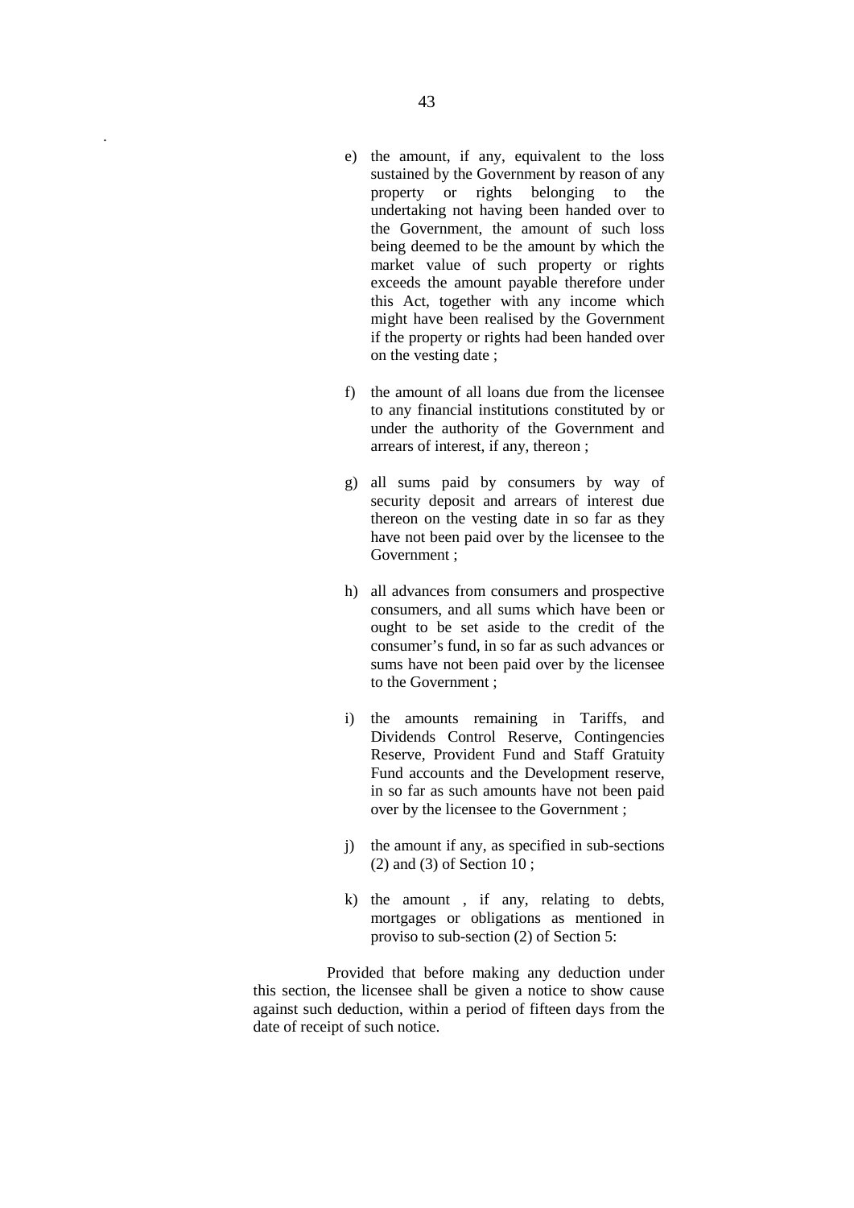e) the amount, if any, equivalent to the loss sustained by the Government by reason of any property or rights belonging to the undertaking not having been handed over to the Government, the amount of such loss being deemed to be the amount by which the market value of such property or rights exceeds the amount payable therefore under this Act, together with any income which might have been realised by the Government if the property or rights had been handed over on the vesting date ;

f) the amount of all loans due from the licensee to any financial institutions constituted by or under the authority of the Government and arrears of interest, if any, thereon ;

g) all sums paid by consumers by way of security deposit and arrears of interest due thereon on the vesting date in so far as they have not been paid over by the licensee to the Government ;

h) all advances from consumers and prospective consumers, and all sums which have been or ought to be set aside to the credit of the consumer's fund, in so far as such advances or sums have not been paid over by the licensee to the Government ;

i) the amounts remaining in Tariffs, and Dividends Control Reserve, Contingencies Reserve, Provident Fund and Staff Gratuity Fund accounts and the Development reserve, in so far as such amounts have not been paid over by the licensee to the Government ;

j) the amount if any, as specified in sub-sections (2) and (3) of Section 10 ;

k) the amount , if any, relating to debts, mortgages or obligations as mentioned in proviso to sub-section (2) of Section 5:

Provided that before making any deduction under this section, the licensee shall be given a notice to show cause against such deduction, within a period of fifteen days from the date of receipt of such notice.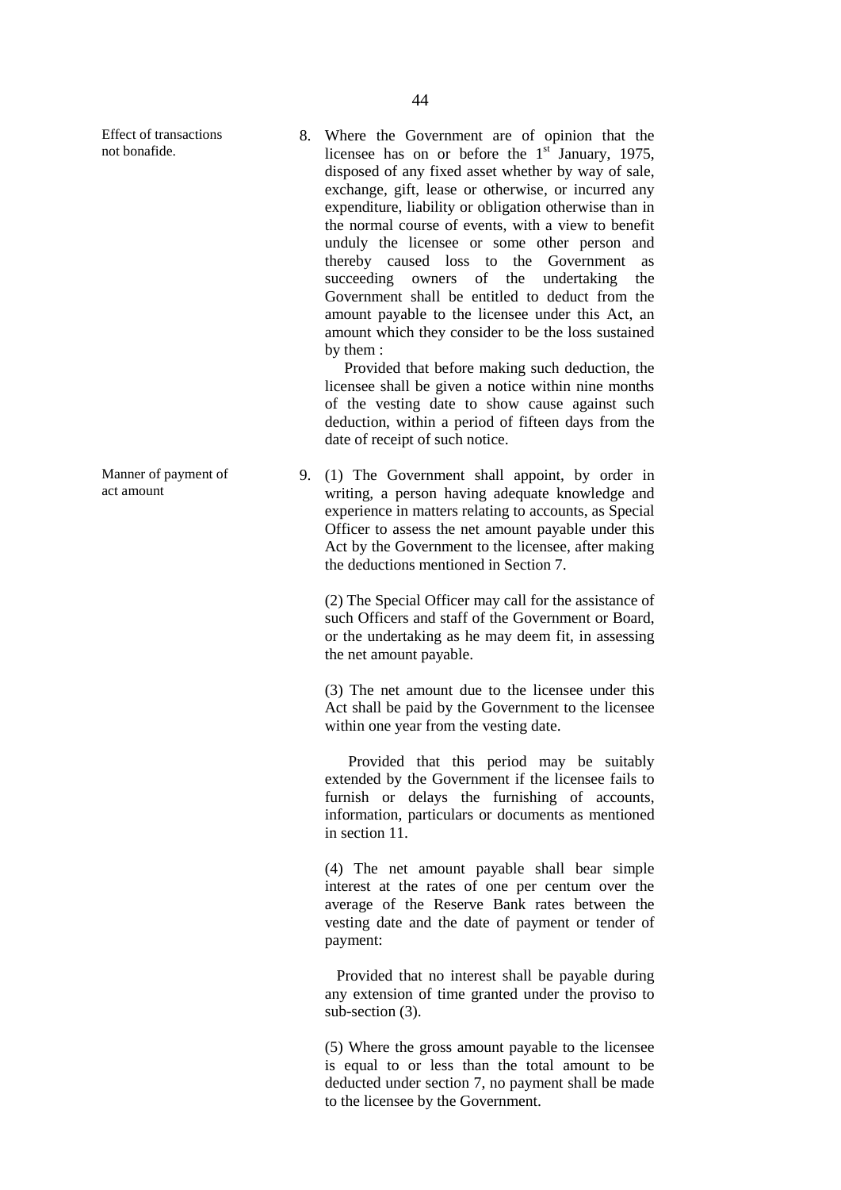**Effect of transactions not bonafide.**

8. Where the Government are of opinion that the licensee has on or before the 1st January, 1975, disposed of any fixed asset whether by way of sale, exchange, gift, lease or otherwise, or incurred any expenditure, liability or obligation otherwise than in the normal course of events, with a view to benefit unduly the licensee or some other person and thereby caused loss to the Government as succeeding owners of the undertaking the Government shall be entitled to deduct from the amount payable to the licensee under this Act, an amount which they consider to be the loss sustained by them :

   Provided that before making such deduction, the licensee shall be given a notice within nine months of the vesting date to show cause against such deduction, within a period of fifteen days from the date of receipt of such notice.

**Manner of payment of act amount**

9. (1) The Government shall appoint, by order in writing, a person having adequate knowledge and experience in matters relating to accounts, as Special Officer to assess the net amount payable under this Act by the Government to the licensee, after making the deductions mentioned in Section 7.

   (2) The Special Officer may call for the assistance of such Officers and staff of the Government or Board, or the undertaking as he may deem fit, in assessing the net amount payable.

   (3) The net amount due to the licensee under this Act shall be paid by the Government to the licensee within one year from the vesting date.

   Provided that this period may be suitably extended by the Government if the licensee fails to furnish or delays the furnishing of accounts, information, particulars or documents as mentioned in section 11.

   (4) The net amount payable shall bear simple interest at the rates of one per centum over the average of the Reserve Bank rates between the vesting date and the date of payment or tender of payment:

   Provided that no interest shall be payable during any extension of time granted under the proviso to sub-section (3).

   (5) Where the gross amount payable to the licensee is equal to or less than the total amount to be deducted under section 7, no payment shall be made to the licensee by the Government.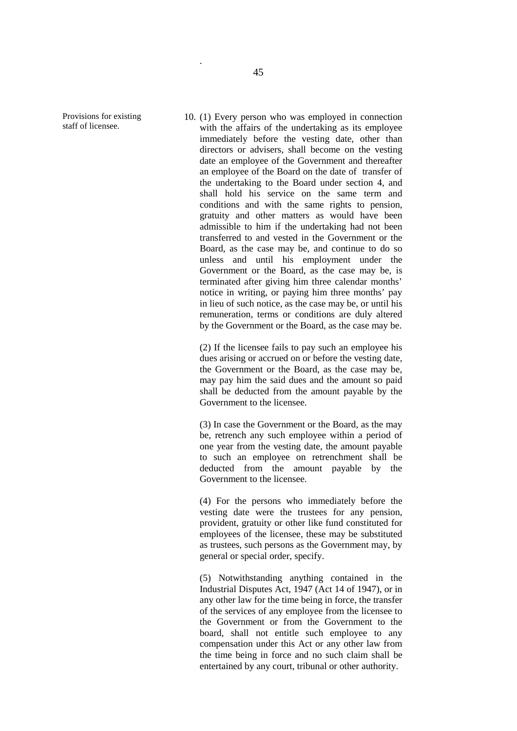Provisions for existing staff of licensee.

10. (1) Every person who was employed in connection with the affairs of the undertaking as its employee immediately before the vesting date, other than directors or advisers, shall become on the vesting date an employee of the Government and thereafter an employee of the Board on the date of transfer of the undertaking to the Board under section 4, and shall hold his service on the same term and conditions and with the same rights to pension, gratuity and other matters as would have been admissible to him if the undertaking had not been transferred to and vested in the Government or the Board, as the case may be, and continue to do so unless and until his employment under the Government or the Board, as the case may be, is terminated after giving him three calendar months' notice in writing, or paying him three months' pay in lieu of such notice, as the case may be, or until his remuneration, terms or conditions are duly altered by the Government or the Board, as the case may be.

(2) If the licensee fails to pay such an employee his dues arising or accrued on or before the vesting date, the Government or the Board, as the case may be, may pay him the said dues and the amount so paid shall be deducted from the amount payable by the Government to the licensee.

(3) In case the Government or the Board, as the may be, retrench any such employee within a period of one year from the vesting date, the amount payable to such an employee on retrenchment shall be deducted from the amount payable by the Government to the licensee.

(4) For the persons who immediately before the vesting date were the trustees for any pension, provident, gratuity or other like fund constituted for employees of the licensee, these may be substituted as trustees, such persons as the Government may, by general or special order, specify.

(5) Notwithstanding anything contained in the Industrial Disputes Act, 1947 (Act 14 of 1947), or in any other law for the time being in force, the transfer of the services of any employee from the licensee to the Government or from the Government to the board, shall not entitle such employee to any compensation under this Act or any other law from the time being in force and no such claim shall be entertained by any court, tribunal or other authority.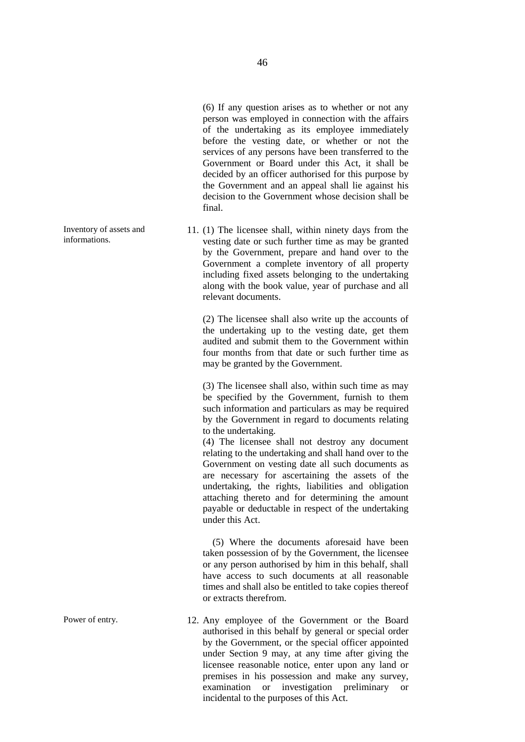(6) If any question arises as to whether or not any person was employed in connection with the affairs of the undertaking as its employee immediately before the vesting date, or whether or not the services of any persons have been transferred to the Government or Board under this Act, it shall be decided by an officer authorised for this purpose by the Government and an appeal shall lie against his decision to the Government whose decision shall be final.

*Inventory of assets and informations.*

11. (1) The licensee shall, within ninety days from the vesting date or such further time as may be granted by the Government, prepare and hand over to the Government a complete inventory of all property including fixed assets belonging to the undertaking along with the book value, year of purchase and all relevant documents.

(2) The licensee shall also write up the accounts of the undertaking up to the vesting date, get them audited and submit them to the Government within four months from that date or such further time as may be granted by the Government.

(3) The licensee shall also, within such time as may be specified by the Government, furnish to them such information and particulars as may be required by the Government in regard to documents relating to the undertaking.

(4) The licensee shall not destroy any document relating to the undertaking and shall hand over to the Government on vesting date all such documents as are necessary for ascertaining the assets of the undertaking, the rights, liabilities and obligation attaching thereto and for determining the amount payable or deductable in respect of the undertaking under this Act.

(5) Where the documents aforesaid have been taken possession of by the Government, the licensee or any person authorised by him in this behalf, shall have access to such documents at all reasonable times and shall also be entitled to take copies thereof or extracts therefrom.

*Power of entry.*

12. Any employee of the Government or the Board authorised in this behalf by general or special order by the Government, or the special officer appointed under Section 9 may, at any time after giving the licensee reasonable notice, enter upon any land or premises in his possession and make any survey, examination or investigation preliminary or incidental to the purposes of this Act.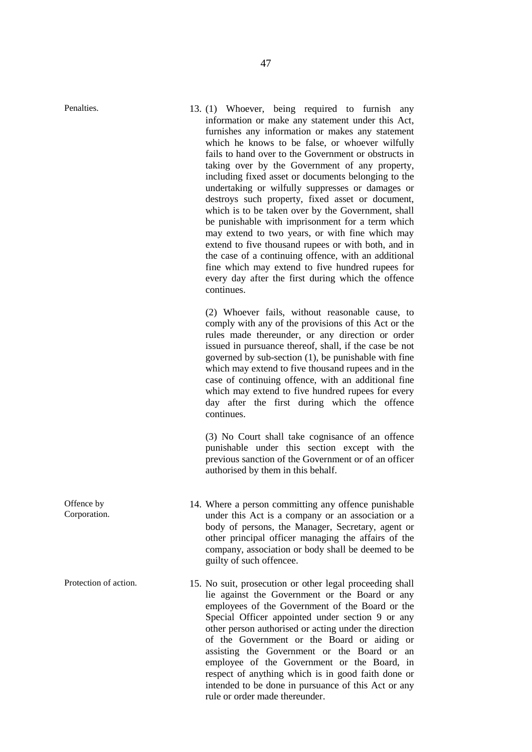**Penalties.**

13. (1) Whoever, being required to furnish any information or make any statement under this Act, furnishes any information or makes any statement which he knows to be false, or whoever wilfully fails to hand over to the Government or obstructs in taking over by the Government of any property, including fixed asset or documents belonging to the undertaking or wilfully suppresses or damages or destroys such property, fixed asset or document, which is to be taken over by the Government, shall be punishable with imprisonment for a term which may extend to two years, or with fine which may extend to five thousand rupees or with both, and in the case of a continuing offence, with an additional fine which may extend to five hundred rupees for every day after the first during which the offence continues.

(2) Whoever fails, without reasonable cause, to comply with any of the provisions of this Act or the rules made thereunder, or any direction or order issued in pursuance thereof, shall, if the case be not governed by sub-section (1), be punishable with fine which may extend to five thousand rupees and in the case of continuing offence, with an additional fine which may extend to five hundred rupees for every day after the first during which the offence continues.

(3) No Court shall take cognisance of an offence punishable under this section except with the previous sanction of the Government or of an officer authorised by them in this behalf.

**Offence by Corporation.**

14. Where a person committing any offence punishable under this Act is a company or an association or a body of persons, the Manager, Secretary, agent or other principal officer managing the affairs of the company, association or body shall be deemed to be guilty of such offencee.

**Protection of action.**

15. No suit, prosecution or other legal proceeding shall lie against the Government or the Board or any employees of the Government of the Board or the Special Officer appointed under section 9 or any other person authorised or acting under the direction of the Government or the Board or aiding or assisting the Government or the Board or an employee of the Government or the Board, in respect of anything which is in good faith done or intended to be done in pursuance of this Act or any rule or order made thereunder.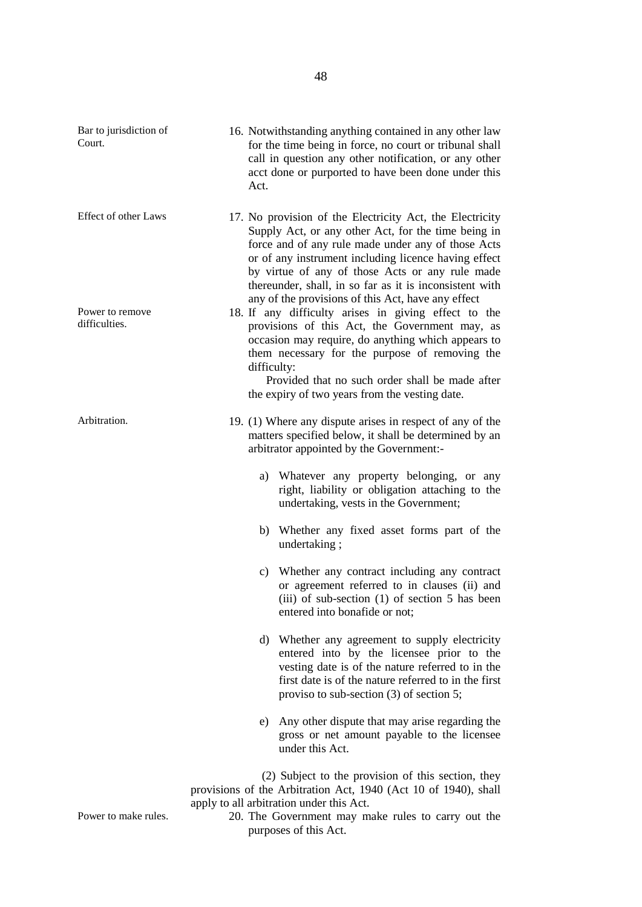**Bar to jurisdiction of Court.**

16. Notwithstanding anything contained in any other law for the time being in force, no court or tribunal shall call in question any other notification, or any other acct done or purported to have been done under this Act.

**Effect of other Laws**

17. No provision of the Electricity Act, the Electricity Supply Act, or any other Act, for the time being in force and of any rule made under any of those Acts or of any instrument including licence having effect by virtue of any of those Acts or any rule made thereunder, shall, in so far as it is inconsistent with any of the provisions of this Act, have any effect

**Power to remove difficulties.**

18. If any difficulty arises in giving effect to the provisions of this Act, the Government may, as occasion may require, do anything which appears to them necessary for the purpose of removing the difficulty:

    Provided that no such order shall be made after the expiry of two years from the vesting date.

**Arbitration.**

19. (1) Where any dispute arises in respect of any of the matters specified below, it shall be determined by an arbitrator appointed by the Government:-

    a) Whatever any property belonging, or any right, liability or obligation attaching to the undertaking, vests in the Government;

    b) Whether any fixed asset forms part of the undertaking ;

    c) Whether any contract including any contract or agreement referred to in clauses (ii) and (iii) of sub-section (1) of section 5 has been entered into bonafide or not;

    d) Whether any agreement to supply electricity entered into by the licensee prior to the vesting date is of the nature referred to in the first date is of the nature referred to in the first proviso to sub-section (3) of section 5;

    e) Any other dispute that may arise regarding the gross or net amount payable to the licensee under this Act.

    (2) Subject to the provision of this section, they provisions of the Arbitration Act, 1940 (Act 10 of 1940), shall apply to all arbitration under this Act.

**Power to make rules.**

20. The Government may make rules to carry out the purposes of this Act.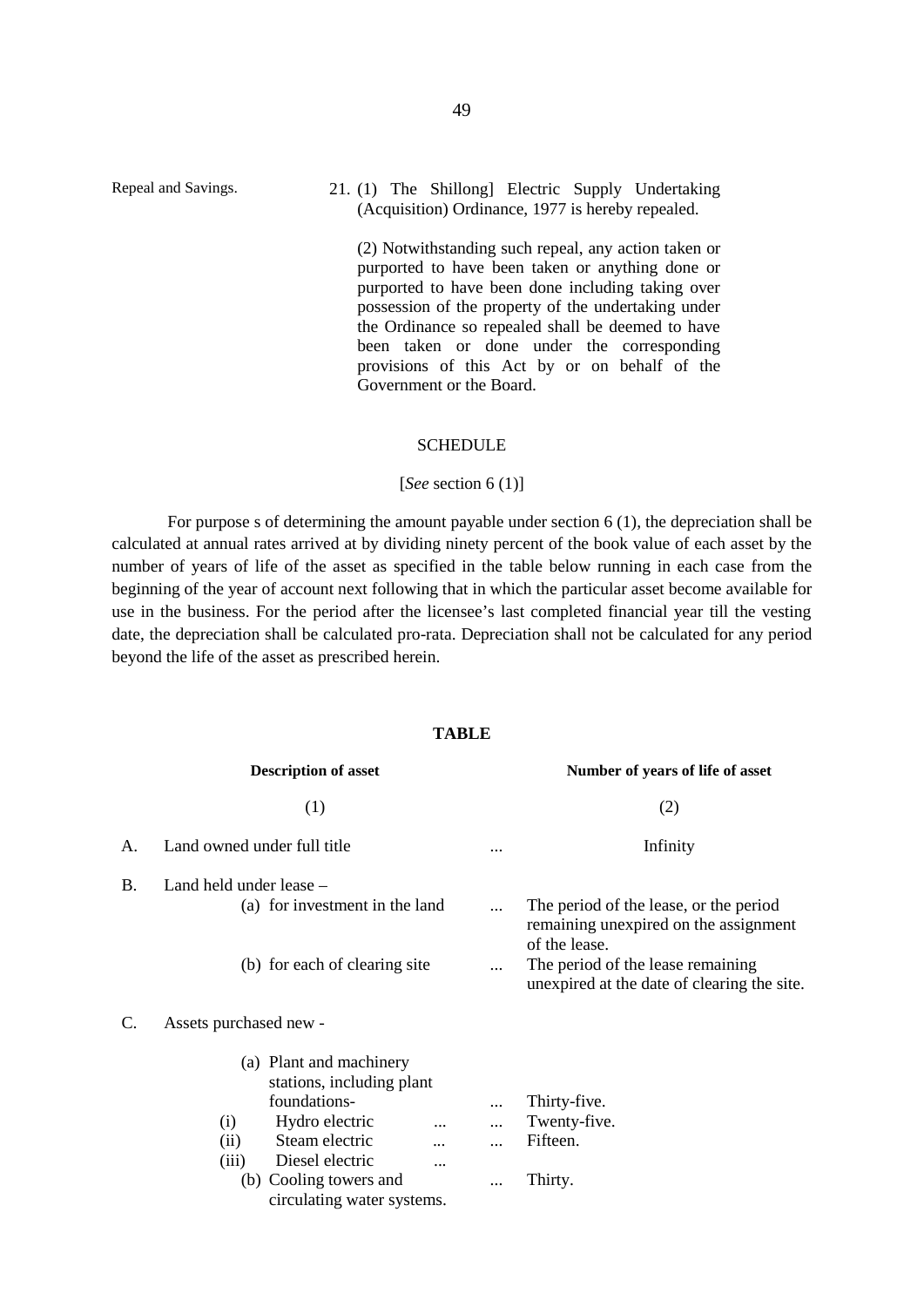Repeal and Savings.

21. (1) The Shillong] Electric Supply Undertaking (Acquisition) Ordinance, 1977 is hereby repealed.

(2) Notwithstanding such repeal, any action taken or purported to have been taken or anything done or purported to have been done including taking over possession of the property of the undertaking under the Ordinance so repealed shall be deemed to have been taken or done under the corresponding provisions of this Act by or on behalf of the Government or the Board.

## SCHEDULE

[*See* section 6 (1)]

For purpose s of determining the amount payable under section 6 (1), the depreciation shall be calculated at annual rates arrived at by dividing ninety percent of the book value of each asset by the number of years of life of the asset as specified in the table below running in each case from the beginning of the year of account next following that in which the particular asset become available for use in the business. For the period after the licensee's last completed financial year till the vesting date, the depreciation shall be calculated pro-rata. Depreciation shall not be calculated for any period beyond the life of the asset as prescribed herein.

**TABLE**

| | **Description of asset** | | **Number of years of life of asset** |
|---|---|---|---|
| | (1) | | (2) |
| A. | Land owned under full title | ... | Infinity |
| B. | Land held under lease – | | |
| | (a) for investment in the land | ... | The period of the lease, or the period remaining unexpired on the assignment of the lease. |
| | (b) for each of clearing site | ... | The period of the lease remaining unexpired at the date of clearing the site. |
| C. | Assets purchased new - | | |
| | (a) Plant and machinery stations, including plant foundations- | | |
| | (i) Hydro electric ... | ... | Thirty-five. |
| | (ii) Steam electric ... | ... | Twenty-five. |
| | (iii) Diesel electric ... | ... | Fifteen. |
| | (b) Cooling towers and circulating water systems. | ... | Thirty. |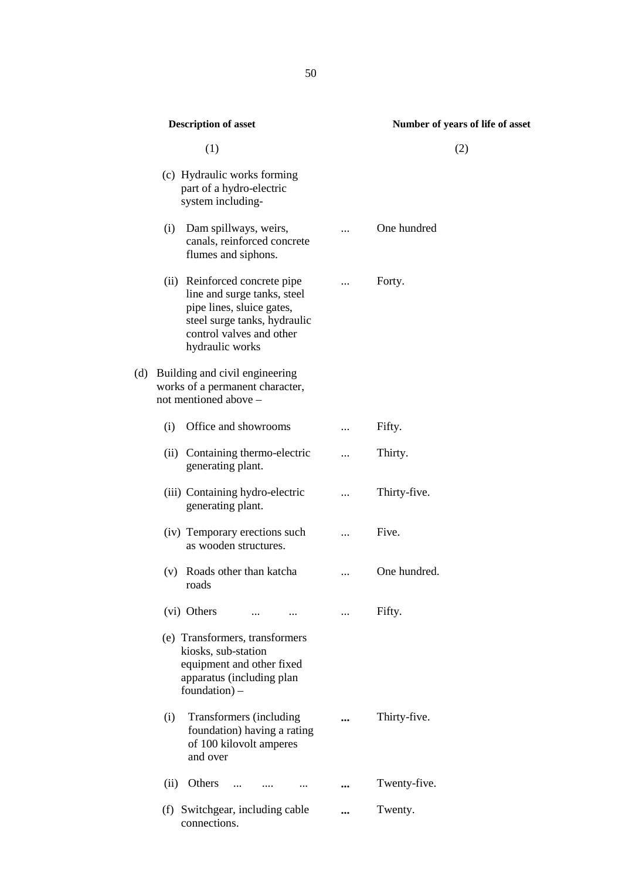| Description of asset | Number of years of life of asset |
|---|---|
| (1) | (2) |
| (c) Hydraulic works forming part of a hydro-electric system including- | |
| (i) Dam spillways, weirs, canals, reinforced concrete flumes and siphons. ... | One hundred |
| (ii) Reinforced concrete pipe line and surge tanks, steel pipe lines, sluice gates, steel surge tanks, hydraulic control valves and other hydraulic works ... | Forty. |
| (d) Building and civil engineering works of a permanent character, not mentioned above – | |
| (i) Office and showrooms ... | Fifty. |
| (ii) Containing thermo-electric generating plant. ... | Thirty. |
| (iii) Containing hydro-electric generating plant. ... | Thirty-five. |
| (iv) Temporary erections such as wooden structures. ... | Five. |
| (v) Roads other than katcha roads ... | One hundred. |
| (vi) Others ... ... ... | Fifty. |
| (e) Transformers, transformers kiosks, sub-station equipment and other fixed apparatus (including plan foundation) – | |
| (i) Transformers (including foundation) having a rating of 100 kilovolt amperes and over ... | Thirty-five. |
| (ii) Others ... .... ... ... | Twenty-five. |
| (f) Switchgear, including cable connections. ... | Twenty. |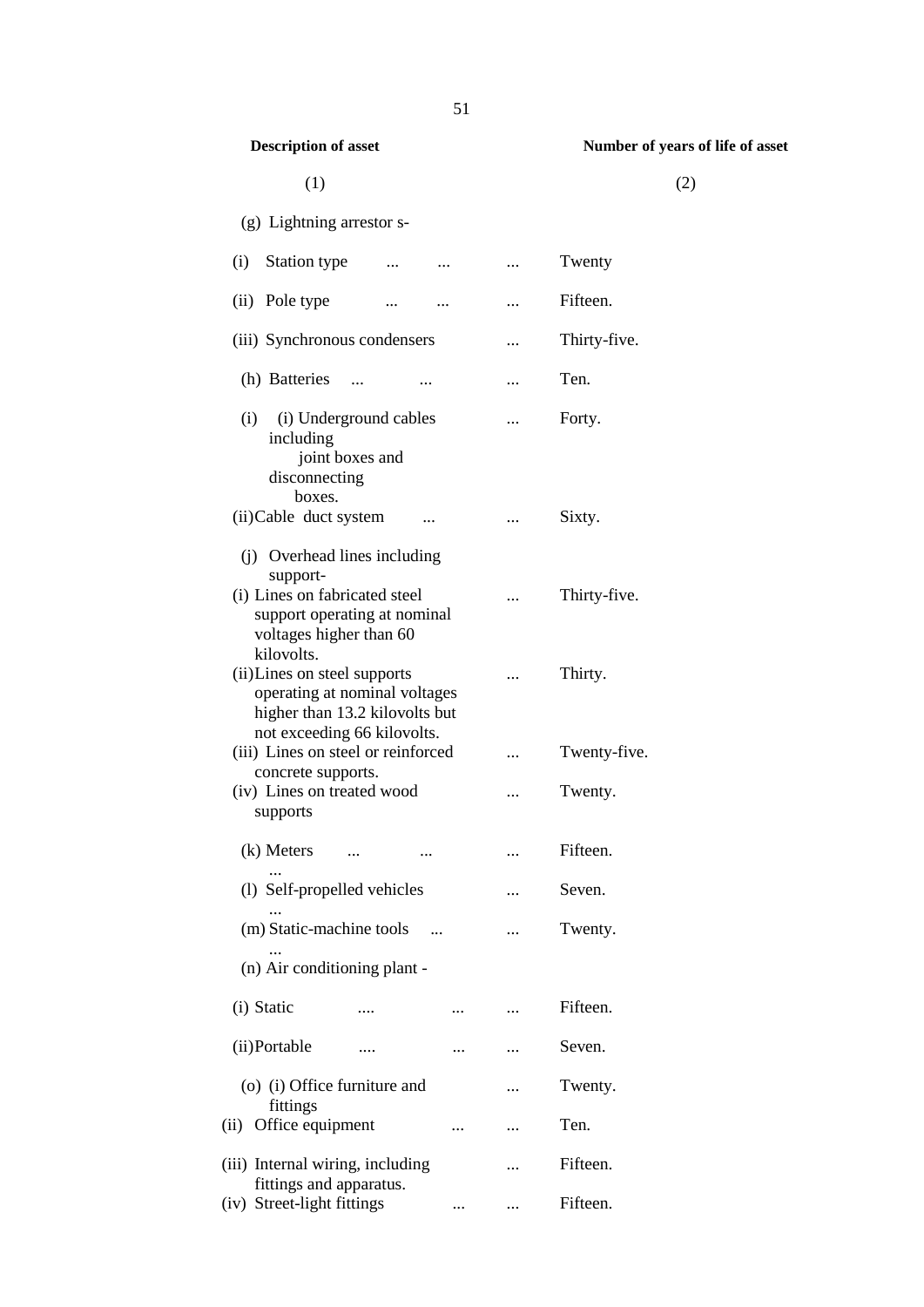| Description of asset | Number of years of life of asset |
|---|---|
| (1) | (2) |
| (g) Lightning arrestor s- | |
| (i) Station type ... ... ... | Twenty |
| (ii) Pole type ... ... ... | Fifteen. |
| (iii) Synchronous condensers ... | Thirty-five. |
| (h) Batteries ... ... ... | Ten. |
| (i) (i) Underground cables including joint boxes and disconnecting boxes. ... | Forty. |
| (ii) Cable duct system ... ... | Sixty. |
| (j) Overhead lines including support- | |
| (i) Lines on fabricated steel support operating at nominal voltages higher than 60 kilovolts. ... | Thirty-five. |
| (ii) Lines on steel supports operating at nominal voltages higher than 13.2 kilovolts but not exceeding 66 kilovolts. ... | Thirty. |
| (iii) Lines on steel or reinforced concrete supports. ... | Twenty-five. |
| (iv) Lines on treated wood supports ... | Twenty. |
| (k) Meters ... ... ... ... | Fifteen. |
| (l) Self-propelled vehicles ... ... | Seven. |
| (m) Static-machine tools ... ... ... | Twenty. |
| (n) Air conditioning plant - | |
| (i) Static .... ... ... | Fifteen. |
| (ii) Portable .... ... ... | Seven. |
| (o) (i) Office furniture and fittings ... | Twenty. |
| (ii) Office equipment ... ... | Ten. |
| (iii) Internal wiring, including fittings and apparatus. ... | Fifteen. |
| (iv) Street-light fittings ... ... | Fifteen. |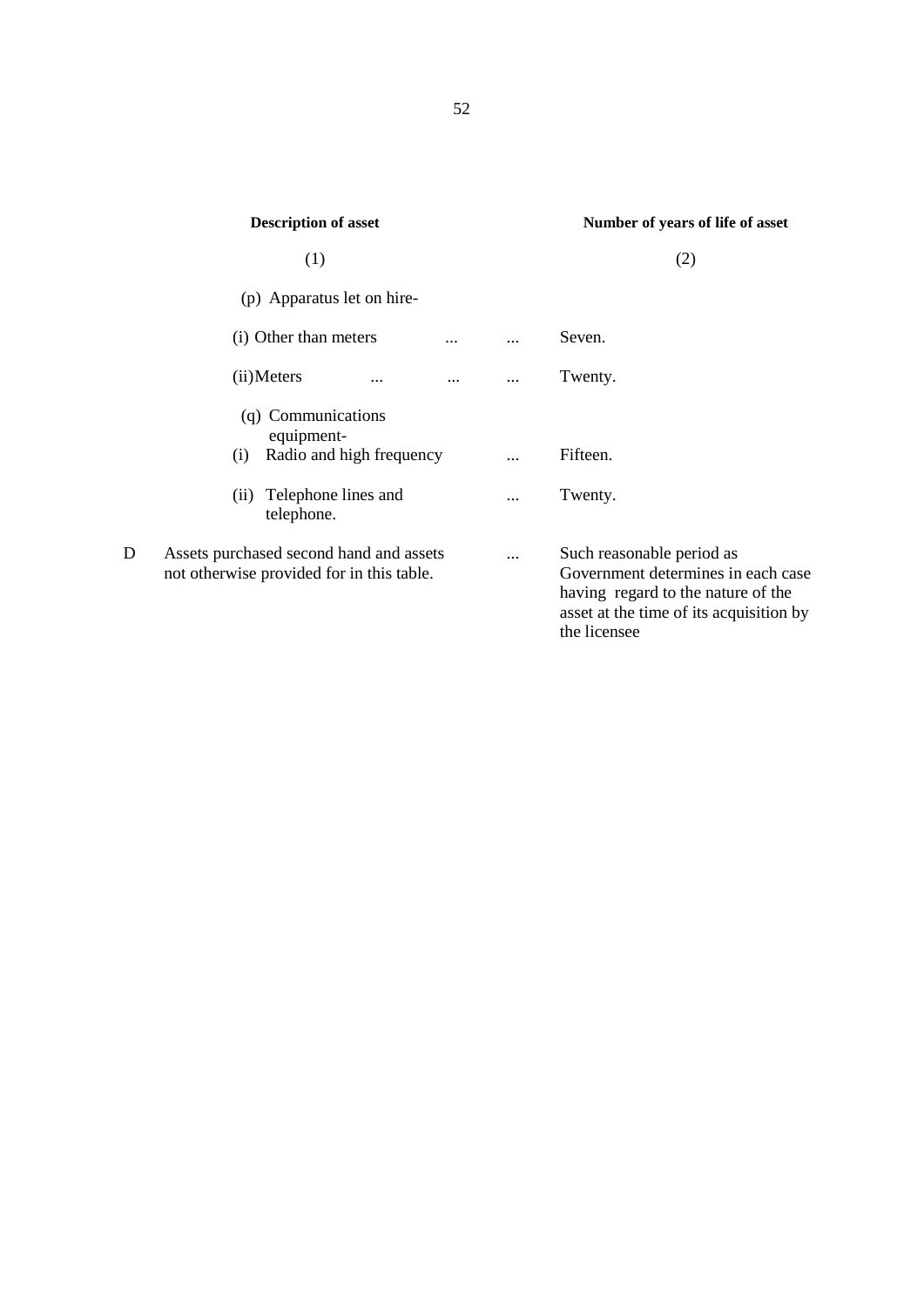| | Description of asset | Number of years of life of asset |
|---|---|---|
| | (1) | (2) |
| | (p) Apparatus let on hire- | |
| | (i) Other than meters ... ... | Seven. |
| | (ii) Meters ... ... ... | Twenty. |
| | (q) Communications equipment- | |
| | (i) Radio and high frequency ... | Fifteen. |
| | (ii) Telephone lines and telephone. ... | Twenty. |
| D | Assets purchased second hand and assets not otherwise provided for in this table. ... | Such reasonable period as Government determines in each case having regard to the nature of the asset at the time of its acquisition by the licensee |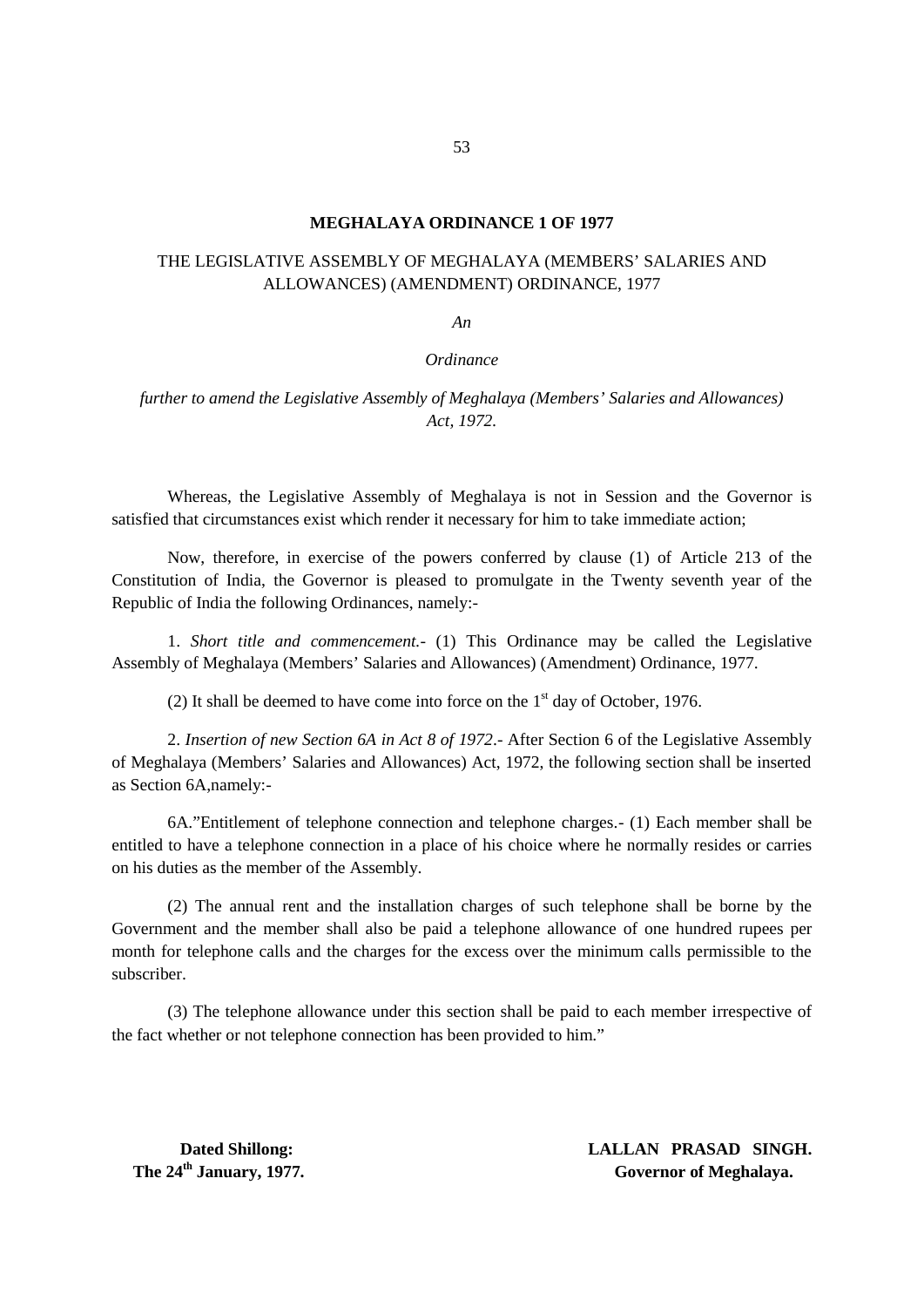# MEGHALAYA ORDINANCE 1 OF 1977

## THE LEGISLATIVE ASSEMBLY OF MEGHALAYA (MEMBERS' SALARIES AND ALLOWANCES) (AMENDMENT) ORDINANCE, 1977

*An*

*Ordinance*

*further to amend the Legislative Assembly of Meghalaya (Members' Salaries and Allowances) Act, 1972.*

Whereas, the Legislative Assembly of Meghalaya is not in Session and the Governor is satisfied that circumstances exist which render it necessary for him to take immediate action;

Now, therefore, in exercise of the powers conferred by clause (1) of Article 213 of the Constitution of India, the Governor is pleased to promulgate in the Twenty seventh year of the Republic of India the following Ordinances, namely:-

1. *Short title and commencement.*- (1) This Ordinance may be called the Legislative Assembly of Meghalaya (Members' Salaries and Allowances) (Amendment) Ordinance, 1977.

(2) It shall be deemed to have come into force on the 1st day of October, 1976.

2. *Insertion of new Section 6A in Act 8 of 1972*.- After Section 6 of the Legislative Assembly of Meghalaya (Members' Salaries and Allowances) Act, 1972, the following section shall be inserted as Section 6A,namely:-

6A."Entitlement of telephone connection and telephone charges.- (1) Each member shall be entitled to have a telephone connection in a place of his choice where he normally resides or carries on his duties as the member of the Assembly.

(2) The annual rent and the installation charges of such telephone shall be borne by the Government and the member shall also be paid a telephone allowance of one hundred rupees per month for telephone calls and the charges for the excess over the minimum calls permissible to the subscriber.

(3) The telephone allowance under this section shall be paid to each member irrespective of the fact whether or not telephone connection has been provided to him."

**Dated Shillong:**
**The 24th January, 1977.**

**LALLAN PRASAD SINGH.**
**Governor of Meghalaya.**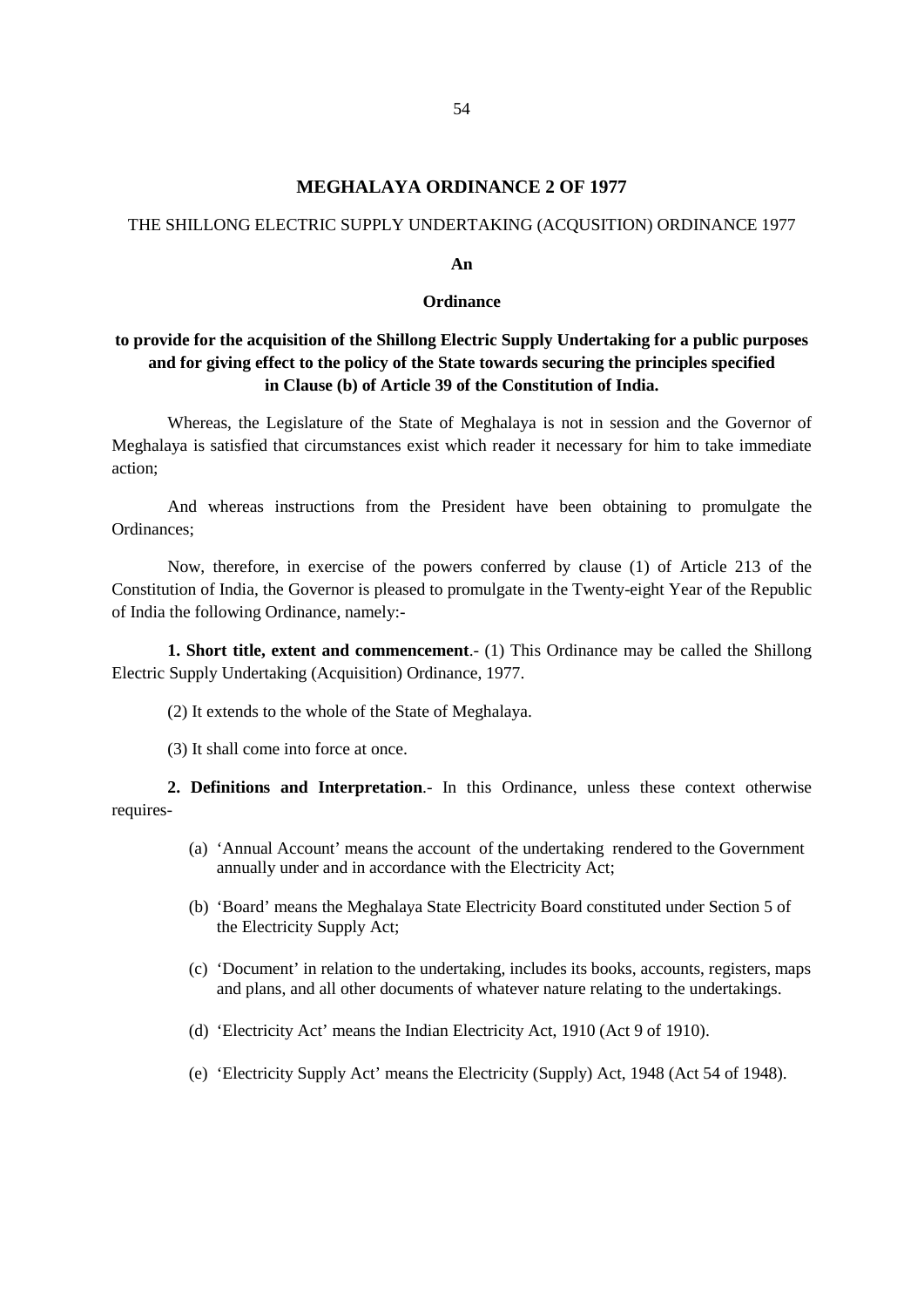# MEGHALAYA ORDINANCE 2 OF 1977

THE SHILLONG ELECTRIC SUPPLY UNDERTAKING (ACQUSITION) ORDINANCE 1977

**An**

**Ordinance**

**to provide for the acquisition of the Shillong Electric Supply Undertaking for a public purposes and for giving effect to the policy of the State towards securing the principles specified in Clause (b) of Article 39 of the Constitution of India.**

Whereas, the Legislature of the State of Meghalaya is not in session and the Governor of Meghalaya is satisfied that circumstances exist which reader it necessary for him to take immediate action;

And whereas instructions from the President have been obtaining to promulgate the Ordinances;

Now, therefore, in exercise of the powers conferred by clause (1) of Article 213 of the Constitution of India, the Governor is pleased to promulgate in the Twenty-eight Year of the Republic of India the following Ordinance, namely:-

**1. Short title, extent and commencement**.- (1) This Ordinance may be called the Shillong Electric Supply Undertaking (Acquisition) Ordinance, 1977.

(2) It extends to the whole of the State of Meghalaya.

(3) It shall come into force at once.

**2. Definitions and Interpretation**.- In this Ordinance, unless these context otherwise requires-

(a) 'Annual Account' means the account of the undertaking rendered to the Government annually under and in accordance with the Electricity Act;

(b) 'Board' means the Meghalaya State Electricity Board constituted under Section 5 of the Electricity Supply Act;

(c) 'Document' in relation to the undertaking, includes its books, accounts, registers, maps and plans, and all other documents of whatever nature relating to the undertakings.

(d) 'Electricity Act' means the Indian Electricity Act, 1910 (Act 9 of 1910).

(e) 'Electricity Supply Act' means the Electricity (Supply) Act, 1948 (Act 54 of 1948).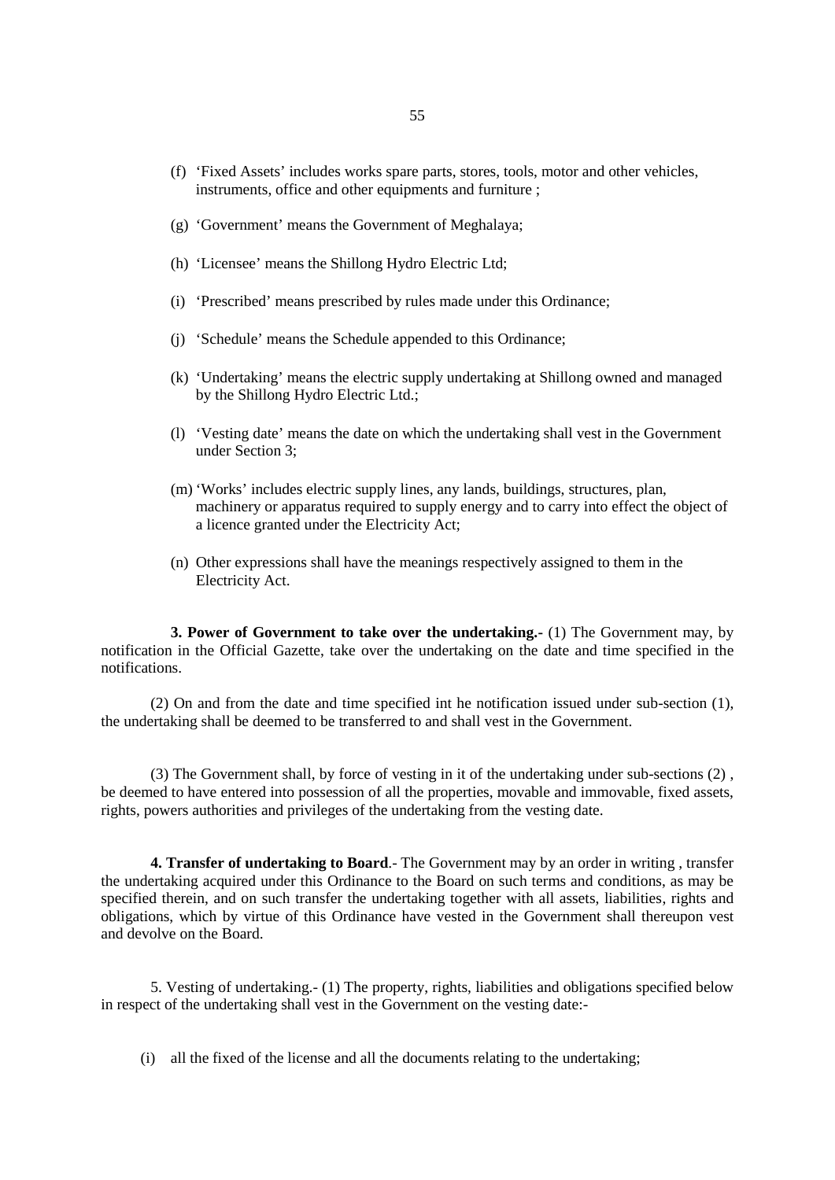(f) 'Fixed Assets' includes works spare parts, stores, tools, motor and other vehicles, instruments, office and other equipments and furniture ;

(g) 'Government' means the Government of Meghalaya;

(h) 'Licensee' means the Shillong Hydro Electric Ltd;

(i) 'Prescribed' means prescribed by rules made under this Ordinance;

(j) 'Schedule' means the Schedule appended to this Ordinance;

(k) 'Undertaking' means the electric supply undertaking at Shillong owned and managed by the Shillong Hydro Electric Ltd.;

(l) 'Vesting date' means the date on which the undertaking shall vest in the Government under Section 3;

(m) 'Works' includes electric supply lines, any lands, buildings, structures, plan, machinery or apparatus required to supply energy and to carry into effect the object of a licence granted under the Electricity Act;

(n) Other expressions shall have the meanings respectively assigned to them in the Electricity Act.

**3. Power of Government to take over the undertaking.-** (1) The Government may, by notification in the Official Gazette, take over the undertaking on the date and time specified in the notifications.

(2) On and from the date and time specified int he notification issued under sub-section (1), the undertaking shall be deemed to be transferred to and shall vest in the Government.

(3) The Government shall, by force of vesting in it of the undertaking under sub-sections (2) , be deemed to have entered into possession of all the properties, movable and immovable, fixed assets, rights, powers authorities and privileges of the undertaking from the vesting date.

**4. Transfer of undertaking to Board**.- The Government may by an order in writing , transfer the undertaking acquired under this Ordinance to the Board on such terms and conditions, as may be specified therein, and on such transfer the undertaking together with all assets, liabilities, rights and obligations, which by virtue of this Ordinance have vested in the Government shall thereupon vest and devolve on the Board.

5. Vesting of undertaking.- (1) The property, rights, liabilities and obligations specified below in respect of the undertaking shall vest in the Government on the vesting date:-

(i) all the fixed of the license and all the documents relating to the undertaking;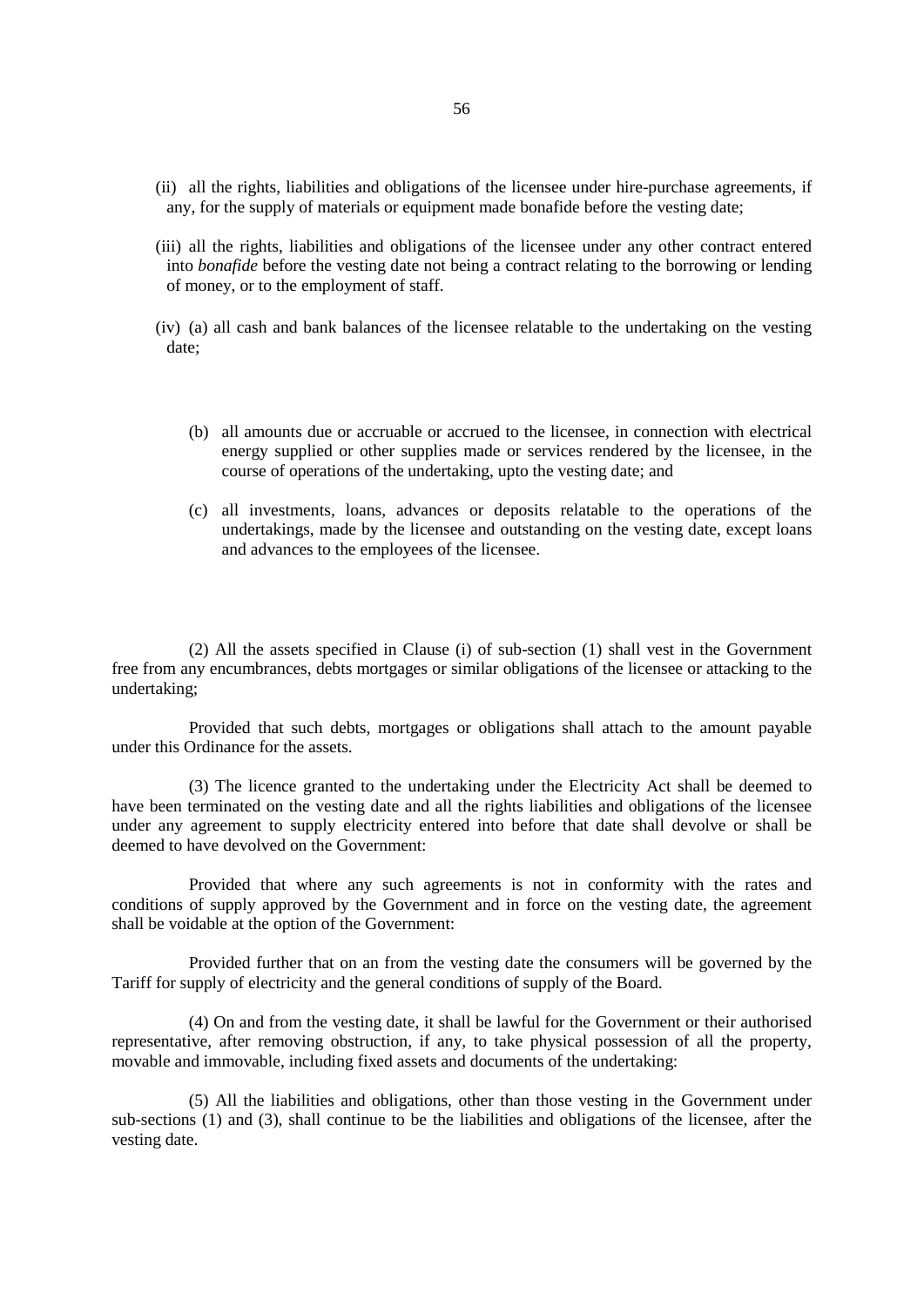(ii) all the rights, liabilities and obligations of the licensee under hire-purchase agreements, if any, for the supply of materials or equipment made bonafide before the vesting date;

(iii) all the rights, liabilities and obligations of the licensee under any other contract entered into *bonafide* before the vesting date not being a contract relating to the borrowing or lending of money, or to the employment of staff.

(iv) (a) all cash and bank balances of the licensee relatable to the undertaking on the vesting date;

(b) all amounts due or accruable or accrued to the licensee, in connection with electrical energy supplied or other supplies made or services rendered by the licensee, in the course of operations of the undertaking, upto the vesting date; and

(c) all investments, loans, advances or deposits relatable to the operations of the undertakings, made by the licensee and outstanding on the vesting date, except loans and advances to the employees of the licensee.

(2) All the assets specified in Clause (i) of sub-section (1) shall vest in the Government free from any encumbrances, debts mortgages or similar obligations of the licensee or attacking to the undertaking;

Provided that such debts, mortgages or obligations shall attach to the amount payable under this Ordinance for the assets.

(3) The licence granted to the undertaking under the Electricity Act shall be deemed to have been terminated on the vesting date and all the rights liabilities and obligations of the licensee under any agreement to supply electricity entered into before that date shall devolve or shall be deemed to have devolved on the Government:

Provided that where any such agreements is not in conformity with the rates and conditions of supply approved by the Government and in force on the vesting date, the agreement shall be voidable at the option of the Government:

Provided further that on an from the vesting date the consumers will be governed by the Tariff for supply of electricity and the general conditions of supply of the Board.

(4) On and from the vesting date, it shall be lawful for the Government or their authorised representative, after removing obstruction, if any, to take physical possession of all the property, movable and immovable, including fixed assets and documents of the undertaking:

(5) All the liabilities and obligations, other than those vesting in the Government under sub-sections (1) and (3), shall continue to be the liabilities and obligations of the licensee, after the vesting date.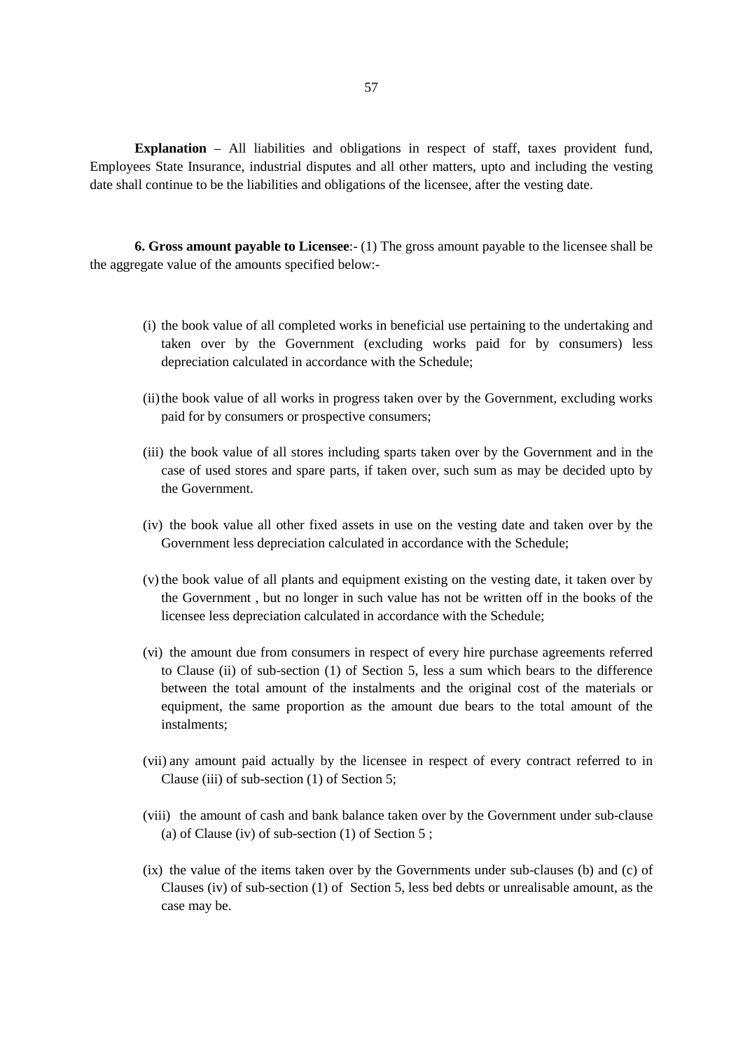**Explanation** – All liabilities and obligations in respect of staff, taxes provident fund, Employees State Insurance, industrial disputes and all other matters, upto and including the vesting date shall continue to be the liabilities and obligations of the licensee, after the vesting date.

**6. Gross amount payable to Licensee**:- (1) The gross amount payable to the licensee shall be the aggregate value of the amounts specified below:-

(i) the book value of all completed works in beneficial use pertaining to the undertaking and taken over by the Government (excluding works paid for by consumers) less depreciation calculated in accordance with the Schedule;

(ii) the book value of all works in progress taken over by the Government, excluding works paid for by consumers or prospective consumers;

(iii) the book value of all stores including sparts taken over by the Government and in the case of used stores and spare parts, if taken over, such sum as may be decided upto by the Government.

(iv) the book value all other fixed assets in use on the vesting date and taken over by the Government less depreciation calculated in accordance with the Schedule;

(v) the book value of all plants and equipment existing on the vesting date, it taken over by the Government , but no longer in such value has not be written off in the books of the licensee less depreciation calculated in accordance with the Schedule;

(vi) the amount due from consumers in respect of every hire purchase agreements referred to Clause (ii) of sub-section (1) of Section 5, less a sum which bears to the difference between the total amount of the instalments and the original cost of the materials or equipment, the same proportion as the amount due bears to the total amount of the instalments;

(vii) any amount paid actually by the licensee in respect of every contract referred to in Clause (iii) of sub-section (1) of Section 5;

(viii) the amount of cash and bank balance taken over by the Government under sub-clause (a) of Clause (iv) of sub-section (1) of Section 5 ;

(ix) the value of the items taken over by the Governments under sub-clauses (b) and (c) of Clauses (iv) of sub-section (1) of Section 5, less bed debts or unrealisable amount, as the case may be.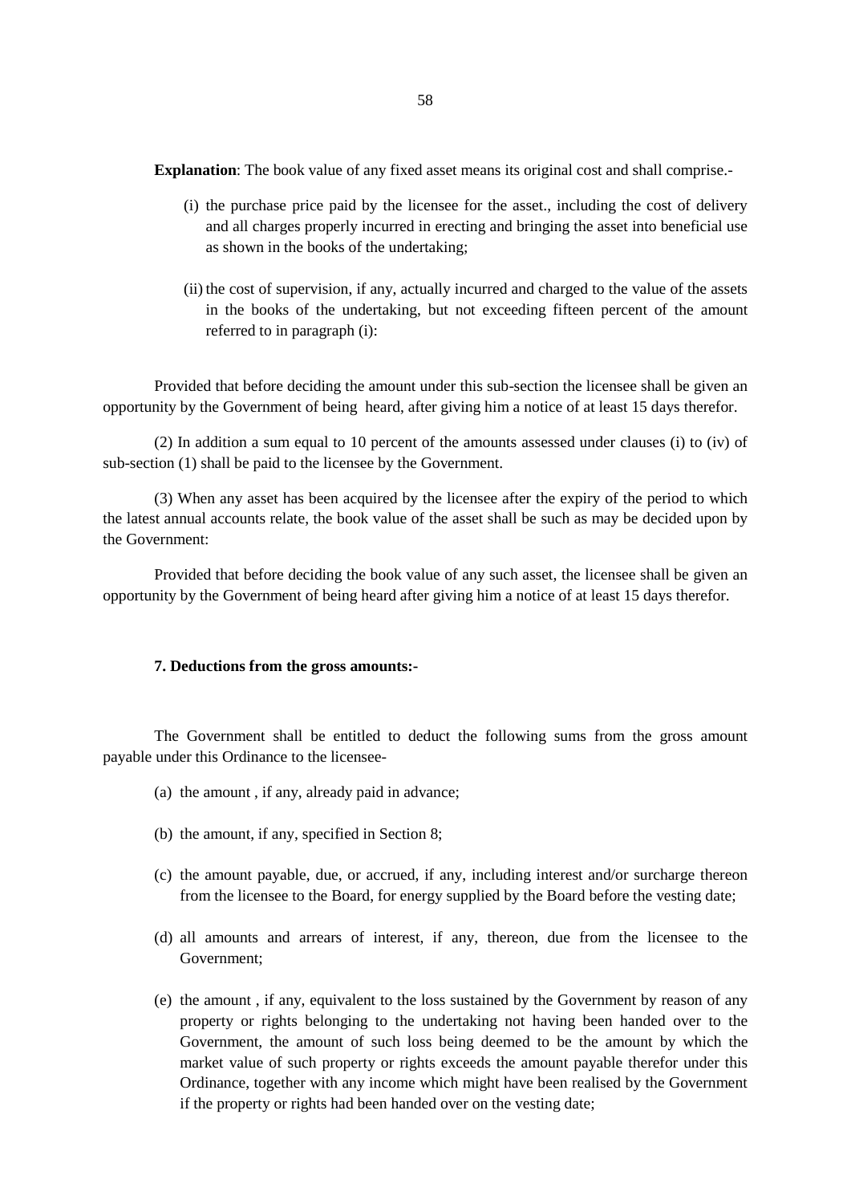**Explanation**: The book value of any fixed asset means its original cost and shall comprise.-

(i) the purchase price paid by the licensee for the asset., including the cost of delivery and all charges properly incurred in erecting and bringing the asset into beneficial use as shown in the books of the undertaking;

(ii) the cost of supervision, if any, actually incurred and charged to the value of the assets in the books of the undertaking, but not exceeding fifteen percent of the amount referred to in paragraph (i):

Provided that before deciding the amount under this sub-section the licensee shall be given an opportunity by the Government of being heard, after giving him a notice of at least 15 days therefor.

(2) In addition a sum equal to 10 percent of the amounts assessed under clauses (i) to (iv) of sub-section (1) shall be paid to the licensee by the Government.

(3) When any asset has been acquired by the licensee after the expiry of the period to which the latest annual accounts relate, the book value of the asset shall be such as may be decided upon by the Government:

Provided that before deciding the book value of any such asset, the licensee shall be given an opportunity by the Government of being heard after giving him a notice of at least 15 days therefor.

**7. Deductions from the gross amounts:-**

The Government shall be entitled to deduct the following sums from the gross amount payable under this Ordinance to the licensee-

(a) the amount , if any, already paid in advance;

(b) the amount, if any, specified in Section 8;

(c) the amount payable, due, or accrued, if any, including interest and/or surcharge thereon from the licensee to the Board, for energy supplied by the Board before the vesting date;

(d) all amounts and arrears of interest, if any, thereon, due from the licensee to the Government;

(e) the amount , if any, equivalent to the loss sustained by the Government by reason of any property or rights belonging to the undertaking not having been handed over to the Government, the amount of such loss being deemed to be the amount by which the market value of such property or rights exceeds the amount payable therefor under this Ordinance, together with any income which might have been realised by the Government if the property or rights had been handed over on the vesting date;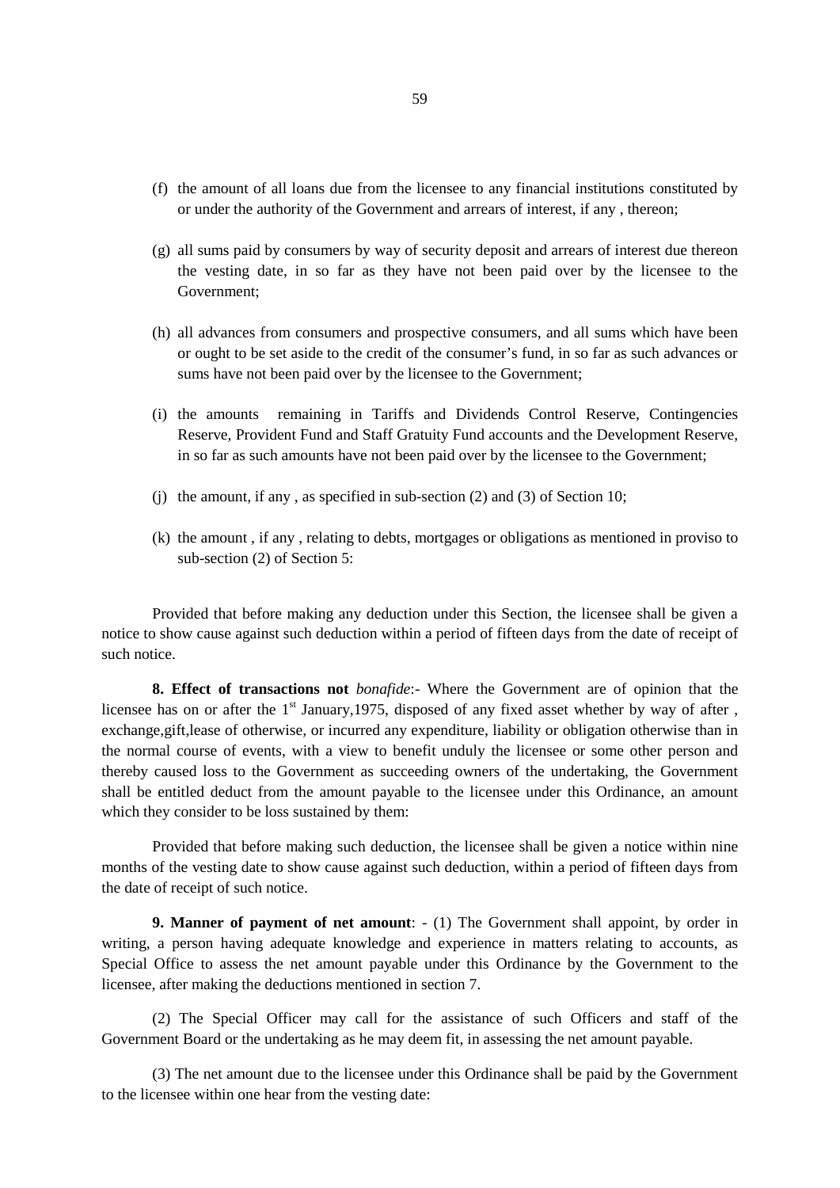(f) the amount of all loans due from the licensee to any financial institutions constituted by or under the authority of the Government and arrears of interest, if any , thereon;

(g) all sums paid by consumers by way of security deposit and arrears of interest due thereon the vesting date, in so far as they have not been paid over by the licensee to the Government;

(h) all advances from consumers and prospective consumers, and all sums which have been or ought to be set aside to the credit of the consumer's fund, in so far as such advances or sums have not been paid over by the licensee to the Government;

(i) the amounts remaining in Tariffs and Dividends Control Reserve, Contingencies Reserve, Provident Fund and Staff Gratuity Fund accounts and the Development Reserve, in so far as such amounts have not been paid over by the licensee to the Government;

(j) the amount, if any , as specified in sub-section (2) and (3) of Section 10;

(k) the amount , if any , relating to debts, mortgages or obligations as mentioned in proviso to sub-section (2) of Section 5:

Provided that before making any deduction under this Section, the licensee shall be given a notice to show cause against such deduction within a period of fifteen days from the date of receipt of such notice.

**8. Effect of transactions not** *bonafide*:- Where the Government are of opinion that the licensee has on or after the 1st January,1975, disposed of any fixed asset whether by way of after , exchange,gift,lease of otherwise, or incurred any expenditure, liability or obligation otherwise than in the normal course of events, with a view to benefit unduly the licensee or some other person and thereby caused loss to the Government as succeeding owners of the undertaking, the Government shall be entitled deduct from the amount payable to the licensee under this Ordinance, an amount which they consider to be loss sustained by them:

Provided that before making such deduction, the licensee shall be given a notice within nine months of the vesting date to show cause against such deduction, within a period of fifteen days from the date of receipt of such notice.

**9. Manner of payment of net amount**: - (1) The Government shall appoint, by order in writing, a person having adequate knowledge and experience in matters relating to accounts, as Special Office to assess the net amount payable under this Ordinance by the Government to the licensee, after making the deductions mentioned in section 7.

(2) The Special Officer may call for the assistance of such Officers and staff of the Government Board or the undertaking as he may deem fit, in assessing the net amount payable.

(3) The net amount due to the licensee under this Ordinance shall be paid by the Government to the licensee within one hear from the vesting date: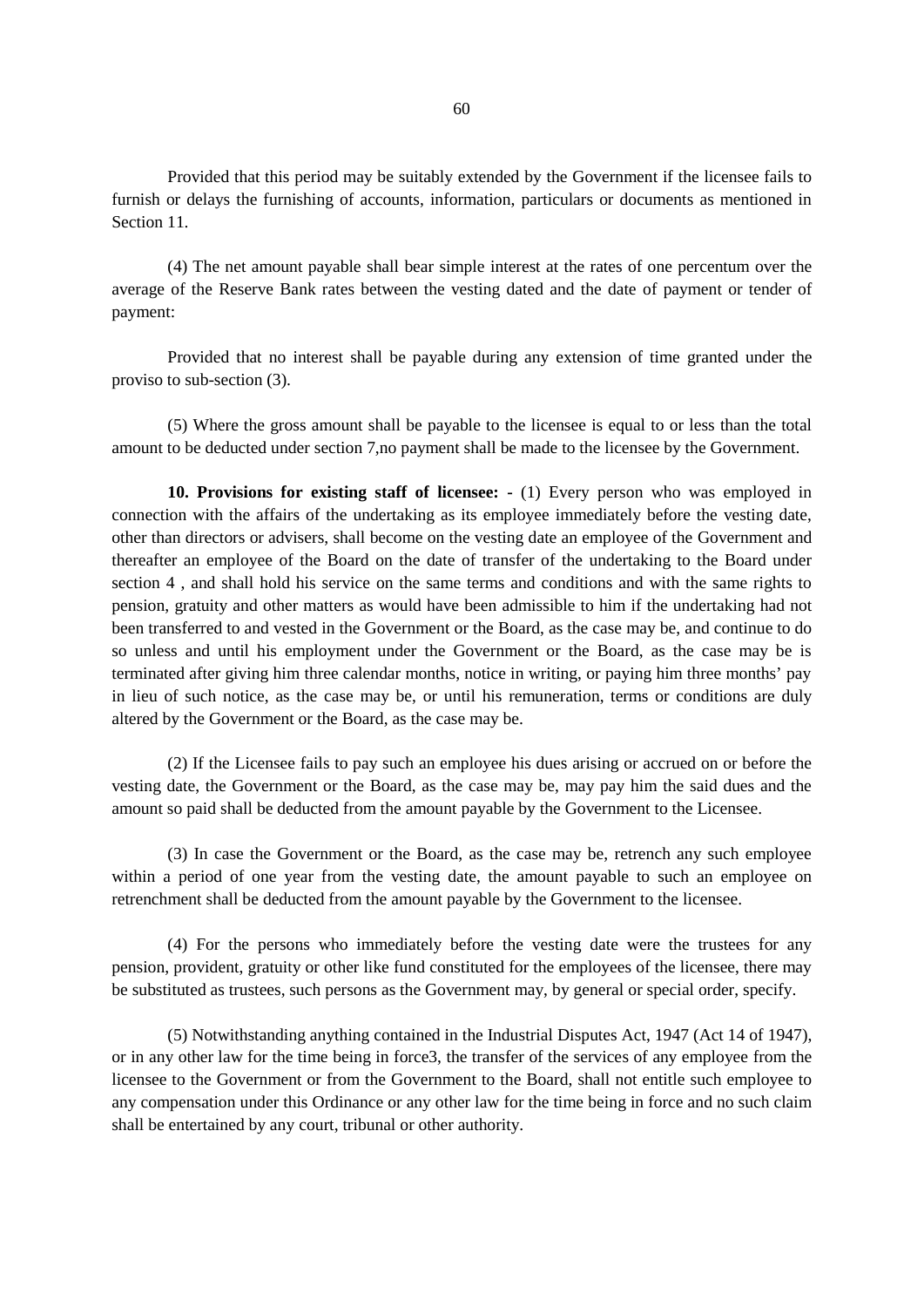Provided that this period may be suitably extended by the Government if the licensee fails to furnish or delays the furnishing of accounts, information, particulars or documents as mentioned in Section 11.

(4) The net amount payable shall bear simple interest at the rates of one percentum over the average of the Reserve Bank rates between the vesting dated and the date of payment or tender of payment:

Provided that no interest shall be payable during any extension of time granted under the proviso to sub-section (3).

(5) Where the gross amount shall be payable to the licensee is equal to or less than the total amount to be deducted under section 7,no payment shall be made to the licensee by the Government.

**10. Provisions for existing staff of licensee: -** (1) Every person who was employed in connection with the affairs of the undertaking as its employee immediately before the vesting date, other than directors or advisers, shall become on the vesting date an employee of the Government and thereafter an employee of the Board on the date of transfer of the undertaking to the Board under section 4 , and shall hold his service on the same terms and conditions and with the same rights to pension, gratuity and other matters as would have been admissible to him if the undertaking had not been transferred to and vested in the Government or the Board, as the case may be, and continue to do so unless and until his employment under the Government or the Board, as the case may be is terminated after giving him three calendar months, notice in writing, or paying him three months' pay in lieu of such notice, as the case may be, or until his remuneration, terms or conditions are duly altered by the Government or the Board, as the case may be.

(2) If the Licensee fails to pay such an employee his dues arising or accrued on or before the vesting date, the Government or the Board, as the case may be, may pay him the said dues and the amount so paid shall be deducted from the amount payable by the Government to the Licensee.

(3) In case the Government or the Board, as the case may be, retrench any such employee within a period of one year from the vesting date, the amount payable to such an employee on retrenchment shall be deducted from the amount payable by the Government to the licensee.

(4) For the persons who immediately before the vesting date were the trustees for any pension, provident, gratuity or other like fund constituted for the employees of the licensee, there may be substituted as trustees, such persons as the Government may, by general or special order, specify.

(5) Notwithstanding anything contained in the Industrial Disputes Act, 1947 (Act 14 of 1947), or in any other law for the time being in force3, the transfer of the services of any employee from the licensee to the Government or from the Government to the Board, shall not entitle such employee to any compensation under this Ordinance or any other law for the time being in force and no such claim shall be entertained by any court, tribunal or other authority.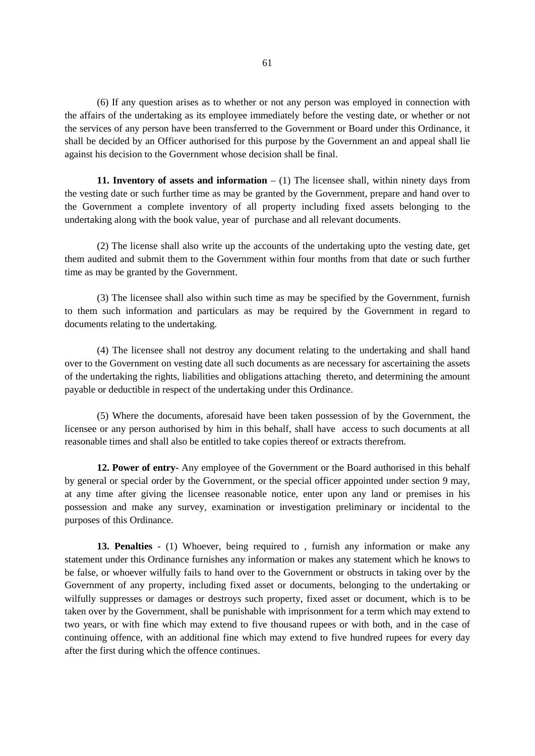(6) If any question arises as to whether or not any person was employed in connection with the affairs of the undertaking as its employee immediately before the vesting date, or whether or not the services of any person have been transferred to the Government or Board under this Ordinance, it shall be decided by an Officer authorised for this purpose by the Government an and appeal shall lie against his decision to the Government whose decision shall be final.

**11. Inventory of assets and information** – (1) The licensee shall, within ninety days from the vesting date or such further time as may be granted by the Government, prepare and hand over to the Government a complete inventory of all property including fixed assets belonging to the undertaking along with the book value, year of purchase and all relevant documents.

(2) The license shall also write up the accounts of the undertaking upto the vesting date, get them audited and submit them to the Government within four months from that date or such further time as may be granted by the Government.

(3) The licensee shall also within such time as may be specified by the Government, furnish to them such information and particulars as may be required by the Government in regard to documents relating to the undertaking.

(4) The licensee shall not destroy any document relating to the undertaking and shall hand over to the Government on vesting date all such documents as are necessary for ascertaining the assets of the undertaking the rights, liabilities and obligations attaching thereto, and determining the amount payable or deductible in respect of the undertaking under this Ordinance.

(5) Where the documents, aforesaid have been taken possession of by the Government, the licensee or any person authorised by him in this behalf, shall have access to such documents at all reasonable times and shall also be entitled to take copies thereof or extracts therefrom.

**12. Power of entry-** Any employee of the Government or the Board authorised in this behalf by general or special order by the Government, or the special officer appointed under section 9 may, at any time after giving the licensee reasonable notice, enter upon any land or premises in his possession and make any survey, examination or investigation preliminary or incidental to the purposes of this Ordinance.

**13. Penalties** - (1) Whoever, being required to , furnish any information or make any statement under this Ordinance furnishes any information or makes any statement which he knows to be false, or whoever wilfully fails to hand over to the Government or obstructs in taking over by the Government of any property, including fixed asset or documents, belonging to the undertaking or wilfully suppresses or damages or destroys such property, fixed asset or document, which is to be taken over by the Government, shall be punishable with imprisonment for a term which may extend to two years, or with fine which may extend to five thousand rupees or with both, and in the case of continuing offence, with an additional fine which may extend to five hundred rupees for every day after the first during which the offence continues.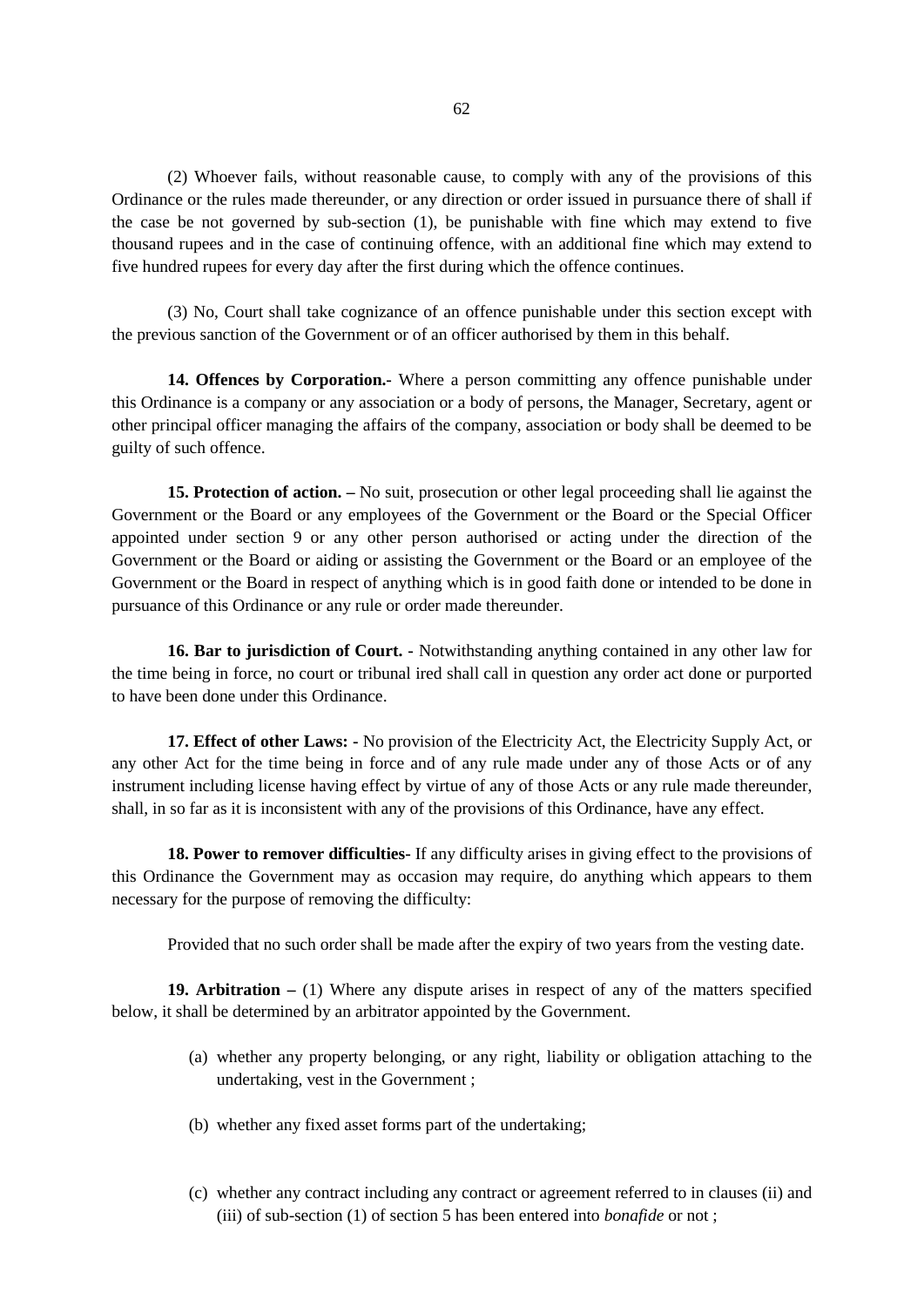(2) Whoever fails, without reasonable cause, to comply with any of the provisions of this Ordinance or the rules made thereunder, or any direction or order issued in pursuance there of shall if the case be not governed by sub-section (1), be punishable with fine which may extend to five thousand rupees and in the case of continuing offence, with an additional fine which may extend to five hundred rupees for every day after the first during which the offence continues.

(3) No, Court shall take cognizance of an offence punishable under this section except with the previous sanction of the Government or of an officer authorised by them in this behalf.

**14. Offences by Corporation.-** Where a person committing any offence punishable under this Ordinance is a company or any association or a body of persons, the Manager, Secretary, agent or other principal officer managing the affairs of the company, association or body shall be deemed to be guilty of such offence.

**15. Protection of action. –** No suit, prosecution or other legal proceeding shall lie against the Government or the Board or any employees of the Government or the Board or the Special Officer appointed under section 9 or any other person authorised or acting under the direction of the Government or the Board or aiding or assisting the Government or the Board or an employee of the Government or the Board in respect of anything which is in good faith done or intended to be done in pursuance of this Ordinance or any rule or order made thereunder.

**16. Bar to jurisdiction of Court. -** Notwithstanding anything contained in any other law for the time being in force, no court or tribunal ired shall call in question any order act done or purported to have been done under this Ordinance.

**17. Effect of other Laws: -** No provision of the Electricity Act, the Electricity Supply Act, or any other Act for the time being in force and of any rule made under any of those Acts or of any instrument including license having effect by virtue of any of those Acts or any rule made thereunder, shall, in so far as it is inconsistent with any of the provisions of this Ordinance, have any effect.

**18. Power to remover difficulties-** If any difficulty arises in giving effect to the provisions of this Ordinance the Government may as occasion may require, do anything which appears to them necessary for the purpose of removing the difficulty:

Provided that no such order shall be made after the expiry of two years from the vesting date.

**19. Arbitration –** (1) Where any dispute arises in respect of any of the matters specified below, it shall be determined by an arbitrator appointed by the Government.

(a) whether any property belonging, or any right, liability or obligation attaching to the undertaking, vest in the Government ;

(b) whether any fixed asset forms part of the undertaking;

(c) whether any contract including any contract or agreement referred to in clauses (ii) and (iii) of sub-section (1) of section 5 has been entered into *bonafide* or not ;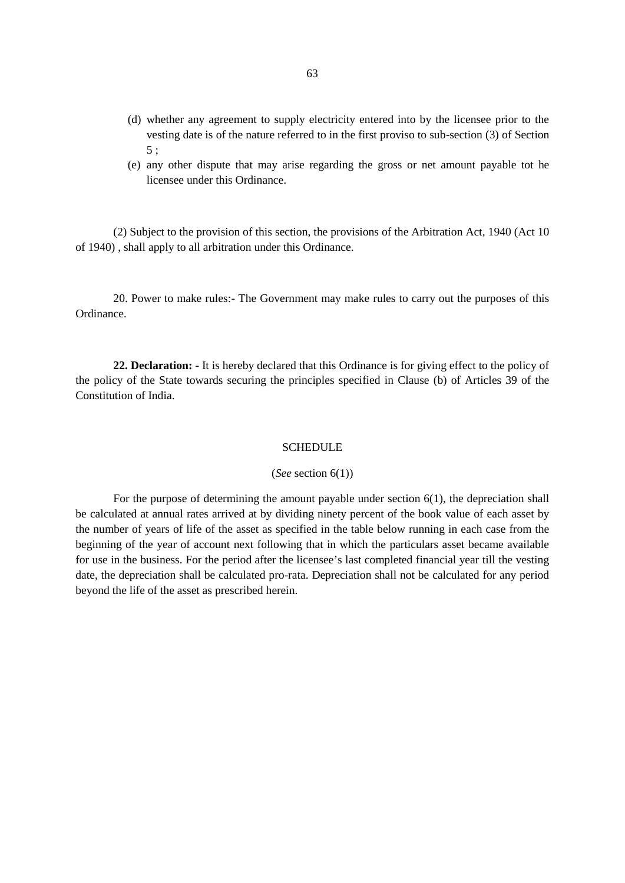(d) whether any agreement to supply electricity entered into by the licensee prior to the vesting date is of the nature referred to in the first proviso to sub-section (3) of Section 5 ;

(e) any other dispute that may arise regarding the gross or net amount payable tot he licensee under this Ordinance.

(2) Subject to the provision of this section, the provisions of the Arbitration Act, 1940 (Act 10 of 1940) , shall apply to all arbitration under this Ordinance.

20. Power to make rules:- The Government may make rules to carry out the purposes of this Ordinance.

**22. Declaration: -** It is hereby declared that this Ordinance is for giving effect to the policy of the policy of the State towards securing the principles specified in Clause (b) of Articles 39 of the Constitution of India.

SCHEDULE

(*See* section 6(1))

For the purpose of determining the amount payable under section 6(1), the depreciation shall be calculated at annual rates arrived at by dividing ninety percent of the book value of each asset by the number of years of life of the asset as specified in the table below running in each case from the beginning of the year of account next following that in which the particulars asset became available for use in the business. For the period after the licensee's last completed financial year till the vesting date, the depreciation shall be calculated pro-rata. Depreciation shall not be calculated for any period beyond the life of the asset as prescribed herein.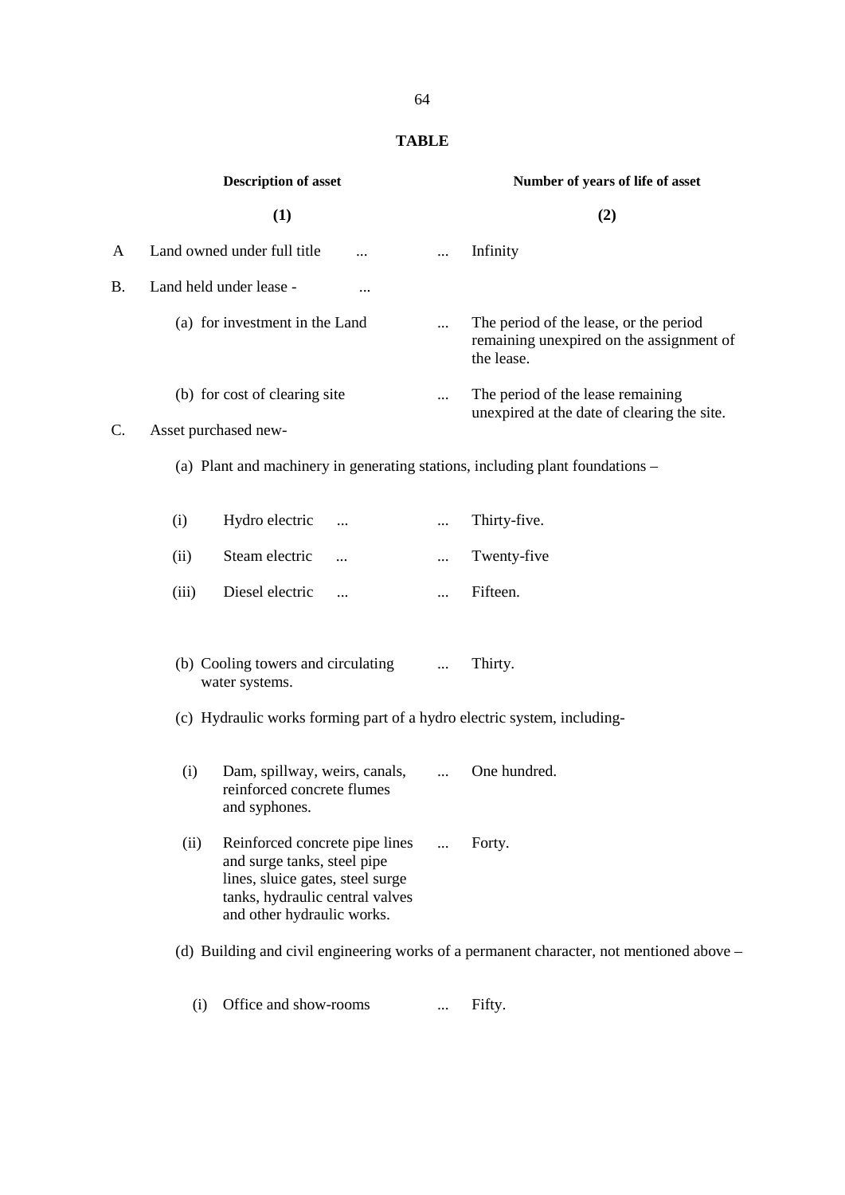**TABLE**

| | Description of asset | Number of years of life of asset |
|---|---|---|
| | (1) | (2) |
| A | Land owned under full title | Infinity |
| B. | Land held under lease - | |
| | (a) for investment in the Land | The period of the lease, or the period remaining unexpired on the assignment of the lease. |
| | (b) for cost of clearing site | The period of the lease remaining unexpired at the date of clearing the site. |
| C. | Asset purchased new- | |
| | (a) Plant and machinery in generating stations, including plant foundations – | |
| | (i) Hydro electric | Thirty-five. |
| | (ii) Steam electric | Twenty-five |
| | (iii) Diesel electric | Fifteen. |
| | (b) Cooling towers and circulating water systems. | Thirty. |
| | (c) Hydraulic works forming part of a hydro electric system, including- | |
| | (i) Dam, spillway, weirs, canals, reinforced concrete flumes and syphones. | One hundred. |
| | (ii) Reinforced concrete pipe lines and surge tanks, steel pipe lines, sluice gates, steel surge tanks, hydraulic central valves and other hydraulic works. | Forty. |
| | (d) Building and civil engineering works of a permanent character, not mentioned above – | |
| | (i) Office and show-rooms | Fifty. |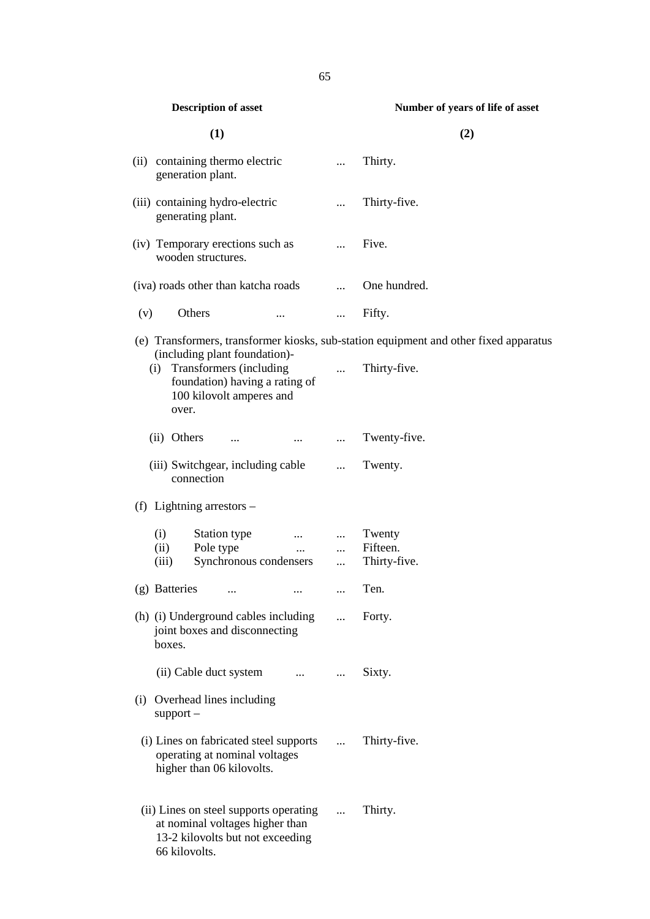| Description of asset | | Number of years of life of asset |
|---|---|---|
| (1) | | (2) |
| (ii) containing thermo electric generation plant. | ... | Thirty. |
| (iii) containing hydro-electric generating plant. | ... | Thirty-five. |
| (iv) Temporary erections such as wooden structures. | ... | Five. |
| (iva) roads other than katcha roads | ... | One hundred. |
| (v) Others ... | ... | Fifty. |
| (e) Transformers, transformer kiosks, sub-station equipment and other fixed apparatus (including plant foundation)- | | |
| (i) Transformers (including foundation) having a rating of 100 kilovolt amperes and over. | ... | Thirty-five. |
| (ii) Others ... ... | ... | Twenty-five. |
| (iii) Switchgear, including cable connection | ... | Twenty. |
| (f) Lightning arrestors – | | |
| (i) Station type ... | ... | Twenty |
| (ii) Pole type ... | ... | Fifteen. |
| (iii) Synchronous condensers | ... | Thirty-five. |
| (g) Batteries ... ... | ... | Ten. |
| (h) (i) Underground cables including joint boxes and disconnecting boxes. | ... | Forty. |
| (ii) Cable duct system ... | ... | Sixty. |
| (i) Overhead lines including support – | | |
| (i) Lines on fabricated steel supports operating at nominal voltages higher than 06 kilovolts. | ... | Thirty-five. |
| (ii) Lines on steel supports operating at nominal voltages higher than 13-2 kilovolts but not exceeding 66 kilovolts. | ... | Thirty. |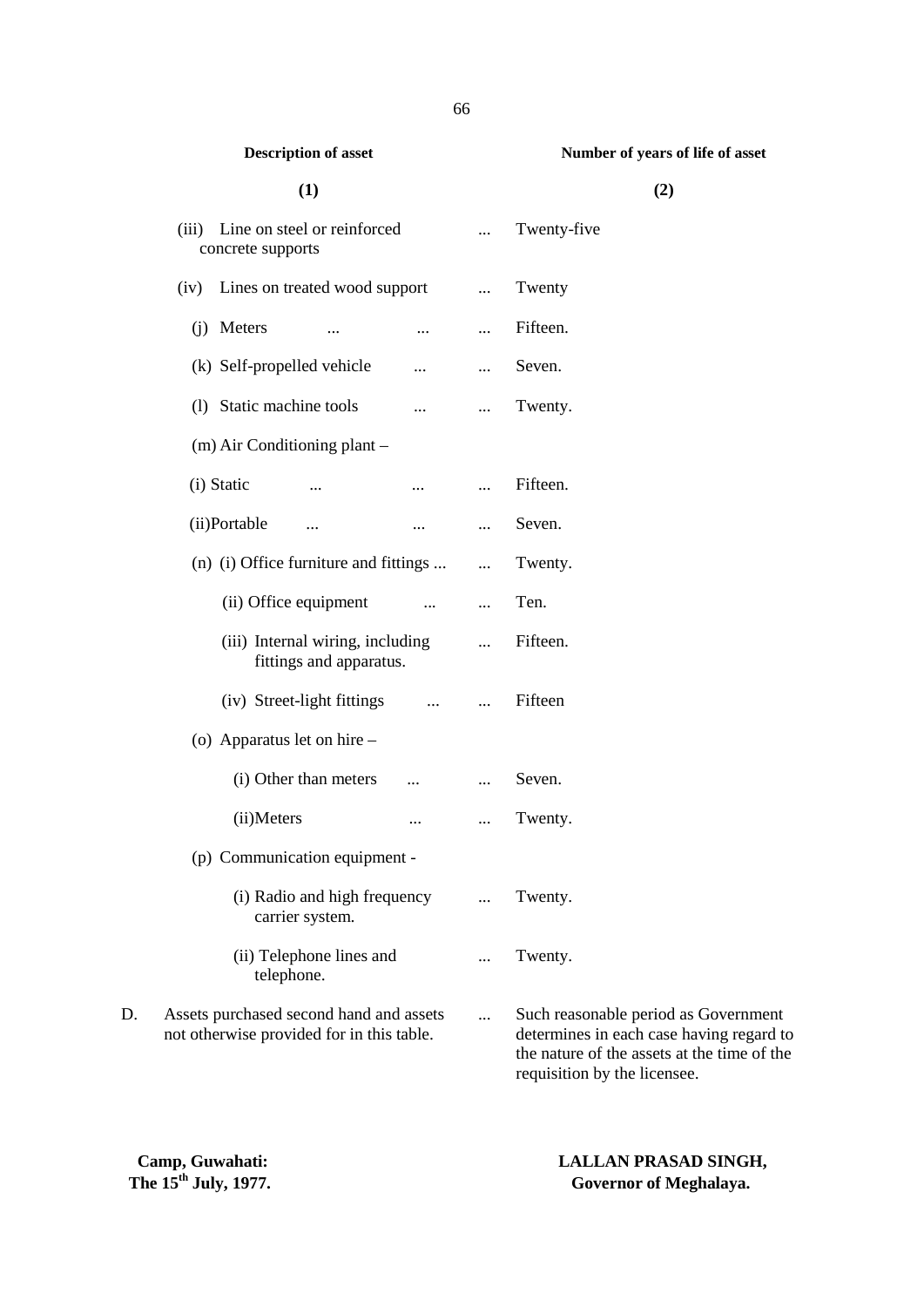| Description of asset | | Number of years of life of asset |
|---|---|---|
| (1) | | (2) |
| (iii) Line on steel or reinforced concrete supports | ... | Twenty-five |
| (iv) Lines on treated wood support | ... | Twenty |
| (j) Meters ... ... | ... | Fifteen. |
| (k) Self-propelled vehicle ... | ... | Seven. |
| (l) Static machine tools ... | ... | Twenty. |
| (m) Air Conditioning plant – | | |
| (i) Static ... ... | ... | Fifteen. |
| (ii)Portable ... ... | ... | Seven. |
| (n) (i) Office furniture and fittings ... | ... | Twenty. |
| (ii) Office equipment ... | ... | Ten. |
| (iii) Internal wiring, including fittings and apparatus. | ... | Fifteen. |
| (iv) Street-light fittings ... | ... | Fifteen |
| (o) Apparatus let on hire – | | |
| (i) Other than meters ... | ... | Seven. |
| (ii)Meters ... | ... | Twenty. |
| (p) Communication equipment - | | |
| (i) Radio and high frequency carrier system. | ... | Twenty. |
| (ii) Telephone lines and telephone. | ... | Twenty. |
| D. Assets purchased second hand and assets not otherwise provided for in this table. | ... | Such reasonable period as Government determines in each case having regard to the nature of the assets at the time of the requisition by the licensee. |

**Camp, Guwahati:**
**The 15th July, 1977.**

**LALLAN PRASAD SINGH,**
**Governor of Meghalaya.**